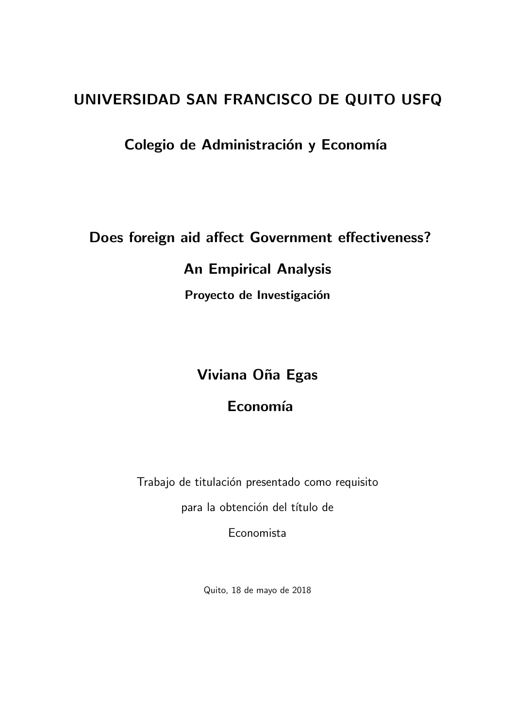# UNIVERSIDAD SAN FRANCISCO DE QUITO USFQ

## Colegio de Administración y Economía

## Does foreign aid affect Government effectiveness? An Empirical Analysis

**Proyecto de Investigación**

## Viviana Oña Egas

## Economía

Trabajo de titulación presentado como requisito

para la obtención del título de

Economista

Quito, 18 de mayo de 2018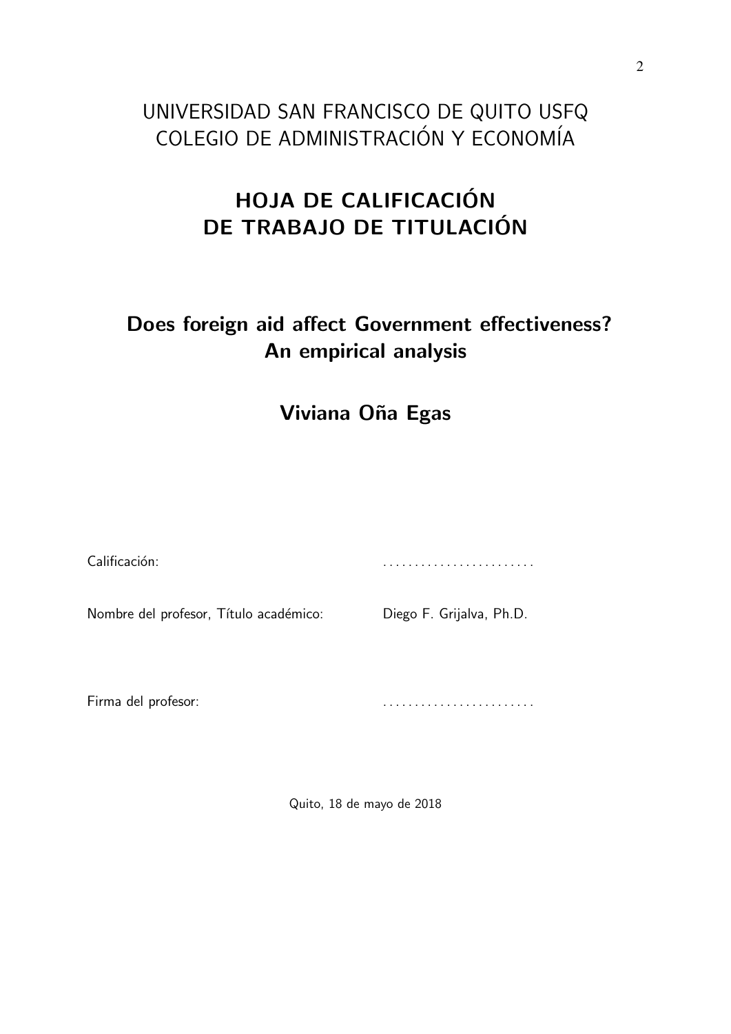UNIVERSIDAD SAN FRANCISCO DE QUITO USFQ
COLEGIO DE ADMINISTRACIÓN Y ECONOMÍA

# HOJA DE CALIFICACIÓN DE TRABAJO DE TITULACIÓN

## Does foreign aid affect Government effectiveness? An empirical analysis

## Viviana Oña Egas

Calificación: ........................

Nombre del profesor, Título académico: Diego F. Grijalva, Ph.D.

Firma del profesor: ........................

Quito, 18 de mayo de 2018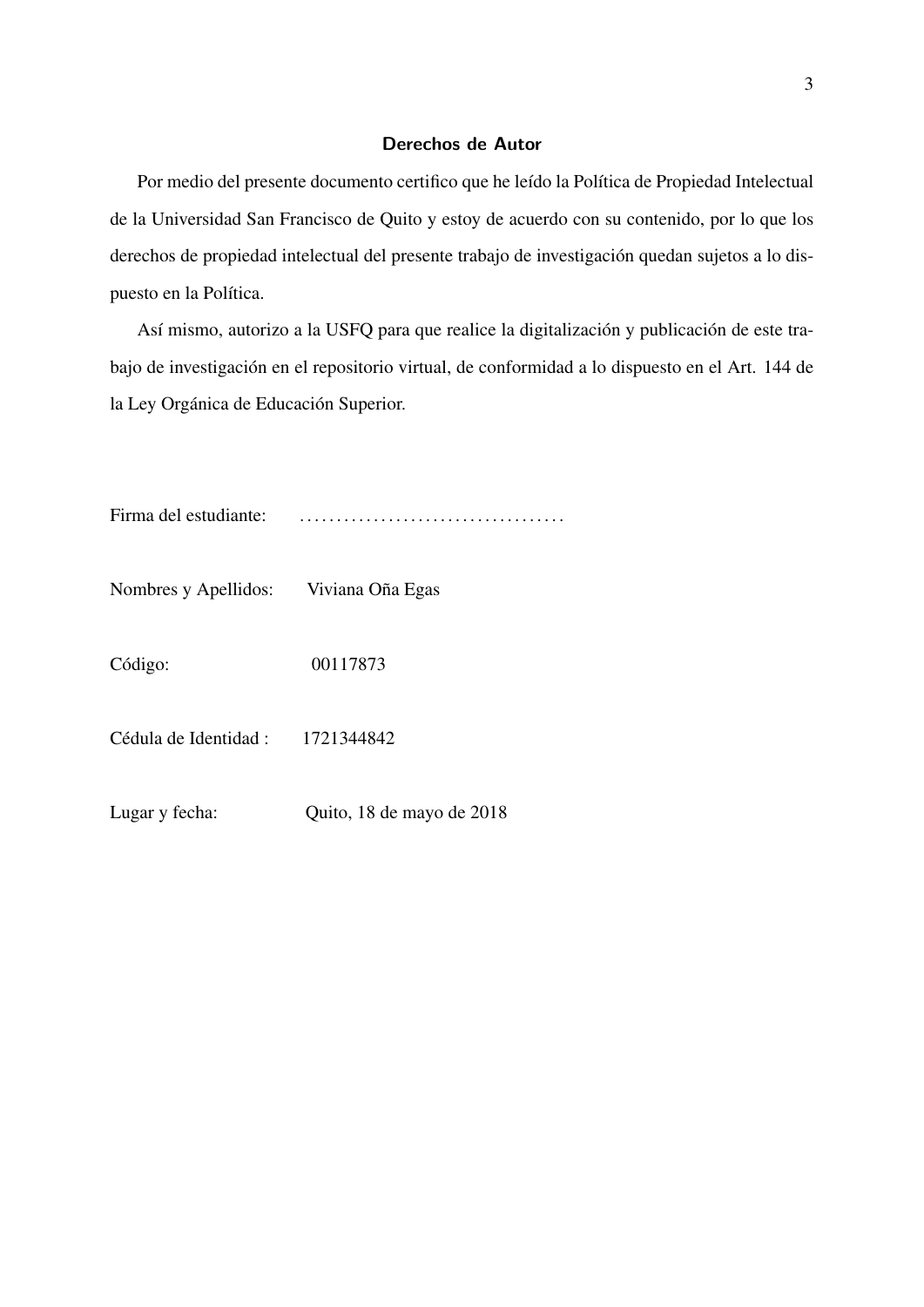## Derechos de Autor

Por medio del presente documento certifico que he leído la Política de Propiedad Intelectual de la Universidad San Francisco de Quito y estoy de acuerdo con su contenido, por lo que los derechos de propiedad intelectual del presente trabajo de investigación quedan sujetos a lo dispuesto en la Política.

Así mismo, autorizo a la USFQ para que realice la digitalización y publicación de este trabajo de investigación en el repositorio virtual, de conformidad a lo dispuesto en el Art. 144 de la Ley Orgánica de Educación Superior.

Firma del estudiante: ....................................

Nombres y Apellidos: Viviana Oña Egas

Código: 00117873

Cédula de Identidad : 1721344842

Lugar y fecha: Quito, 18 de mayo de 2018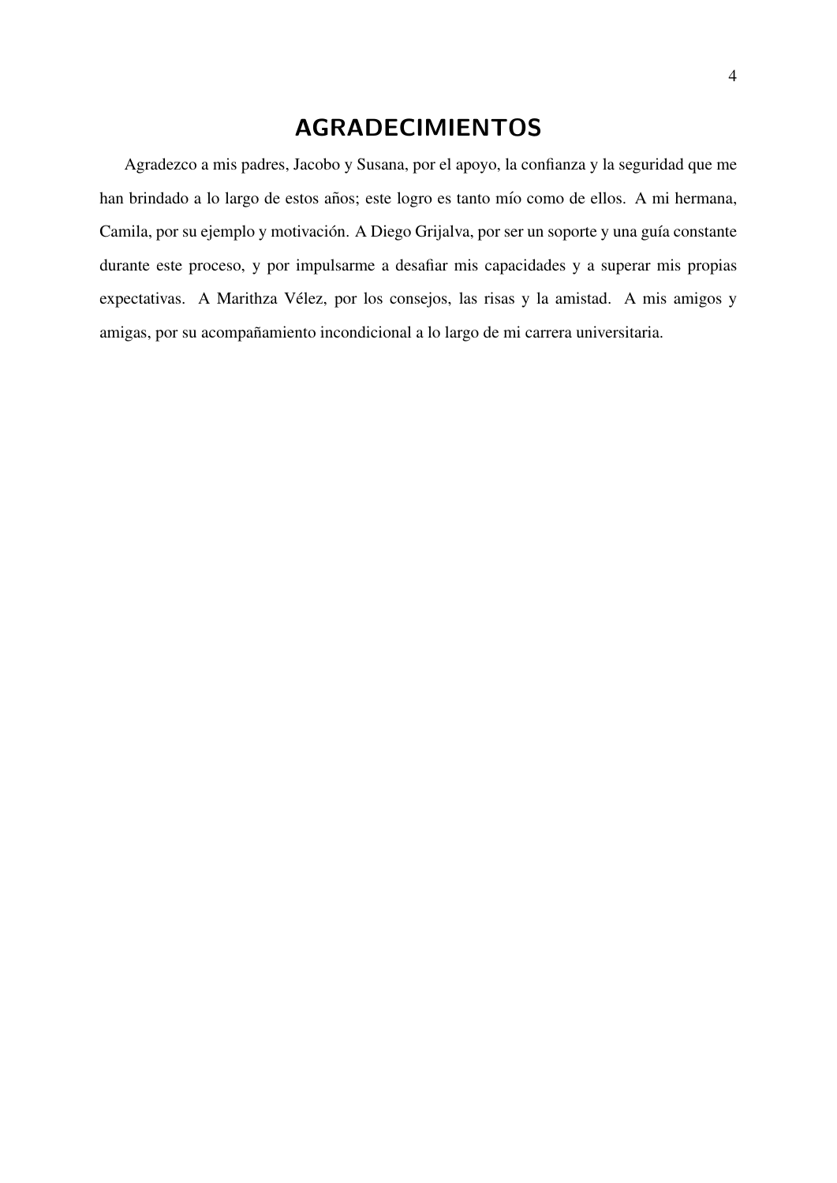# AGRADECIMIENTOS

Agradezco a mis padres, Jacobo y Susana, por el apoyo, la confianza y la seguridad que me han brindado a lo largo de estos años; este logro es tanto mío como de ellos. A mi hermana, Camila, por su ejemplo y motivación. A Diego Grijalva, por ser un soporte y una guía constante durante este proceso, y por impulsarme a desafiar mis capacidades y a superar mis propias expectativas. A Marithza Vélez, por los consejos, las risas y la amistad. A mis amigos y amigas, por su acompañamiento incondicional a lo largo de mi carrera universitaria.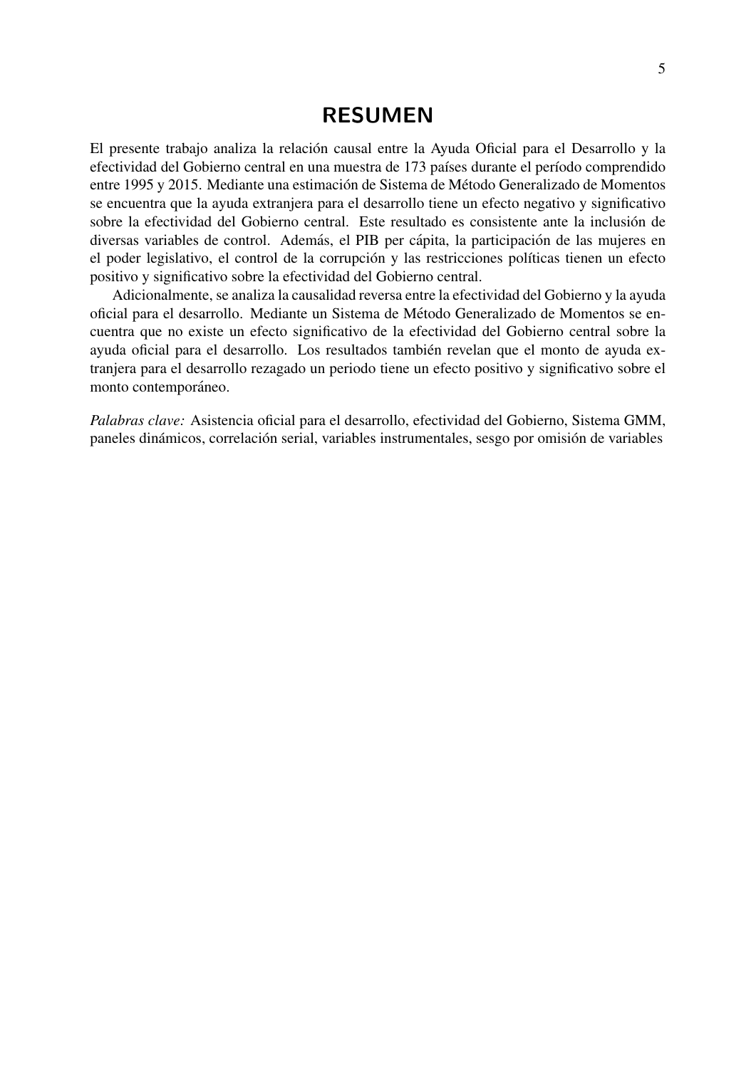# RESUMEN

El presente trabajo analiza la relación causal entre la Ayuda Oficial para el Desarrollo y la efectividad del Gobierno central en una muestra de 173 países durante el período comprendido entre 1995 y 2015. Mediante una estimación de Sistema de Método Generalizado de Momentos se encuentra que la ayuda extranjera para el desarrollo tiene un efecto negativo y significativo sobre la efectividad del Gobierno central. Este resultado es consistente ante la inclusión de diversas variables de control. Además, el PIB per cápita, la participación de las mujeres en el poder legislativo, el control de la corrupción y las restricciones políticas tienen un efecto positivo y significativo sobre la efectividad del Gobierno central.

Adicionalmente, se analiza la causalidad reversa entre la efectividad del Gobierno y la ayuda oficial para el desarrollo. Mediante un Sistema de Método Generalizado de Momentos se encuentra que no existe un efecto significativo de la efectividad del Gobierno central sobre la ayuda oficial para el desarrollo. Los resultados también revelan que el monto de ayuda extranjera para el desarrollo rezagado un periodo tiene un efecto positivo y significativo sobre el monto contemporáneo.

*Palabras clave:* Asistencia oficial para el desarrollo, efectividad del Gobierno, Sistema GMM, paneles dinámicos, correlación serial, variables instrumentales, sesgo por omisión de variables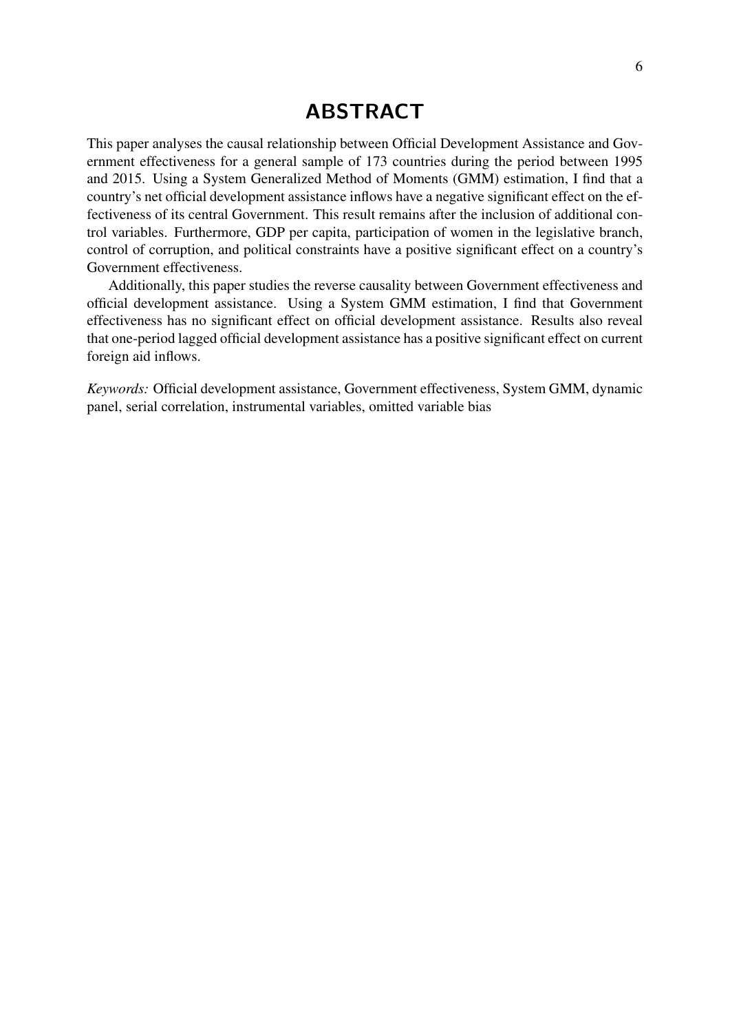# ABSTRACT

This paper analyses the causal relationship between Official Development Assistance and Government effectiveness for a general sample of 173 countries during the period between 1995 and 2015. Using a System Generalized Method of Moments (GMM) estimation, I find that a country's net official development assistance inflows have a negative significant effect on the effectiveness of its central Government. This result remains after the inclusion of additional control variables. Furthermore, GDP per capita, participation of women in the legislative branch, control of corruption, and political constraints have a positive significant effect on a country's Government effectiveness.

Additionally, this paper studies the reverse causality between Government effectiveness and official development assistance. Using a System GMM estimation, I find that Government effectiveness has no significant effect on official development assistance. Results also reveal that one-period lagged official development assistance has a positive significant effect on current foreign aid inflows.

*Keywords:* Official development assistance, Government effectiveness, System GMM, dynamic panel, serial correlation, instrumental variables, omitted variable bias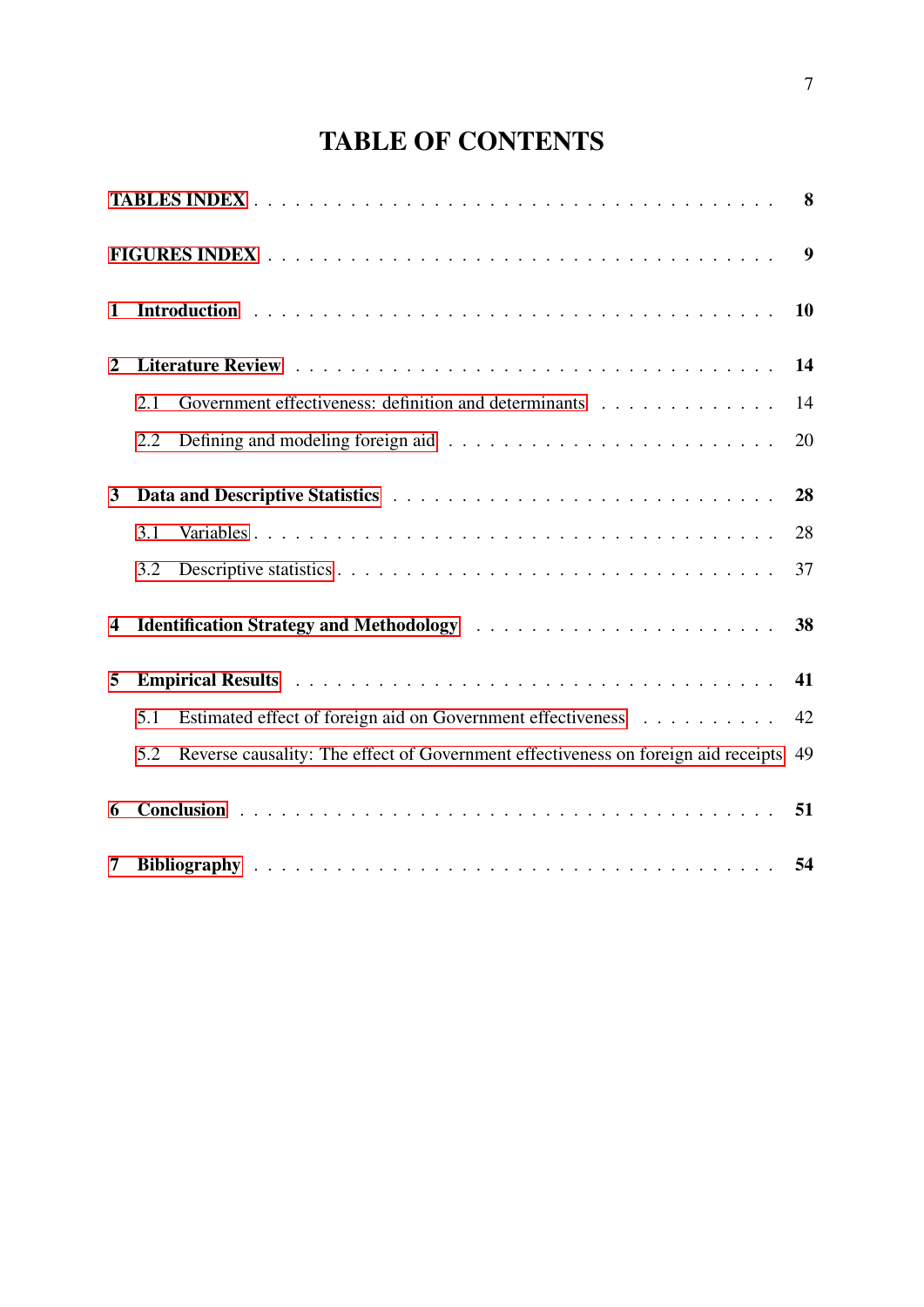# TABLE OF CONTENTS

**TABLES INDEX** . . . . . . . . . . . . . . . . . . . . . . . . . . . . . . . . **8**

**FIGURES INDEX** . . . . . . . . . . . . . . . . . . . . . . . . . . . . . . . **9**

**1 Introduction** . . . . . . . . . . . . . . . . . . . . . . . . . . . . . . . **10**

**2 Literature Review** . . . . . . . . . . . . . . . . . . . . . . . . . . . . . **14**

2.1 Government effectiveness: definition and determinants . . . . . . . . . . . . 14

2.2 Defining and modeling foreign aid . . . . . . . . . . . . . . . . . . . . . . 20

**3 Data and Descriptive Statistics** . . . . . . . . . . . . . . . . . . . . . . **28**

3.1 Variables . . . . . . . . . . . . . . . . . . . . . . . . . . . . . . . . . 28

3.2 Descriptive statistics . . . . . . . . . . . . . . . . . . . . . . . . . . . . 37

**4 Identification Strategy and Methodology** . . . . . . . . . . . . . . . . . . **38**

**5 Empirical Results** . . . . . . . . . . . . . . . . . . . . . . . . . . . . . . **41**

5.1 Estimated effect of foreign aid on Government effectiveness . . . . . . . . . . 42

5.2 Reverse causality: The effect of Government effectiveness on foreign aid receipts 49

**6 Conclusion** . . . . . . . . . . . . . . . . . . . . . . . . . . . . . . . . . **51**

**7 Bibliography** . . . . . . . . . . . . . . . . . . . . . . . . . . . . . . . . **54**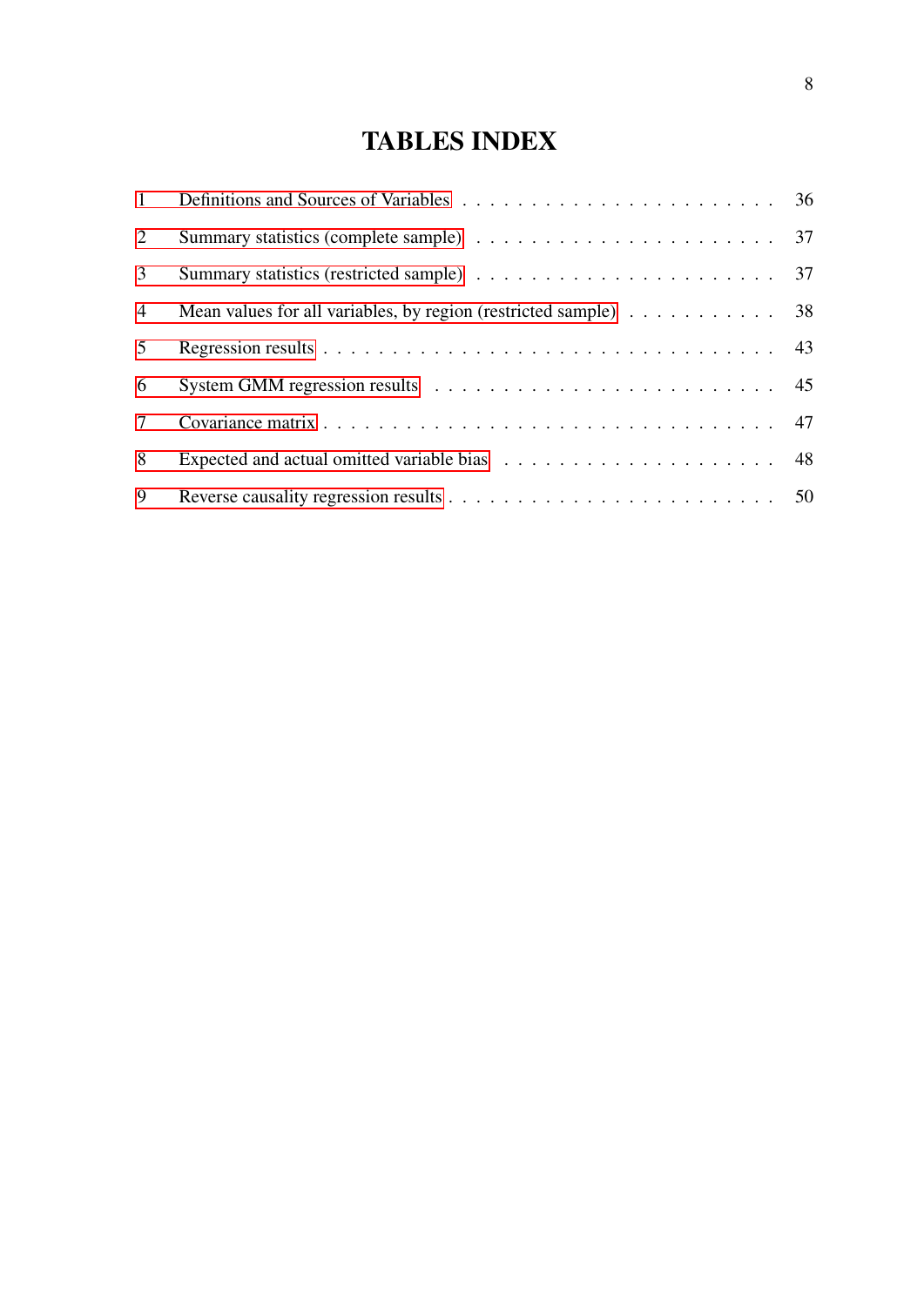# TABLES INDEX

| | | |
|---|---|---|
| 1 | Definitions and Sources of Variables | 36 |
| 2 | Summary statistics (complete sample) | 37 |
| 3 | Summary statistics (restricted sample) | 37 |
| 4 | Mean values for all variables, by region (restricted sample) | 38 |
| 5 | Regression results | 43 |
| 6 | System GMM regression results | 45 |
| 7 | Covariance matrix | 47 |
| 8 | Expected and actual omitted variable bias | 48 |
| 9 | Reverse causality regression results | 50 |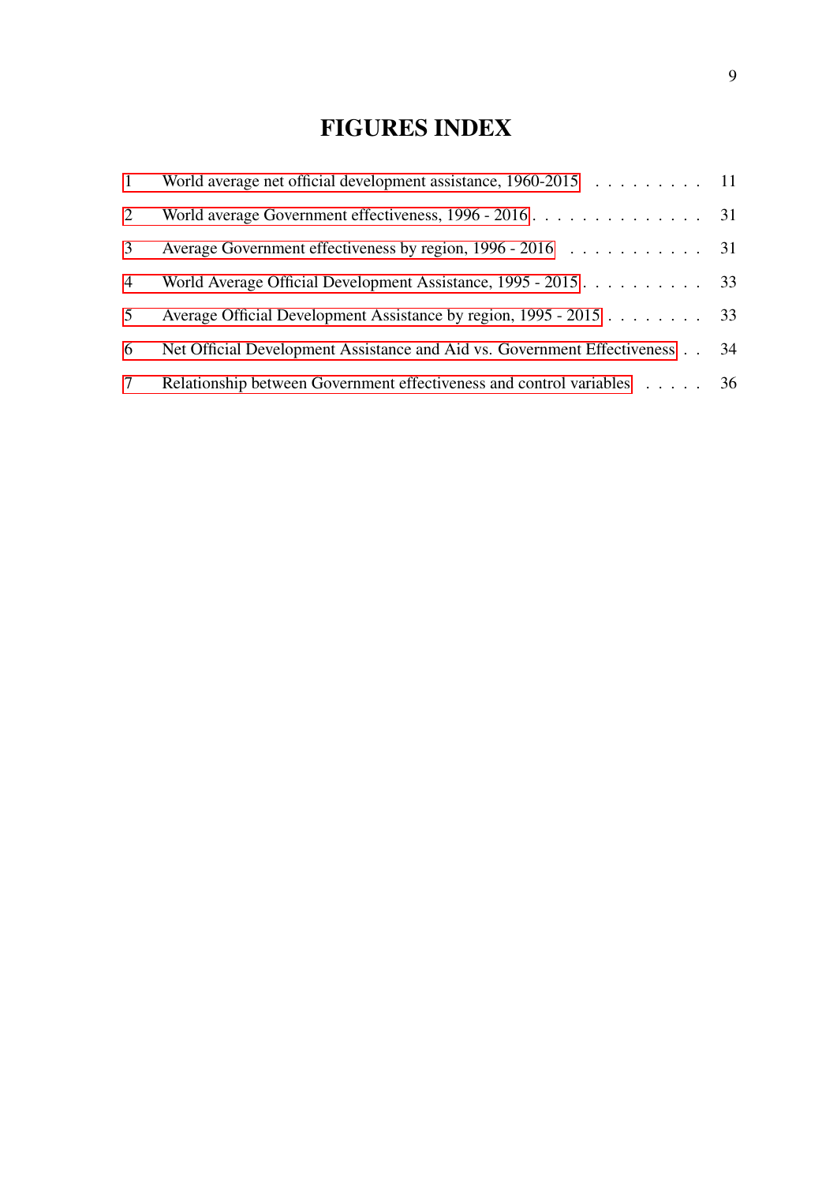# FIGURES INDEX

| | | |
|---|---|---|
| 1 | World average net official development assistance, 1960-2015 | 11 |
| 2 | World average Government effectiveness, 1996 - 2016 | 31 |
| 3 | Average Government effectiveness by region, 1996 - 2016 | 31 |
| 4 | World Average Official Development Assistance, 1995 - 2015 | 33 |
| 5 | Average Official Development Assistance by region, 1995 - 2015 | 33 |
| 6 | Net Official Development Assistance and Aid vs. Government Effectiveness | 34 |
| 7 | Relationship between Government effectiveness and control variables | 36 |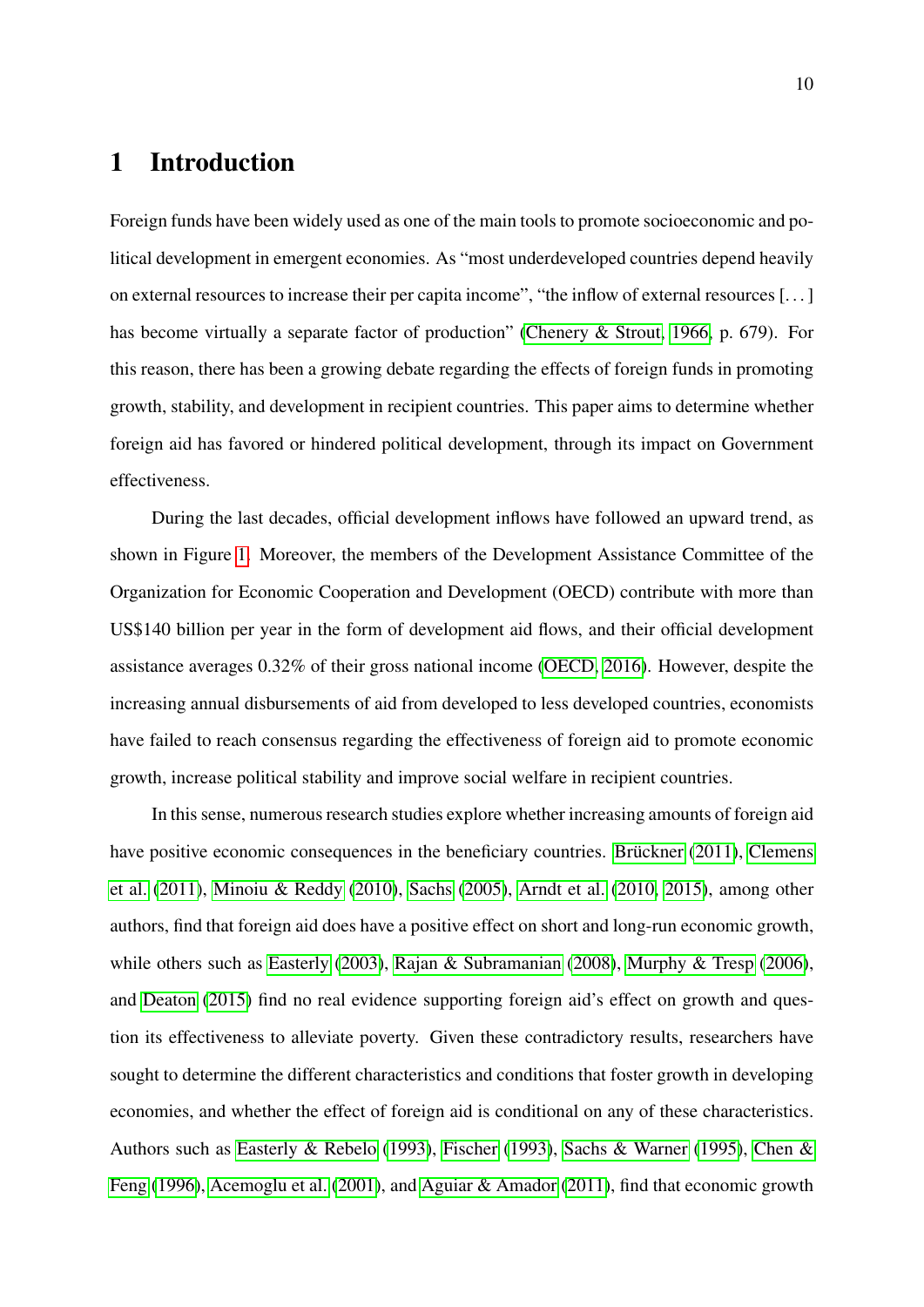# 1 Introduction

Foreign funds have been widely used as one of the main tools to promote socioeconomic and political development in emergent economies. As "most underdeveloped countries depend heavily on external resources to increase their per capita income", "the inflow of external resources [. . . ] has become virtually a separate factor of production" (Chenery & Strout, 1966, p. 679). For this reason, there has been a growing debate regarding the effects of foreign funds in promoting growth, stability, and development in recipient countries. This paper aims to determine whether foreign aid has favored or hindered political development, through its impact on Government effectiveness.

During the last decades, official development inflows have followed an upward trend, as shown in Figure 1. Moreover, the members of the Development Assistance Committee of the Organization for Economic Cooperation and Development (OECD) contribute with more than US$140 billion per year in the form of development aid flows, and their official development assistance averages 0.32% of their gross national income (OECD, 2016). However, despite the increasing annual disbursements of aid from developed to less developed countries, economists have failed to reach consensus regarding the effectiveness of foreign aid to promote economic growth, increase political stability and improve social welfare in recipient countries.

In this sense, numerous research studies explore whether increasing amounts of foreign aid have positive economic consequences in the beneficiary countries. Brückner (2011), Clemens et al. (2011), Minoiu & Reddy (2010), Sachs (2005), Arndt et al. (2010, 2015), among other authors, find that foreign aid does have a positive effect on short and long-run economic growth, while others such as Easterly (2003), Rajan & Subramanian (2008), Murphy & Tresp (2006), and Deaton (2015) find no real evidence supporting foreign aid's effect on growth and question its effectiveness to alleviate poverty. Given these contradictory results, researchers have sought to determine the different characteristics and conditions that foster growth in developing economies, and whether the effect of foreign aid is conditional on any of these characteristics. Authors such as Easterly & Rebelo (1993), Fischer (1993), Sachs & Warner (1995), Chen & Feng (1996), Acemoglu et al. (2001), and Aguiar & Amador (2011), find that economic growth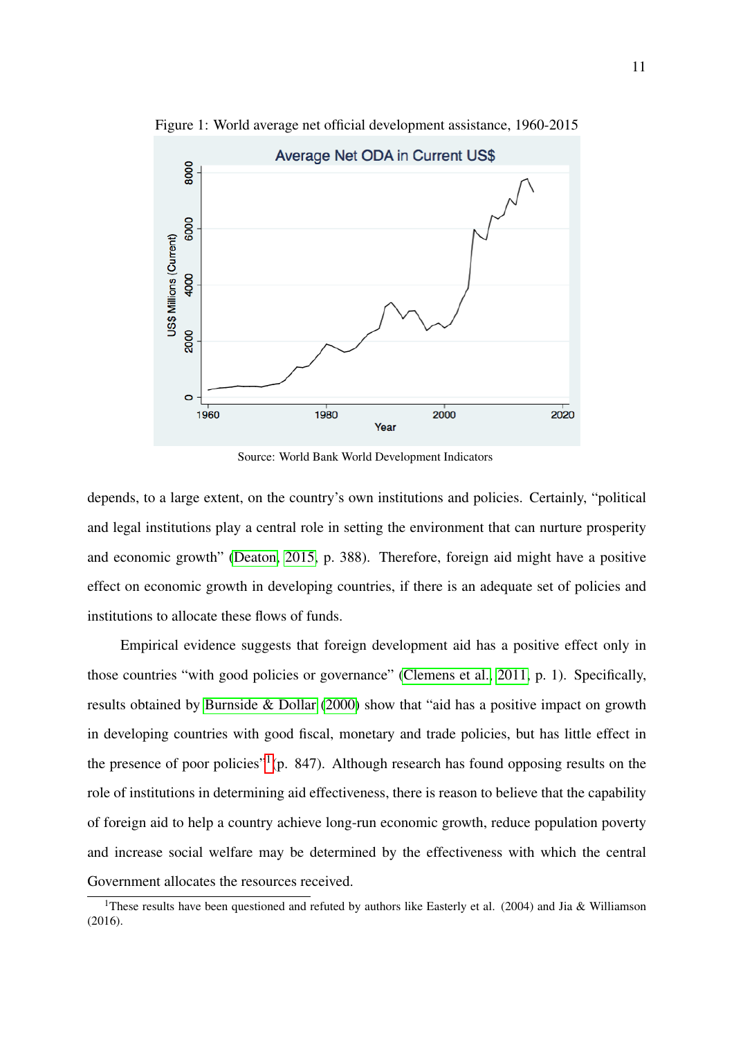Figure 1: World average net official development assistance, 1960-2015

Source: World Bank World Development Indicators

depends, to a large extent, on the country's own institutions and policies. Certainly, "political and legal institutions play a central role in setting the environment that can nurture prosperity and economic growth" (Deaton, 2015, p. 388). Therefore, foreign aid might have a positive effect on economic growth in developing countries, if there is an adequate set of policies and institutions to allocate these flows of funds.

Empirical evidence suggests that foreign development aid has a positive effect only in those countries "with good policies or governance" (Clemens et al., 2011, p. 1). Specifically, results obtained by Burnside & Dollar (2000) show that "aid has a positive impact on growth in developing countries with good fiscal, monetary and trade policies, but has little effect in the presence of poor policies"[1] (p. 847). Although research has found opposing results on the role of institutions in determining aid effectiveness, there is reason to believe that the capability of foreign aid to help a country achieve long-run economic growth, reduce population poverty and increase social welfare may be determined by the effectiveness with which the central Government allocates the resources received.

[1] These results have been questioned and refuted by authors like Easterly et al. (2004) and Jia & Williamson (2016).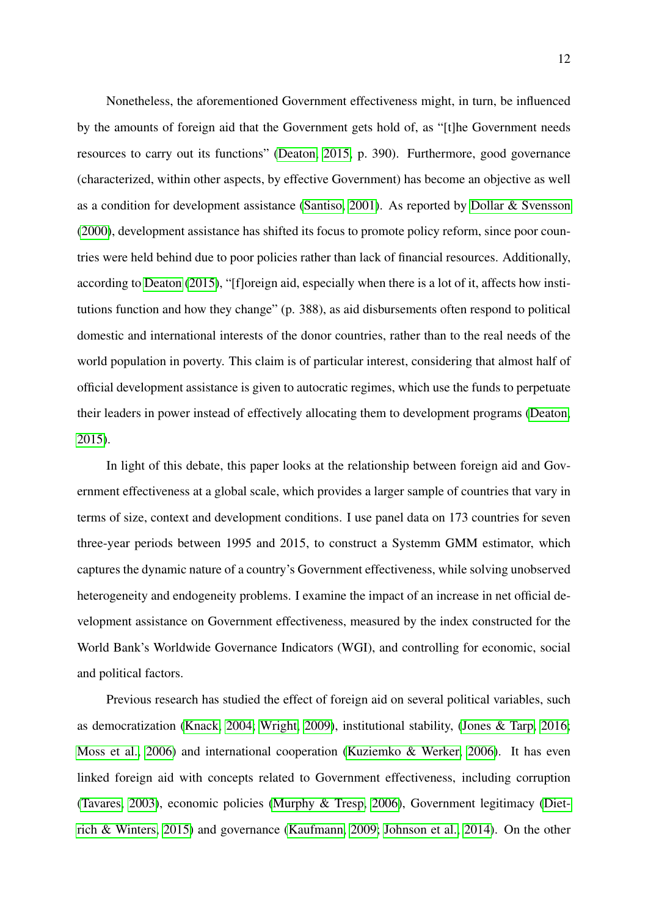Nonetheless, the aforementioned Government effectiveness might, in turn, be influenced by the amounts of foreign aid that the Government gets hold of, as "[t]he Government needs resources to carry out its functions" (Deaton, 2015, p. 390). Furthermore, good governance (characterized, within other aspects, by effective Government) has become an objective as well as a condition for development assistance (Santiso, 2001). As reported by Dollar & Svensson (2000), development assistance has shifted its focus to promote policy reform, since poor countries were held behind due to poor policies rather than lack of financial resources. Additionally, according to Deaton (2015), "[f]oreign aid, especially when there is a lot of it, affects how institutions function and how they change" (p. 388), as aid disbursements often respond to political domestic and international interests of the donor countries, rather than to the real needs of the world population in poverty. This claim is of particular interest, considering that almost half of official development assistance is given to autocratic regimes, which use the funds to perpetuate their leaders in power instead of effectively allocating them to development programs (Deaton, 2015).

In light of this debate, this paper looks at the relationship between foreign aid and Government effectiveness at a global scale, which provides a larger sample of countries that vary in terms of size, context and development conditions. I use panel data on 173 countries for seven three-year periods between 1995 and 2015, to construct a Systemm GMM estimator, which captures the dynamic nature of a country's Government effectiveness, while solving unobserved heterogeneity and endogeneity problems. I examine the impact of an increase in net official development assistance on Government effectiveness, measured by the index constructed for the World Bank's Worldwide Governance Indicators (WGI), and controlling for economic, social and political factors.

Previous research has studied the effect of foreign aid on several political variables, such as democratization (Knack, 2004; Wright, 2009), institutional stability, (Jones & Tarp, 2016; Moss et al., 2006) and international cooperation (Kuziemko & Werker, 2006). It has even linked foreign aid with concepts related to Government effectiveness, including corruption (Tavares, 2003), economic policies (Murphy & Tresp, 2006), Government legitimacy (Dietrich & Winters, 2015) and governance (Kaufmann, 2009; Johnson et al., 2014). On the other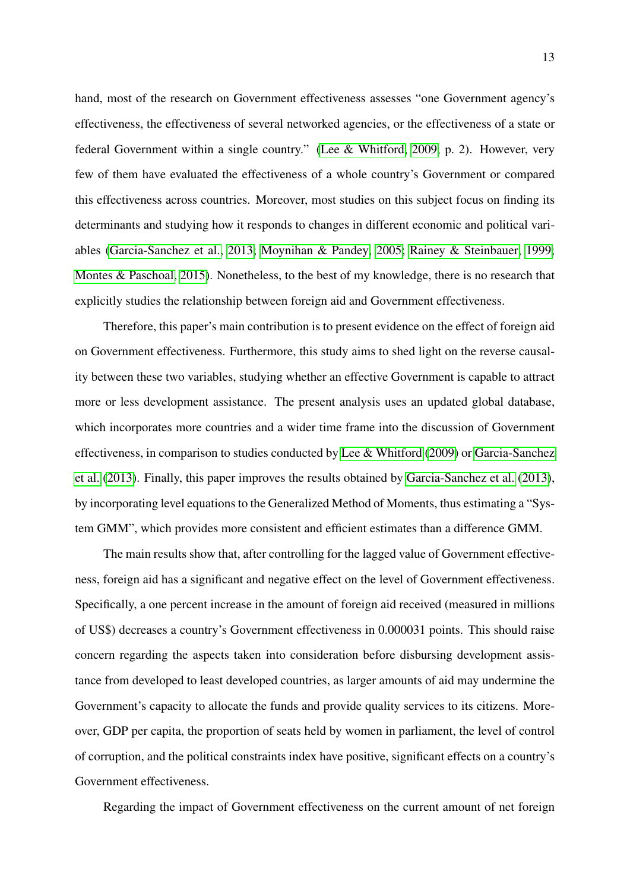hand, most of the research on Government effectiveness assesses "one Government agency's effectiveness, the effectiveness of several networked agencies, or the effectiveness of a state or federal Government within a single country." (Lee & Whitford, 2009, p. 2). However, very few of them have evaluated the effectiveness of a whole country's Government or compared this effectiveness across countries. Moreover, most studies on this subject focus on finding its determinants and studying how it responds to changes in different economic and political variables (Garcia-Sanchez et al., 2013; Moynihan & Pandey, 2005; Rainey & Steinbauer, 1999; Montes & Paschoal, 2015). Nonetheless, to the best of my knowledge, there is no research that explicitly studies the relationship between foreign aid and Government effectiveness.

Therefore, this paper's main contribution is to present evidence on the effect of foreign aid on Government effectiveness. Furthermore, this study aims to shed light on the reverse causality between these two variables, studying whether an effective Government is capable to attract more or less development assistance. The present analysis uses an updated global database, which incorporates more countries and a wider time frame into the discussion of Government effectiveness, in comparison to studies conducted by Lee & Whitford (2009) or Garcia-Sanchez et al. (2013). Finally, this paper improves the results obtained by Garcia-Sanchez et al. (2013), by incorporating level equations to the Generalized Method of Moments, thus estimating a "System GMM", which provides more consistent and efficient estimates than a difference GMM.

The main results show that, after controlling for the lagged value of Government effectiveness, foreign aid has a significant and negative effect on the level of Government effectiveness. Specifically, a one percent increase in the amount of foreign aid received (measured in millions of US$) decreases a country's Government effectiveness in 0.000031 points. This should raise concern regarding the aspects taken into consideration before disbursing development assistance from developed to least developed countries, as larger amounts of aid may undermine the Government's capacity to allocate the funds and provide quality services to its citizens. Moreover, GDP per capita, the proportion of seats held by women in parliament, the level of control of corruption, and the political constraints index have positive, significant effects on a country's Government effectiveness.

Regarding the impact of Government effectiveness on the current amount of net foreign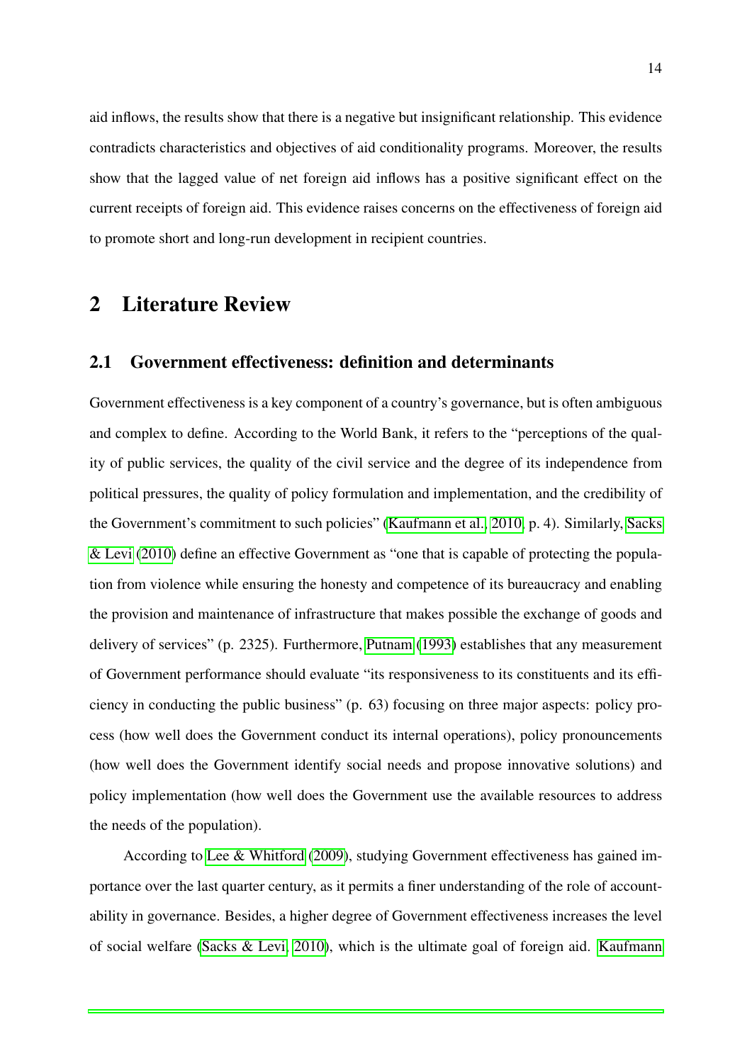aid inflows, the results show that there is a negative but insignificant relationship. This evidence contradicts characteristics and objectives of aid conditionality programs. Moreover, the results show that the lagged value of net foreign aid inflows has a positive significant effect on the current receipts of foreign aid. This evidence raises concerns on the effectiveness of foreign aid to promote short and long-run development in recipient countries.

# 2 Literature Review

## 2.1 Government effectiveness: definition and determinants

Government effectiveness is a key component of a country's governance, but is often ambiguous and complex to define. According to the World Bank, it refers to the "perceptions of the quality of public services, the quality of the civil service and the degree of its independence from political pressures, the quality of policy formulation and implementation, and the credibility of the Government's commitment to such policies" (Kaufmann et al., 2010, p. 4). Similarly, Sacks & Levi (2010) define an effective Government as "one that is capable of protecting the population from violence while ensuring the honesty and competence of its bureaucracy and enabling the provision and maintenance of infrastructure that makes possible the exchange of goods and delivery of services" (p. 2325). Furthermore, Putnam (1993) establishes that any measurement of Government performance should evaluate "its responsiveness to its constituents and its efficiency in conducting the public business" (p. 63) focusing on three major aspects: policy process (how well does the Government conduct its internal operations), policy pronouncements (how well does the Government identify social needs and propose innovative solutions) and policy implementation (how well does the Government use the available resources to address the needs of the population).

According to Lee & Whitford (2009), studying Government effectiveness has gained importance over the last quarter century, as it permits a finer understanding of the role of accountability in governance. Besides, a higher degree of Government effectiveness increases the level of social welfare (Sacks & Levi, 2010), which is the ultimate goal of foreign aid. Kaufmann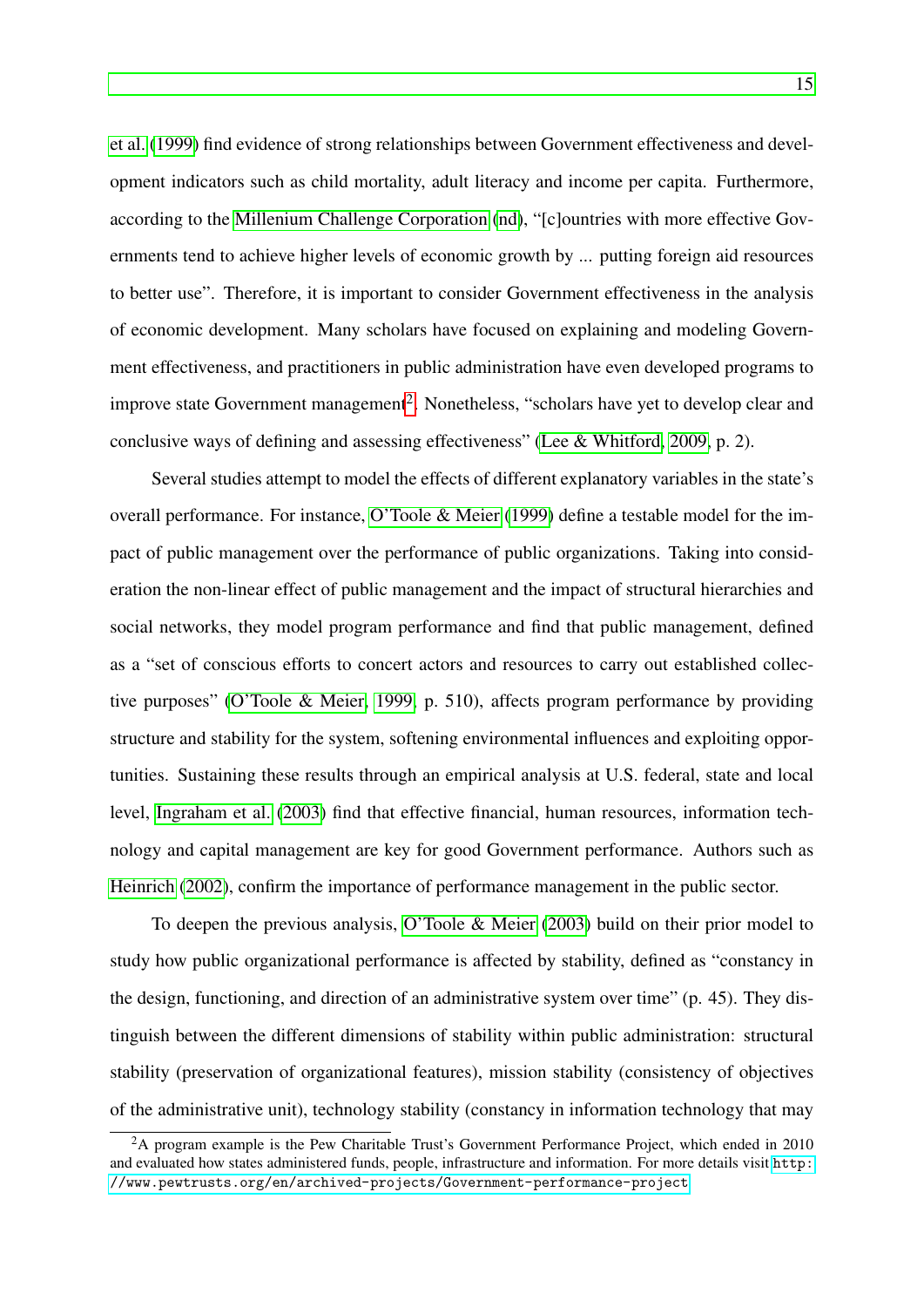et al. (1999) find evidence of strong relationships between Government effectiveness and development indicators such as child mortality, adult literacy and income per capita. Furthermore, according to the Millenium Challenge Corporation (nd), "[c]ountries with more effective Governments tend to achieve higher levels of economic growth by ... putting foreign aid resources to better use". Therefore, it is important to consider Government effectiveness in the analysis of economic development. Many scholars have focused on explaining and modeling Government effectiveness, and practitioners in public administration have even developed programs to improve state Government management[2]. Nonetheless, "scholars have yet to develop clear and conclusive ways of defining and assessing effectiveness" (Lee & Whitford, 2009, p. 2).

Several studies attempt to model the effects of different explanatory variables in the state's overall performance. For instance, O'Toole & Meier (1999) define a testable model for the impact of public management over the performance of public organizations. Taking into consideration the non-linear effect of public management and the impact of structural hierarchies and social networks, they model program performance and find that public management, defined as a "set of conscious efforts to concert actors and resources to carry out established collective purposes" (O'Toole & Meier, 1999, p. 510), affects program performance by providing structure and stability for the system, softening environmental influences and exploiting opportunities. Sustaining these results through an empirical analysis at U.S. federal, state and local level, Ingraham et al. (2003) find that effective financial, human resources, information technology and capital management are key for good Government performance. Authors such as Heinrich (2002), confirm the importance of performance management in the public sector.

To deepen the previous analysis, O'Toole & Meier (2003) build on their prior model to study how public organizational performance is affected by stability, defined as "constancy in the design, functioning, and direction of an administrative system over time" (p. 45). They distinguish between the different dimensions of stability within public administration: structural stability (preservation of organizational features), mission stability (consistency of objectives of the administrative unit), technology stability (constancy in information technology that may

[2]A program example is the Pew Charitable Trust's Government Performance Project, which ended in 2010 and evaluated how states administered funds, people, infrastructure and information. For more details visit http://www.pewtrusts.org/en/archived-projects/Government-performance-project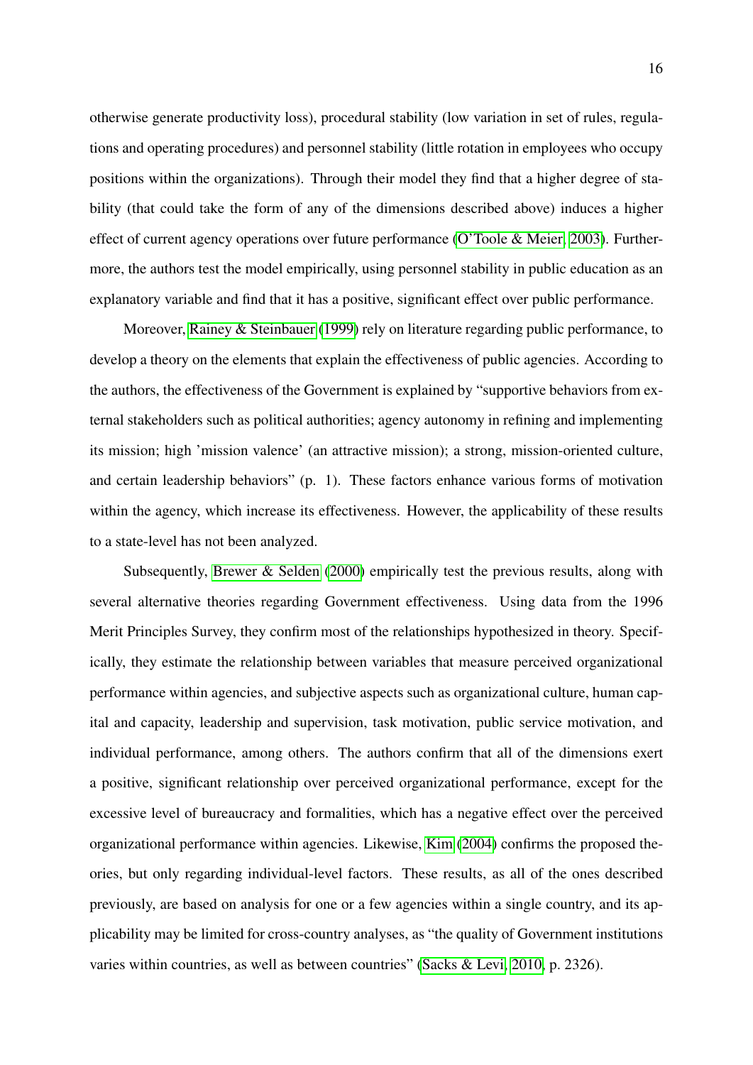otherwise generate productivity loss), procedural stability (low variation in set of rules, regulations and operating procedures) and personnel stability (little rotation in employees who occupy positions within the organizations). Through their model they find that a higher degree of stability (that could take the form of any of the dimensions described above) induces a higher effect of current agency operations over future performance (O'Toole & Meier, 2003). Furthermore, the authors test the model empirically, using personnel stability in public education as an explanatory variable and find that it has a positive, significant effect over public performance.

Moreover, Rainey & Steinbauer (1999) rely on literature regarding public performance, to develop a theory on the elements that explain the effectiveness of public agencies. According to the authors, the effectiveness of the Government is explained by "supportive behaviors from external stakeholders such as political authorities; agency autonomy in refining and implementing its mission; high 'mission valence' (an attractive mission); a strong, mission-oriented culture, and certain leadership behaviors" (p. 1). These factors enhance various forms of motivation within the agency, which increase its effectiveness. However, the applicability of these results to a state-level has not been analyzed.

Subsequently, Brewer & Selden (2000) empirically test the previous results, along with several alternative theories regarding Government effectiveness. Using data from the 1996 Merit Principles Survey, they confirm most of the relationships hypothesized in theory. Specifically, they estimate the relationship between variables that measure perceived organizational performance within agencies, and subjective aspects such as organizational culture, human capital and capacity, leadership and supervision, task motivation, public service motivation, and individual performance, among others. The authors confirm that all of the dimensions exert a positive, significant relationship over perceived organizational performance, except for the excessive level of bureaucracy and formalities, which has a negative effect over the perceived organizational performance within agencies. Likewise, Kim (2004) confirms the proposed theories, but only regarding individual-level factors. These results, as all of the ones described previously, are based on analysis for one or a few agencies within a single country, and its applicability may be limited for cross-country analyses, as "the quality of Government institutions varies within countries, as well as between countries" (Sacks & Levi, 2010, p. 2326).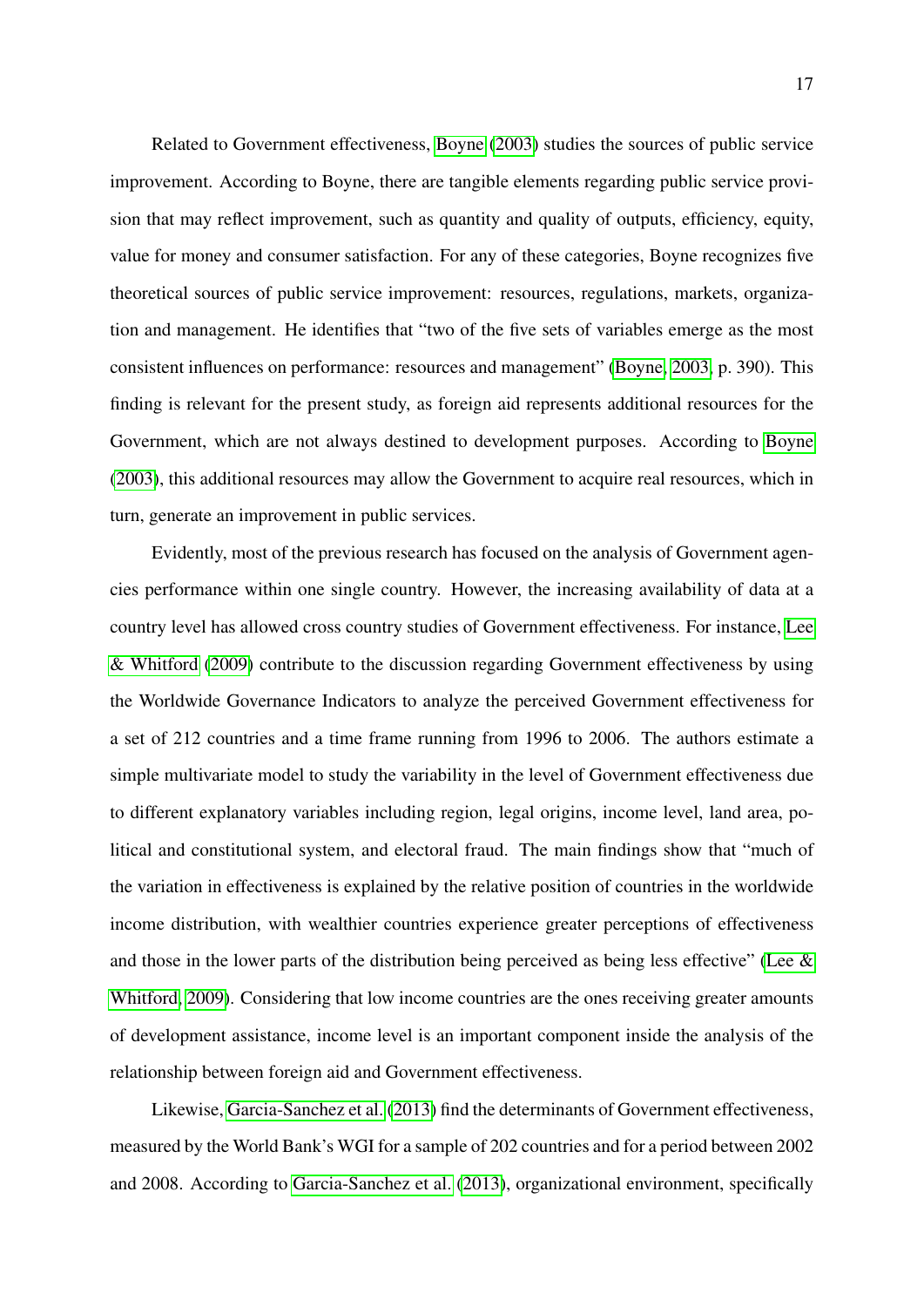Related to Government effectiveness, Boyne (2003) studies the sources of public service improvement. According to Boyne, there are tangible elements regarding public service provision that may reflect improvement, such as quantity and quality of outputs, efficiency, equity, value for money and consumer satisfaction. For any of these categories, Boyne recognizes five theoretical sources of public service improvement: resources, regulations, markets, organization and management. He identifies that "two of the five sets of variables emerge as the most consistent influences on performance: resources and management" (Boyne, 2003, p. 390). This finding is relevant for the present study, as foreign aid represents additional resources for the Government, which are not always destined to development purposes. According to Boyne (2003), this additional resources may allow the Government to acquire real resources, which in turn, generate an improvement in public services.

Evidently, most of the previous research has focused on the analysis of Government agencies performance within one single country. However, the increasing availability of data at a country level has allowed cross country studies of Government effectiveness. For instance, Lee & Whitford (2009) contribute to the discussion regarding Government effectiveness by using the Worldwide Governance Indicators to analyze the perceived Government effectiveness for a set of 212 countries and a time frame running from 1996 to 2006. The authors estimate a simple multivariate model to study the variability in the level of Government effectiveness due to different explanatory variables including region, legal origins, income level, land area, political and constitutional system, and electoral fraud. The main findings show that "much of the variation in effectiveness is explained by the relative position of countries in the worldwide income distribution, with wealthier countries experience greater perceptions of effectiveness and those in the lower parts of the distribution being perceived as being less effective" (Lee & Whitford, 2009). Considering that low income countries are the ones receiving greater amounts of development assistance, income level is an important component inside the analysis of the relationship between foreign aid and Government effectiveness.

Likewise, Garcia-Sanchez et al. (2013) find the determinants of Government effectiveness, measured by the World Bank's WGI for a sample of 202 countries and for a period between 2002 and 2008. According to Garcia-Sanchez et al. (2013), organizational environment, specifically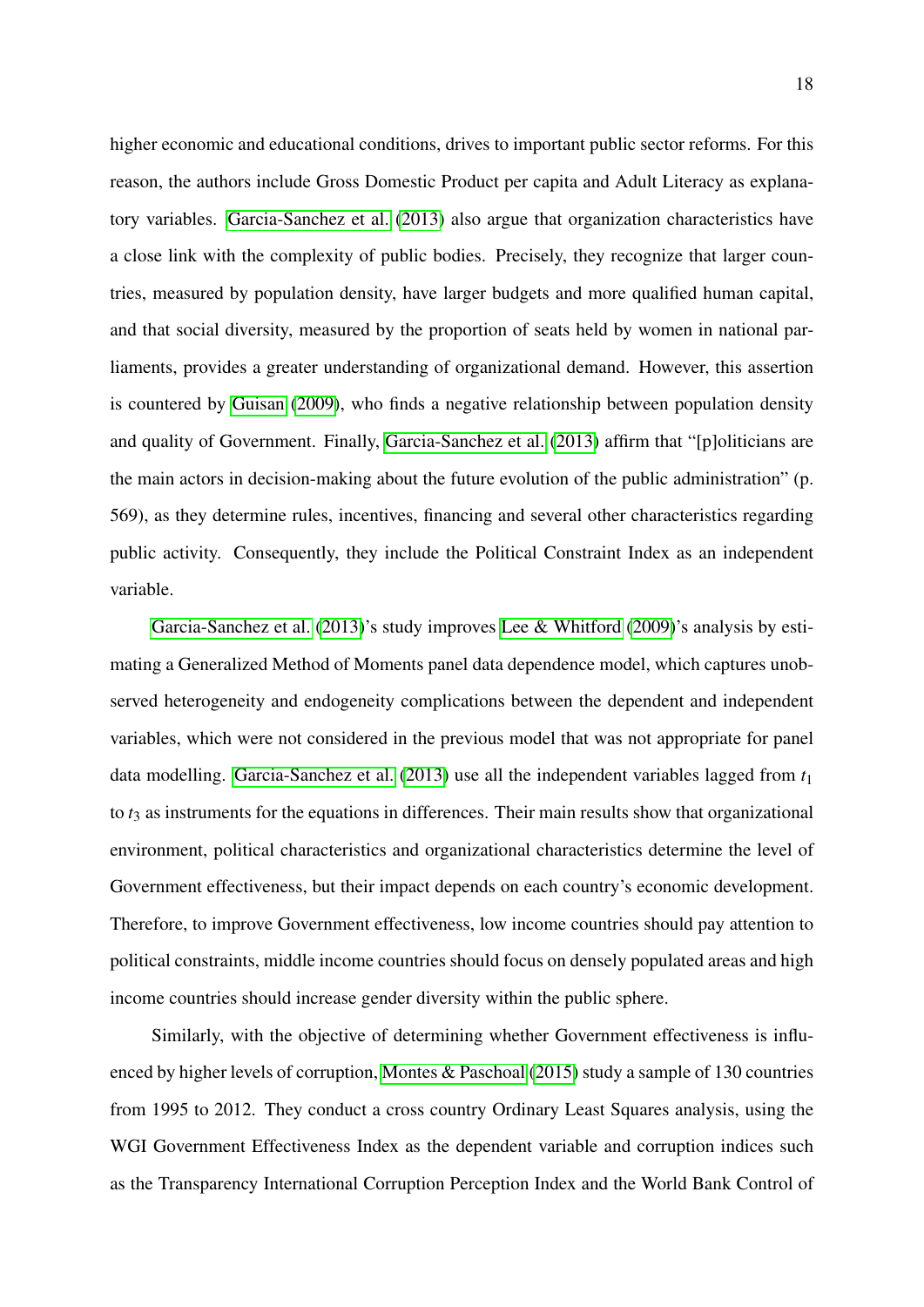higher economic and educational conditions, drives to important public sector reforms. For this reason, the authors include Gross Domestic Product per capita and Adult Literacy as explanatory variables. Garcia-Sanchez et al. (2013) also argue that organization characteristics have a close link with the complexity of public bodies. Precisely, they recognize that larger countries, measured by population density, have larger budgets and more qualified human capital, and that social diversity, measured by the proportion of seats held by women in national parliaments, provides a greater understanding of organizational demand. However, this assertion is countered by Guisan (2009), who finds a negative relationship between population density and quality of Government. Finally, Garcia-Sanchez et al. (2013) affirm that "[p]oliticians are the main actors in decision-making about the future evolution of the public administration" (p. 569), as they determine rules, incentives, financing and several other characteristics regarding public activity. Consequently, they include the Political Constraint Index as an independent variable.

Garcia-Sanchez et al. (2013)'s study improves Lee & Whitford (2009)'s analysis by estimating a Generalized Method of Moments panel data dependence model, which captures unobserved heterogeneity and endogeneity complications between the dependent and independent variables, which were not considered in the previous model that was not appropriate for panel data modelling. Garcia-Sanchez et al. (2013) use all the independent variables lagged from $t_1$ to $t_3$ as instruments for the equations in differences. Their main results show that organizational environment, political characteristics and organizational characteristics determine the level of Government effectiveness, but their impact depends on each country's economic development. Therefore, to improve Government effectiveness, low income countries should pay attention to political constraints, middle income countries should focus on densely populated areas and high income countries should increase gender diversity within the public sphere.

Similarly, with the objective of determining whether Government effectiveness is influenced by higher levels of corruption, Montes & Paschoal (2015) study a sample of 130 countries from 1995 to 2012. They conduct a cross country Ordinary Least Squares analysis, using the WGI Government Effectiveness Index as the dependent variable and corruption indices such as the Transparency International Corruption Perception Index and the World Bank Control of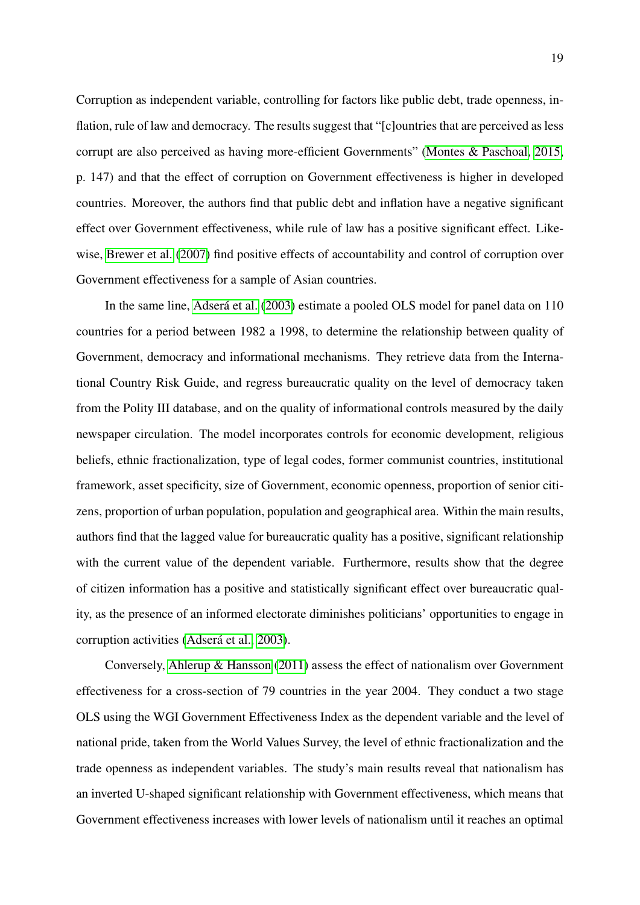Corruption as independent variable, controlling for factors like public debt, trade openness, inflation, rule of law and democracy. The results suggest that "[c]ountries that are perceived as less corrupt are also perceived as having more-efficient Governments" (Montes & Paschoal, 2015, p. 147) and that the effect of corruption on Government effectiveness is higher in developed countries. Moreover, the authors find that public debt and inflation have a negative significant effect over Government effectiveness, while rule of law has a positive significant effect. Likewise, Brewer et al. (2007) find positive effects of accountability and control of corruption over Government effectiveness for a sample of Asian countries.

In the same line, Adserá et al. (2003) estimate a pooled OLS model for panel data on 110 countries for a period between 1982 a 1998, to determine the relationship between quality of Government, democracy and informational mechanisms. They retrieve data from the International Country Risk Guide, and regress bureaucratic quality on the level of democracy taken from the Polity III database, and on the quality of informational controls measured by the daily newspaper circulation. The model incorporates controls for economic development, religious beliefs, ethnic fractionalization, type of legal codes, former communist countries, institutional framework, asset specificity, size of Government, economic openness, proportion of senior citizens, proportion of urban population, population and geographical area. Within the main results, authors find that the lagged value for bureaucratic quality has a positive, significant relationship with the current value of the dependent variable. Furthermore, results show that the degree of citizen information has a positive and statistically significant effect over bureaucratic quality, as the presence of an informed electorate diminishes politicians' opportunities to engage in corruption activities (Adserá et al., 2003).

Conversely, Ahlerup & Hansson (2011) assess the effect of nationalism over Government effectiveness for a cross-section of 79 countries in the year 2004. They conduct a two stage OLS using the WGI Government Effectiveness Index as the dependent variable and the level of national pride, taken from the World Values Survey, the level of ethnic fractionalization and the trade openness as independent variables. The study's main results reveal that nationalism has an inverted U-shaped significant relationship with Government effectiveness, which means that Government effectiveness increases with lower levels of nationalism until it reaches an optimal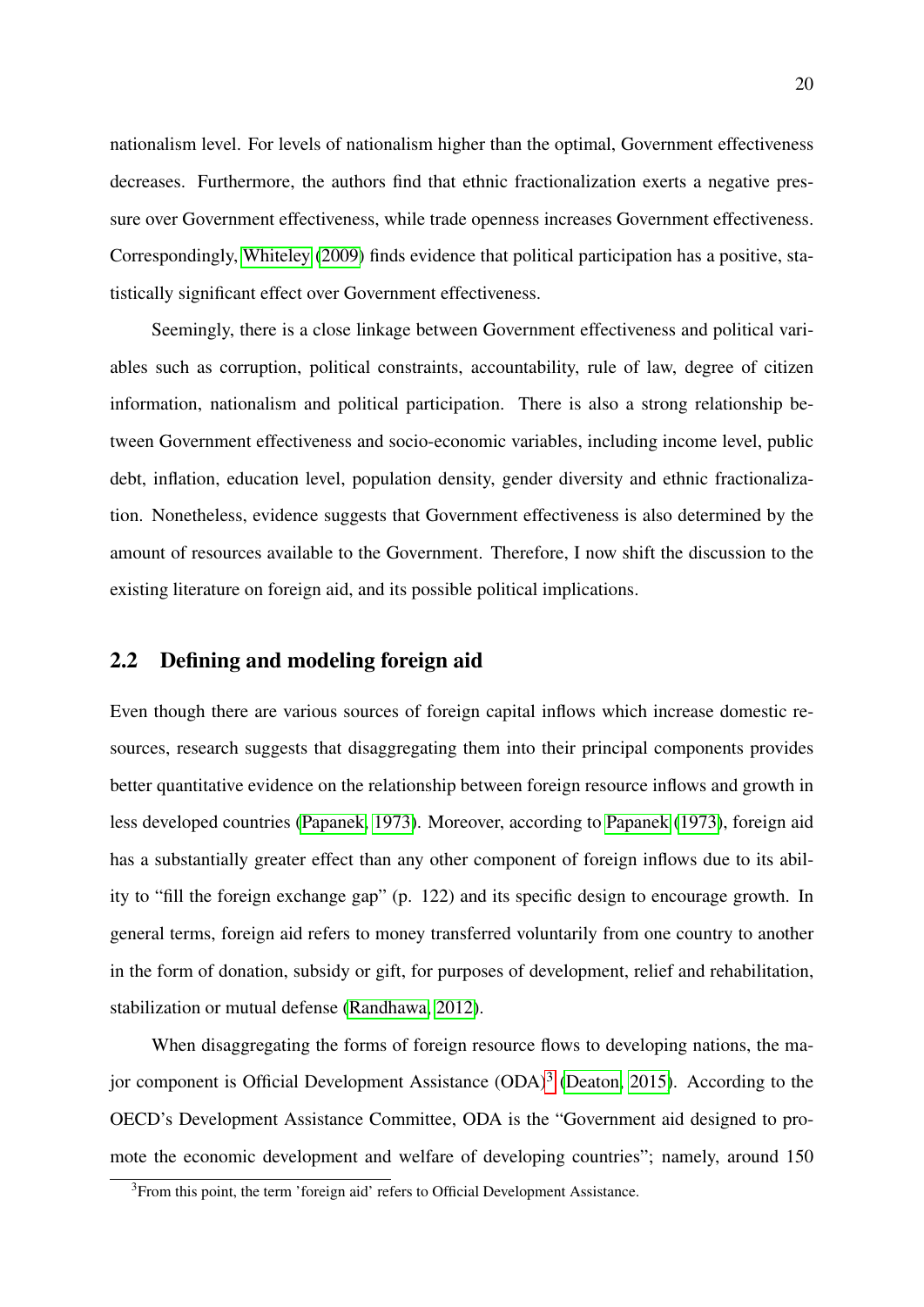nationalism level. For levels of nationalism higher than the optimal, Government effectiveness decreases. Furthermore, the authors find that ethnic fractionalization exerts a negative pressure over Government effectiveness, while trade openness increases Government effectiveness. Correspondingly, Whiteley (2009) finds evidence that political participation has a positive, statistically significant effect over Government effectiveness.

Seemingly, there is a close linkage between Government effectiveness and political variables such as corruption, political constraints, accountability, rule of law, degree of citizen information, nationalism and political participation. There is also a strong relationship between Government effectiveness and socio-economic variables, including income level, public debt, inflation, education level, population density, gender diversity and ethnic fractionalization. Nonetheless, evidence suggests that Government effectiveness is also determined by the amount of resources available to the Government. Therefore, I now shift the discussion to the existing literature on foreign aid, and its possible political implications.

## 2.2 Defining and modeling foreign aid

Even though there are various sources of foreign capital inflows which increase domestic resources, research suggests that disaggregating them into their principal components provides better quantitative evidence on the relationship between foreign resource inflows and growth in less developed countries (Papanek, 1973). Moreover, according to Papanek (1973), foreign aid has a substantially greater effect than any other component of foreign inflows due to its ability to "fill the foreign exchange gap" (p. 122) and its specific design to encourage growth. In general terms, foreign aid refers to money transferred voluntarily from one country to another in the form of donation, subsidy or gift, for purposes of development, relief and rehabilitation, stabilization or mutual defense (Randhawa, 2012).

When disaggregating the forms of foreign resource flows to developing nations, the major component is Official Development Assistance (ODA)[3] (Deaton, 2015). According to the OECD's Development Assistance Committee, ODA is the "Government aid designed to promote the economic development and welfare of developing countries"; namely, around 150

[3] From this point, the term 'foreign aid' refers to Official Development Assistance.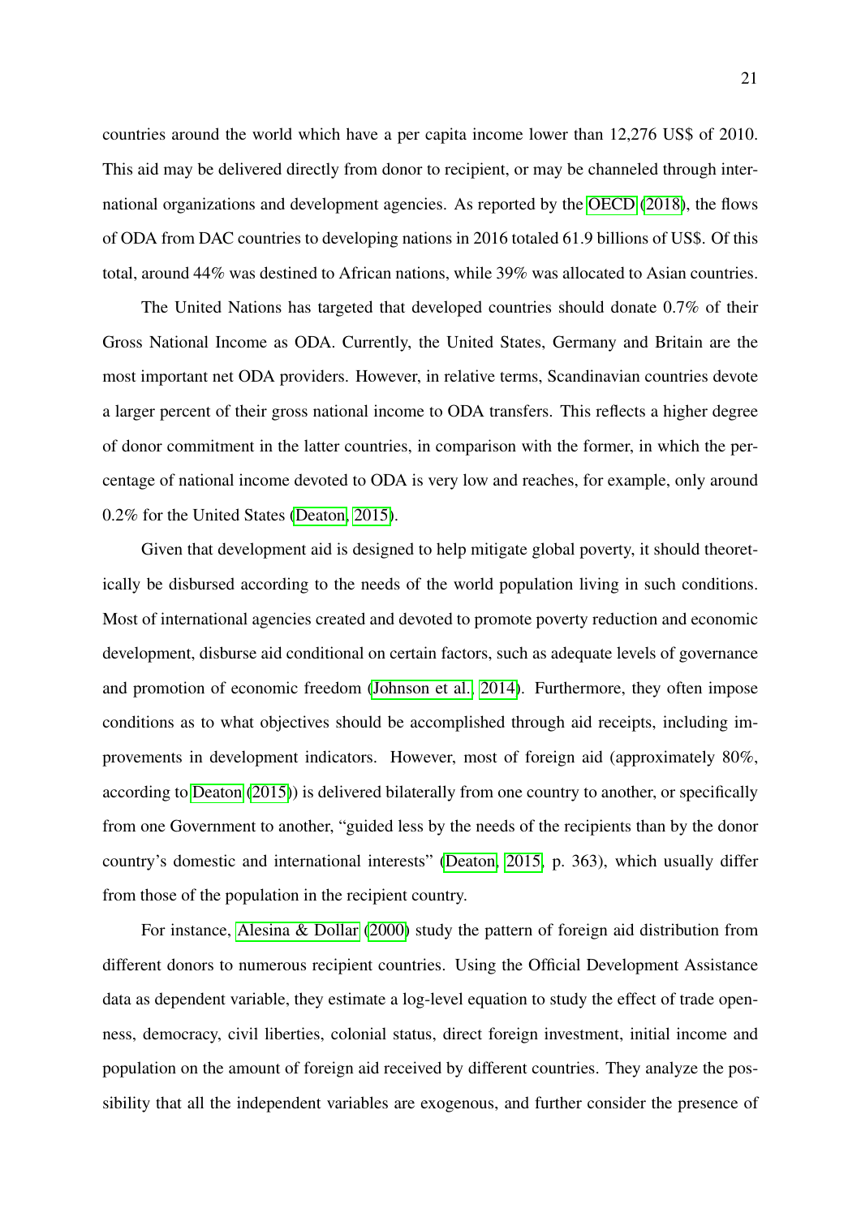countries around the world which have a per capita income lower than 12,276 US$ of 2010. This aid may be delivered directly from donor to recipient, or may be channeled through international organizations and development agencies. As reported by the OECD (2018), the flows of ODA from DAC countries to developing nations in 2016 totaled 61.9 billions of US$. Of this total, around 44% was destined to African nations, while 39% was allocated to Asian countries.

The United Nations has targeted that developed countries should donate 0.7% of their Gross National Income as ODA. Currently, the United States, Germany and Britain are the most important net ODA providers. However, in relative terms, Scandinavian countries devote a larger percent of their gross national income to ODA transfers. This reflects a higher degree of donor commitment in the latter countries, in comparison with the former, in which the percentage of national income devoted to ODA is very low and reaches, for example, only around 0.2% for the United States (Deaton, 2015).

Given that development aid is designed to help mitigate global poverty, it should theoretically be disbursed according to the needs of the world population living in such conditions. Most of international agencies created and devoted to promote poverty reduction and economic development, disburse aid conditional on certain factors, such as adequate levels of governance and promotion of economic freedom (Johnson et al., 2014). Furthermore, they often impose conditions as to what objectives should be accomplished through aid receipts, including improvements in development indicators. However, most of foreign aid (approximately 80%, according to Deaton (2015)) is delivered bilaterally from one country to another, or specifically from one Government to another, "guided less by the needs of the recipients than by the donor country's domestic and international interests" (Deaton, 2015, p. 363), which usually differ from those of the population in the recipient country.

For instance, Alesina & Dollar (2000) study the pattern of foreign aid distribution from different donors to numerous recipient countries. Using the Official Development Assistance data as dependent variable, they estimate a log-level equation to study the effect of trade openness, democracy, civil liberties, colonial status, direct foreign investment, initial income and population on the amount of foreign aid received by different countries. They analyze the possibility that all the independent variables are exogenous, and further consider the presence of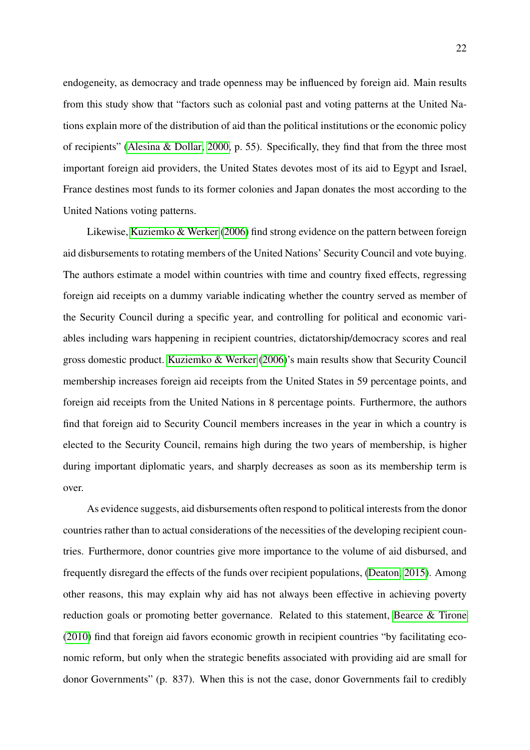endogeneity, as democracy and trade openness may be influenced by foreign aid. Main results from this study show that "factors such as colonial past and voting patterns at the United Nations explain more of the distribution of aid than the political institutions or the economic policy of recipients" (Alesina & Dollar, 2000, p. 55). Specifically, they find that from the three most important foreign aid providers, the United States devotes most of its aid to Egypt and Israel, France destines most funds to its former colonies and Japan donates the most according to the United Nations voting patterns.

Likewise, Kuziemko & Werker (2006) find strong evidence on the pattern between foreign aid disbursements to rotating members of the United Nations' Security Council and vote buying. The authors estimate a model within countries with time and country fixed effects, regressing foreign aid receipts on a dummy variable indicating whether the country served as member of the Security Council during a specific year, and controlling for political and economic variables including wars happening in recipient countries, dictatorship/democracy scores and real gross domestic product. Kuziemko & Werker (2006)'s main results show that Security Council membership increases foreign aid receipts from the United States in 59 percentage points, and foreign aid receipts from the United Nations in 8 percentage points. Furthermore, the authors find that foreign aid to Security Council members increases in the year in which a country is elected to the Security Council, remains high during the two years of membership, is higher during important diplomatic years, and sharply decreases as soon as its membership term is over.

As evidence suggests, aid disbursements often respond to political interests from the donor countries rather than to actual considerations of the necessities of the developing recipient countries. Furthermore, donor countries give more importance to the volume of aid disbursed, and frequently disregard the effects of the funds over recipient populations, (Deaton, 2015). Among other reasons, this may explain why aid has not always been effective in achieving poverty reduction goals or promoting better governance. Related to this statement, Bearce & Tirone (2010) find that foreign aid favors economic growth in recipient countries "by facilitating economic reform, but only when the strategic benefits associated with providing aid are small for donor Governments" (p. 837). When this is not the case, donor Governments fail to credibly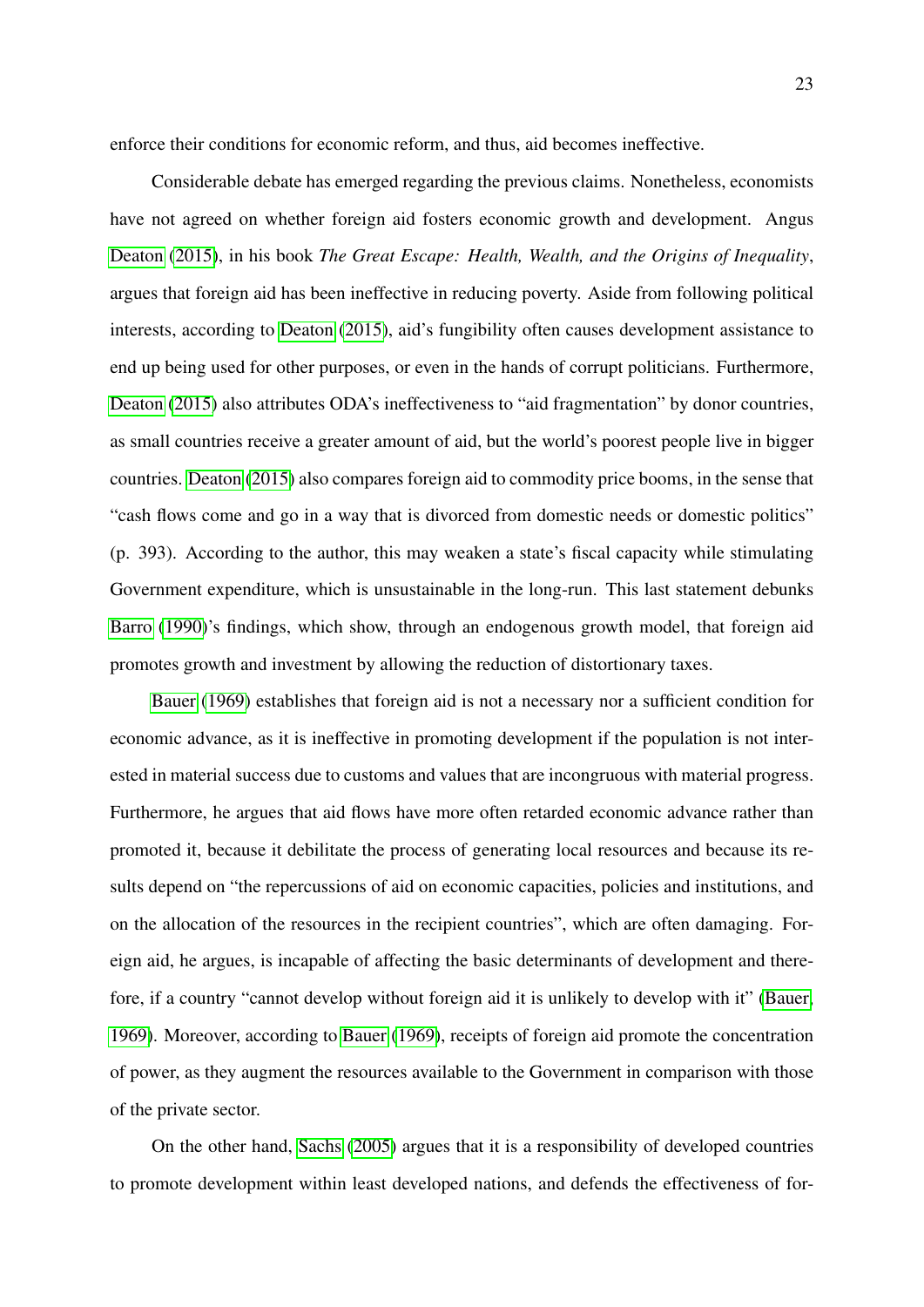enforce their conditions for economic reform, and thus, aid becomes ineffective.

Considerable debate has emerged regarding the previous claims. Nonetheless, economists have not agreed on whether foreign aid fosters economic growth and development. Angus Deaton (2015), in his book *The Great Escape: Health, Wealth, and the Origins of Inequality*, argues that foreign aid has been ineffective in reducing poverty. Aside from following political interests, according to Deaton (2015), aid's fungibility often causes development assistance to end up being used for other purposes, or even in the hands of corrupt politicians. Furthermore, Deaton (2015) also attributes ODA's ineffectiveness to "aid fragmentation" by donor countries, as small countries receive a greater amount of aid, but the world's poorest people live in bigger countries. Deaton (2015) also compares foreign aid to commodity price booms, in the sense that "cash flows come and go in a way that is divorced from domestic needs or domestic politics" (p. 393). According to the author, this may weaken a state's fiscal capacity while stimulating Government expenditure, which is unsustainable in the long-run. This last statement debunks Barro (1990)'s findings, which show, through an endogenous growth model, that foreign aid promotes growth and investment by allowing the reduction of distortionary taxes.

Bauer (1969) establishes that foreign aid is not a necessary nor a sufficient condition for economic advance, as it is ineffective in promoting development if the population is not interested in material success due to customs and values that are incongruous with material progress. Furthermore, he argues that aid flows have more often retarded economic advance rather than promoted it, because it debilitate the process of generating local resources and because its results depend on "the repercussions of aid on economic capacities, policies and institutions, and on the allocation of the resources in the recipient countries", which are often damaging. Foreign aid, he argues, is incapable of affecting the basic determinants of development and therefore, if a country "cannot develop without foreign aid it is unlikely to develop with it" (Bauer, 1969). Moreover, according to Bauer (1969), receipts of foreign aid promote the concentration of power, as they augment the resources available to the Government in comparison with those of the private sector.

On the other hand, Sachs (2005) argues that it is a responsibility of developed countries to promote development within least developed nations, and defends the effectiveness of for-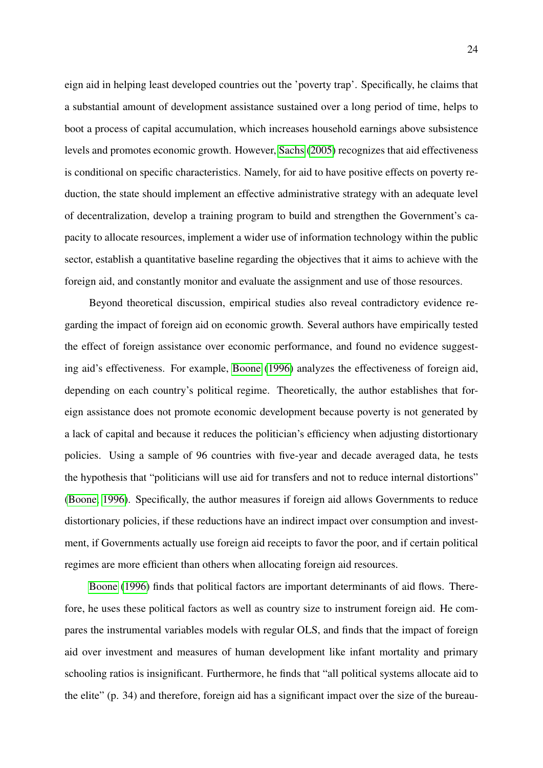eign aid in helping least developed countries out the 'poverty trap'. Specifically, he claims that a substantial amount of development assistance sustained over a long period of time, helps to boot a process of capital accumulation, which increases household earnings above subsistence levels and promotes economic growth. However, Sachs (2005) recognizes that aid effectiveness is conditional on specific characteristics. Namely, for aid to have positive effects on poverty reduction, the state should implement an effective administrative strategy with an adequate level of decentralization, develop a training program to build and strengthen the Government's capacity to allocate resources, implement a wider use of information technology within the public sector, establish a quantitative baseline regarding the objectives that it aims to achieve with the foreign aid, and constantly monitor and evaluate the assignment and use of those resources.

Beyond theoretical discussion, empirical studies also reveal contradictory evidence regarding the impact of foreign aid on economic growth. Several authors have empirically tested the effect of foreign assistance over economic performance, and found no evidence suggesting aid's effectiveness. For example, Boone (1996) analyzes the effectiveness of foreign aid, depending on each country's political regime. Theoretically, the author establishes that foreign assistance does not promote economic development because poverty is not generated by a lack of capital and because it reduces the politician's efficiency when adjusting distortionary policies. Using a sample of 96 countries with five-year and decade averaged data, he tests the hypothesis that "politicians will use aid for transfers and not to reduce internal distortions" (Boone, 1996). Specifically, the author measures if foreign aid allows Governments to reduce distortionary policies, if these reductions have an indirect impact over consumption and investment, if Governments actually use foreign aid receipts to favor the poor, and if certain political regimes are more efficient than others when allocating foreign aid resources.

Boone (1996) finds that political factors are important determinants of aid flows. Therefore, he uses these political factors as well as country size to instrument foreign aid. He compares the instrumental variables models with regular OLS, and finds that the impact of foreign aid over investment and measures of human development like infant mortality and primary schooling ratios is insignificant. Furthermore, he finds that "all political systems allocate aid to the elite" (p. 34) and therefore, foreign aid has a significant impact over the size of the bureau-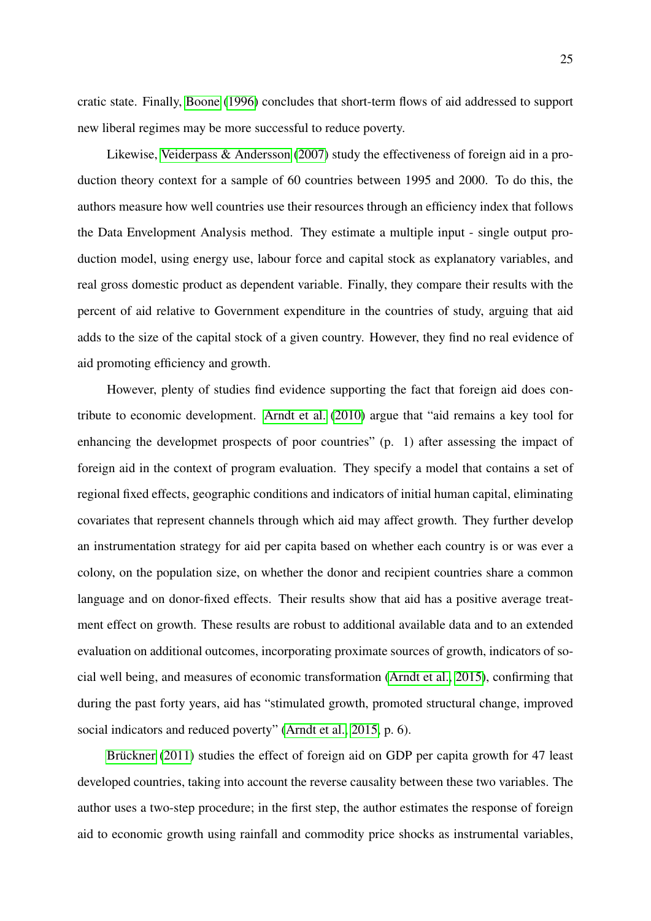cratic state. Finally, Boone (1996) concludes that short-term flows of aid addressed to support new liberal regimes may be more successful to reduce poverty.

Likewise, Veiderpass & Andersson (2007) study the effectiveness of foreign aid in a production theory context for a sample of 60 countries between 1995 and 2000. To do this, the authors measure how well countries use their resources through an efficiency index that follows the Data Envelopment Analysis method. They estimate a multiple input - single output production model, using energy use, labour force and capital stock as explanatory variables, and real gross domestic product as dependent variable. Finally, they compare their results with the percent of aid relative to Government expenditure in the countries of study, arguing that aid adds to the size of the capital stock of a given country. However, they find no real evidence of aid promoting efficiency and growth.

However, plenty of studies find evidence supporting the fact that foreign aid does contribute to economic development. Arndt et al. (2010) argue that "aid remains a key tool for enhancing the developmet prospects of poor countries" (p. 1) after assessing the impact of foreign aid in the context of program evaluation. They specify a model that contains a set of regional fixed effects, geographic conditions and indicators of initial human capital, eliminating covariates that represent channels through which aid may affect growth. They further develop an instrumentation strategy for aid per capita based on whether each country is or was ever a colony, on the population size, on whether the donor and recipient countries share a common language and on donor-fixed effects. Their results show that aid has a positive average treatment effect on growth. These results are robust to additional available data and to an extended evaluation on additional outcomes, incorporating proximate sources of growth, indicators of social well being, and measures of economic transformation (Arndt et al., 2015), confirming that during the past forty years, aid has "stimulated growth, promoted structural change, improved social indicators and reduced poverty" (Arndt et al., 2015, p. 6).

Brückner (2011) studies the effect of foreign aid on GDP per capita growth for 47 least developed countries, taking into account the reverse causality between these two variables. The author uses a two-step procedure; in the first step, the author estimates the response of foreign aid to economic growth using rainfall and commodity price shocks as instrumental variables,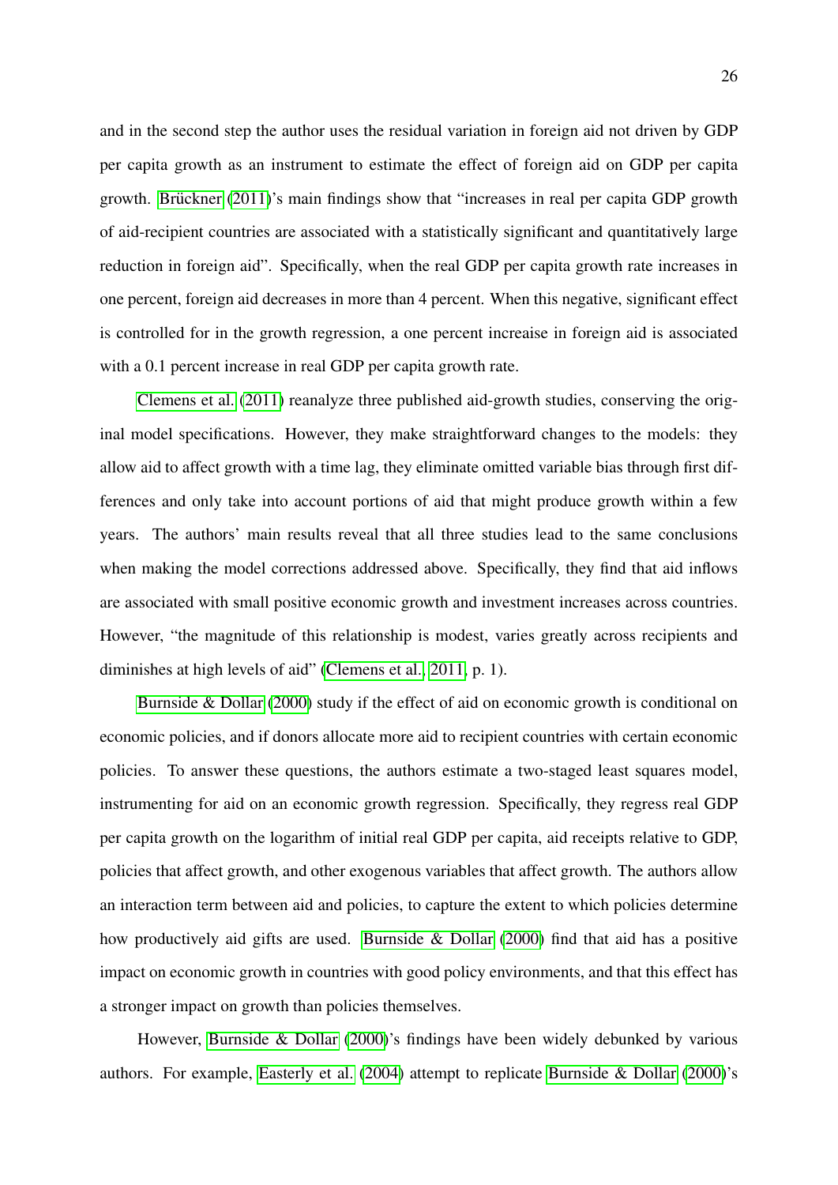and in the second step the author uses the residual variation in foreign aid not driven by GDP per capita growth as an instrument to estimate the effect of foreign aid on GDP per capita growth. Brückner (2011)'s main findings show that "increases in real per capita GDP growth of aid-recipient countries are associated with a statistically significant and quantitatively large reduction in foreign aid". Specifically, when the real GDP per capita growth rate increases in one percent, foreign aid decreases in more than 4 percent. When this negative, significant effect is controlled for in the growth regression, a one percent increaise in foreign aid is associated with a 0.1 percent increase in real GDP per capita growth rate.

Clemens et al. (2011) reanalyze three published aid-growth studies, conserving the original model specifications. However, they make straightforward changes to the models: they allow aid to affect growth with a time lag, they eliminate omitted variable bias through first differences and only take into account portions of aid that might produce growth within a few years. The authors' main results reveal that all three studies lead to the same conclusions when making the model corrections addressed above. Specifically, they find that aid inflows are associated with small positive economic growth and investment increases across countries. However, "the magnitude of this relationship is modest, varies greatly across recipients and diminishes at high levels of aid" (Clemens et al., 2011, p. 1).

Burnside & Dollar (2000) study if the effect of aid on economic growth is conditional on economic policies, and if donors allocate more aid to recipient countries with certain economic policies. To answer these questions, the authors estimate a two-staged least squares model, instrumenting for aid on an economic growth regression. Specifically, they regress real GDP per capita growth on the logarithm of initial real GDP per capita, aid receipts relative to GDP, policies that affect growth, and other exogenous variables that affect growth. The authors allow an interaction term between aid and policies, to capture the extent to which policies determine how productively aid gifts are used. Burnside & Dollar (2000) find that aid has a positive impact on economic growth in countries with good policy environments, and that this effect has a stronger impact on growth than policies themselves.

However, Burnside & Dollar (2000)'s findings have been widely debunked by various authors. For example, Easterly et al. (2004) attempt to replicate Burnside & Dollar (2000)'s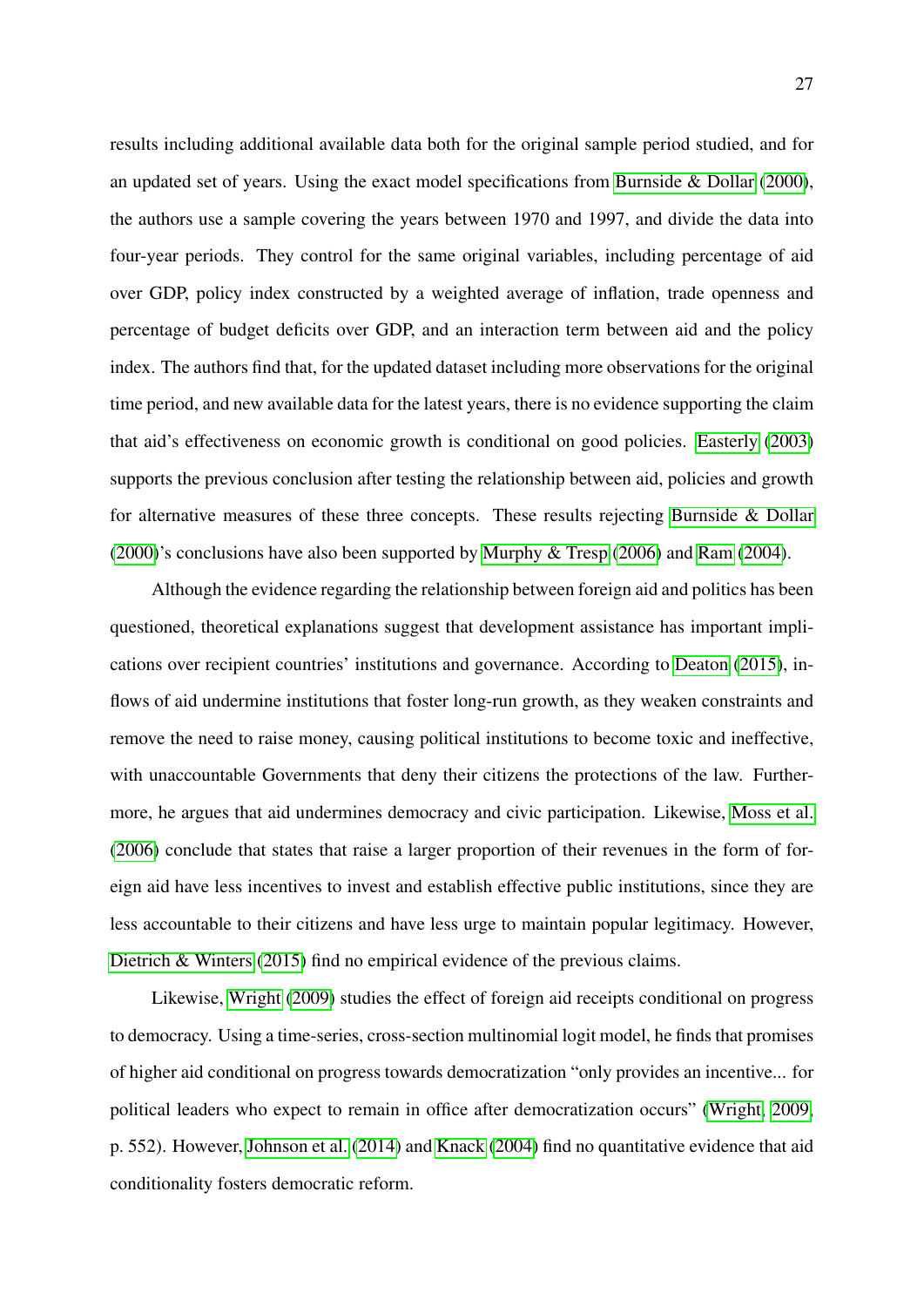results including additional available data both for the original sample period studied, and for an updated set of years. Using the exact model specifications from Burnside & Dollar (2000), the authors use a sample covering the years between 1970 and 1997, and divide the data into four-year periods. They control for the same original variables, including percentage of aid over GDP, policy index constructed by a weighted average of inflation, trade openness and percentage of budget deficits over GDP, and an interaction term between aid and the policy index. The authors find that, for the updated dataset including more observations for the original time period, and new available data for the latest years, there is no evidence supporting the claim that aid's effectiveness on economic growth is conditional on good policies. Easterly (2003) supports the previous conclusion after testing the relationship between aid, policies and growth for alternative measures of these three concepts. These results rejecting Burnside & Dollar (2000)'s conclusions have also been supported by Murphy & Tresp (2006) and Ram (2004).

Although the evidence regarding the relationship between foreign aid and politics has been questioned, theoretical explanations suggest that development assistance has important implications over recipient countries' institutions and governance. According to Deaton (2015), inflows of aid undermine institutions that foster long-run growth, as they weaken constraints and remove the need to raise money, causing political institutions to become toxic and ineffective, with unaccountable Governments that deny their citizens the protections of the law. Furthermore, he argues that aid undermines democracy and civic participation. Likewise, Moss et al. (2006) conclude that states that raise a larger proportion of their revenues in the form of foreign aid have less incentives to invest and establish effective public institutions, since they are less accountable to their citizens and have less urge to maintain popular legitimacy. However, Dietrich & Winters (2015) find no empirical evidence of the previous claims.

Likewise, Wright (2009) studies the effect of foreign aid receipts conditional on progress to democracy. Using a time-series, cross-section multinomial logit model, he finds that promises of higher aid conditional on progress towards democratization "only provides an incentive... for political leaders who expect to remain in office after democratization occurs" (Wright, 2009, p. 552). However, Johnson et al. (2014) and Knack (2004) find no quantitative evidence that aid conditionality fosters democratic reform.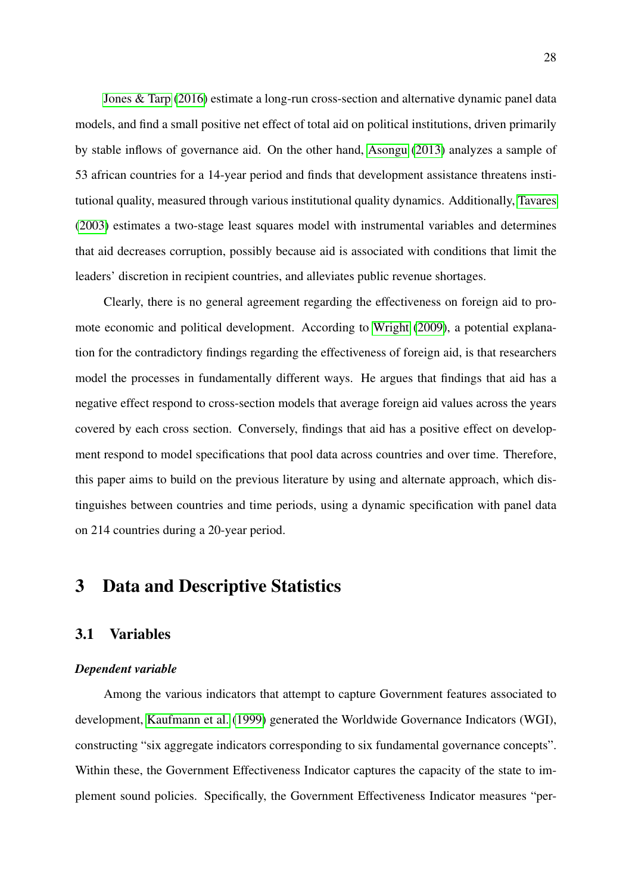Jones & Tarp (2016) estimate a long-run cross-section and alternative dynamic panel data models, and find a small positive net effect of total aid on political institutions, driven primarily by stable inflows of governance aid. On the other hand, Asongu (2013) analyzes a sample of 53 african countries for a 14-year period and finds that development assistance threatens institutional quality, measured through various institutional quality dynamics. Additionally, Tavares (2003) estimates a two-stage least squares model with instrumental variables and determines that aid decreases corruption, possibly because aid is associated with conditions that limit the leaders' discretion in recipient countries, and alleviates public revenue shortages.

Clearly, there is no general agreement regarding the effectiveness on foreign aid to promote economic and political development. According to Wright (2009), a potential explanation for the contradictory findings regarding the effectiveness of foreign aid, is that researchers model the processes in fundamentally different ways. He argues that findings that aid has a negative effect respond to cross-section models that average foreign aid values across the years covered by each cross section. Conversely, findings that aid has a positive effect on development respond to model specifications that pool data across countries and over time. Therefore, this paper aims to build on the previous literature by using and alternate approach, which distinguishes between countries and time periods, using a dynamic specification with panel data on 214 countries during a 20-year period.

# 3 Data and Descriptive Statistics

## 3.1 Variables

***Dependent variable***

Among the various indicators that attempt to capture Government features associated to development, Kaufmann et al. (1999) generated the Worldwide Governance Indicators (WGI), constructing "six aggregate indicators corresponding to six fundamental governance concepts". Within these, the Government Effectiveness Indicator captures the capacity of the state to implement sound policies. Specifically, the Government Effectiveness Indicator measures "per-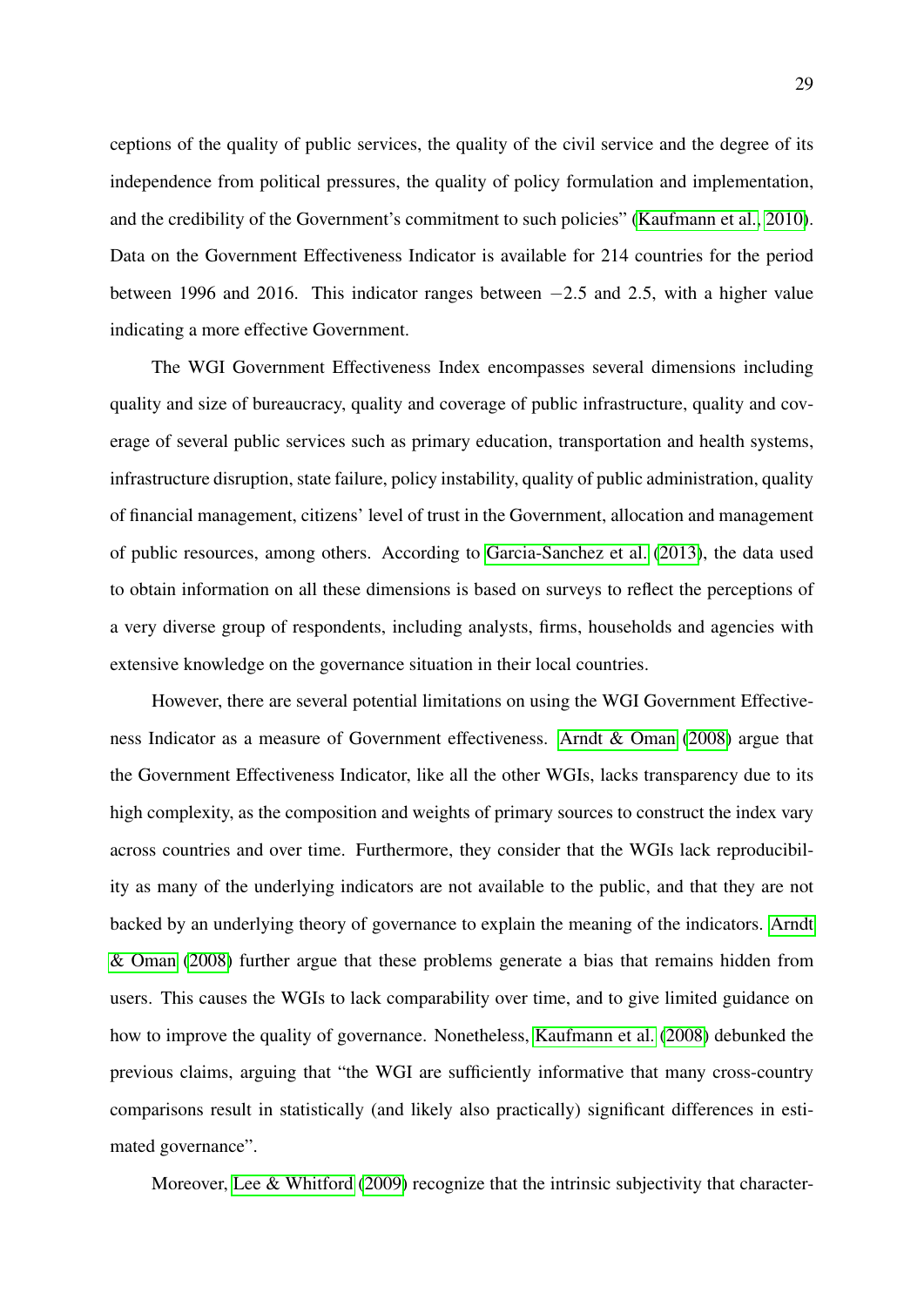ceptions of the quality of public services, the quality of the civil service and the degree of its independence from political pressures, the quality of policy formulation and implementation, and the credibility of the Government's commitment to such policies" (Kaufmann et al., 2010). Data on the Government Effectiveness Indicator is available for 214 countries for the period between 1996 and 2016. This indicator ranges between $-2.5$ and 2.5, with a higher value indicating a more effective Government.

The WGI Government Effectiveness Index encompasses several dimensions including quality and size of bureaucracy, quality and coverage of public infrastructure, quality and coverage of several public services such as primary education, transportation and health systems, infrastructure disruption, state failure, policy instability, quality of public administration, quality of financial management, citizens' level of trust in the Government, allocation and management of public resources, among others. According to Garcia-Sanchez et al. (2013), the data used to obtain information on all these dimensions is based on surveys to reflect the perceptions of a very diverse group of respondents, including analysts, firms, households and agencies with extensive knowledge on the governance situation in their local countries.

However, there are several potential limitations on using the WGI Government Effectiveness Indicator as a measure of Government effectiveness. Arndt & Oman (2008) argue that the Government Effectiveness Indicator, like all the other WGIs, lacks transparency due to its high complexity, as the composition and weights of primary sources to construct the index vary across countries and over time. Furthermore, they consider that the WGIs lack reproducibility as many of the underlying indicators are not available to the public, and that they are not backed by an underlying theory of governance to explain the meaning of the indicators. Arndt & Oman (2008) further argue that these problems generate a bias that remains hidden from users. This causes the WGIs to lack comparability over time, and to give limited guidance on how to improve the quality of governance. Nonetheless, Kaufmann et al. (2008) debunked the previous claims, arguing that "the WGI are sufficiently informative that many cross-country comparisons result in statistically (and likely also practically) significant differences in estimated governance".

Moreover, Lee & Whitford (2009) recognize that the intrinsic subjectivity that character-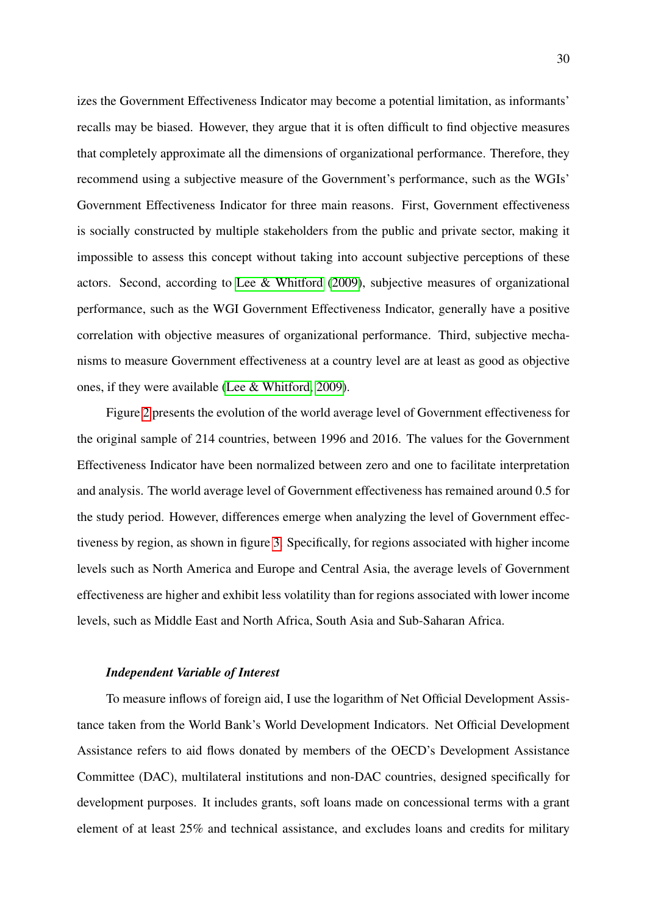izes the Government Effectiveness Indicator may become a potential limitation, as informants' recalls may be biased. However, they argue that it is often difficult to find objective measures that completely approximate all the dimensions of organizational performance. Therefore, they recommend using a subjective measure of the Government's performance, such as the WGIs' Government Effectiveness Indicator for three main reasons. First, Government effectiveness is socially constructed by multiple stakeholders from the public and private sector, making it impossible to assess this concept without taking into account subjective perceptions of these actors. Second, according to Lee & Whitford (2009), subjective measures of organizational performance, such as the WGI Government Effectiveness Indicator, generally have a positive correlation with objective measures of organizational performance. Third, subjective mechanisms to measure Government effectiveness at a country level are at least as good as objective ones, if they were available (Lee & Whitford, 2009).

Figure 2 presents the evolution of the world average level of Government effectiveness for the original sample of 214 countries, between 1996 and 2016. The values for the Government Effectiveness Indicator have been normalized between zero and one to facilitate interpretation and analysis. The world average level of Government effectiveness has remained around 0.5 for the study period. However, differences emerge when analyzing the level of Government effectiveness by region, as shown in figure 3. Specifically, for regions associated with higher income levels such as North America and Europe and Central Asia, the average levels of Government effectiveness are higher and exhibit less volatility than for regions associated with lower income levels, such as Middle East and North Africa, South Asia and Sub-Saharan Africa.

#### ***Independent Variable of Interest***

To measure inflows of foreign aid, I use the logarithm of Net Official Development Assistance taken from the World Bank's World Development Indicators. Net Official Development Assistance refers to aid flows donated by members of the OECD's Development Assistance Committee (DAC), multilateral institutions and non-DAC countries, designed specifically for development purposes. It includes grants, soft loans made on concessional terms with a grant element of at least 25% and technical assistance, and excludes loans and credits for military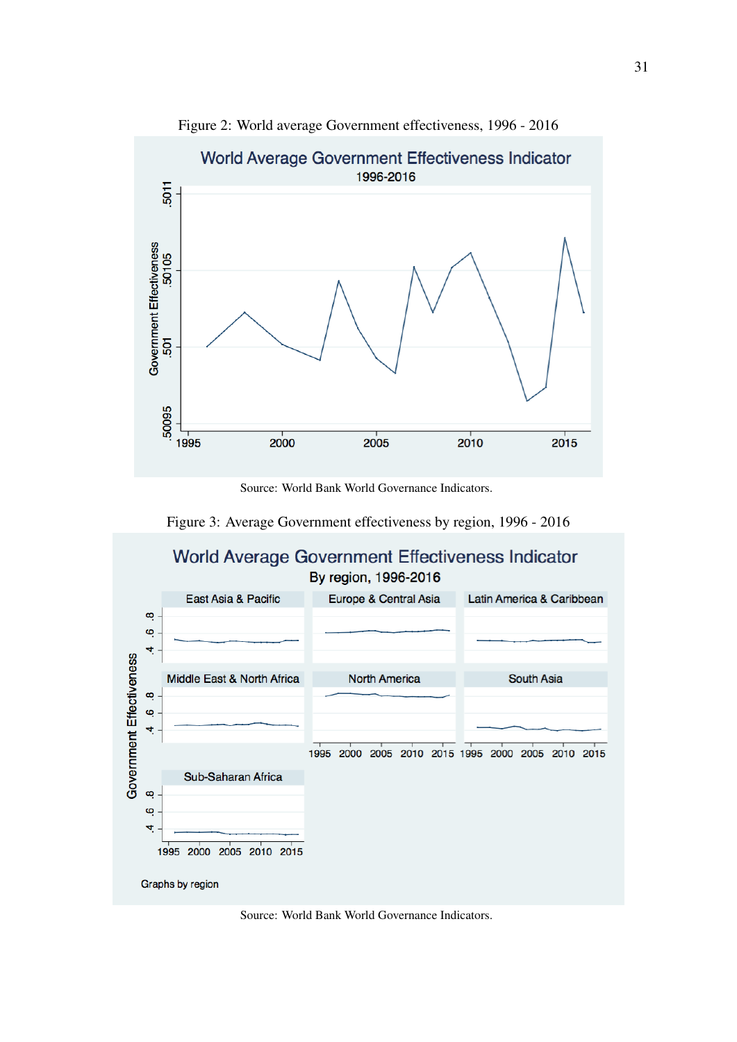Figure 2: World average Government effectiveness, 1996 - 2016

Source: World Bank World Governance Indicators.

Figure 3: Average Government effectiveness by region, 1996 - 2016

Source: World Bank World Governance Indicators.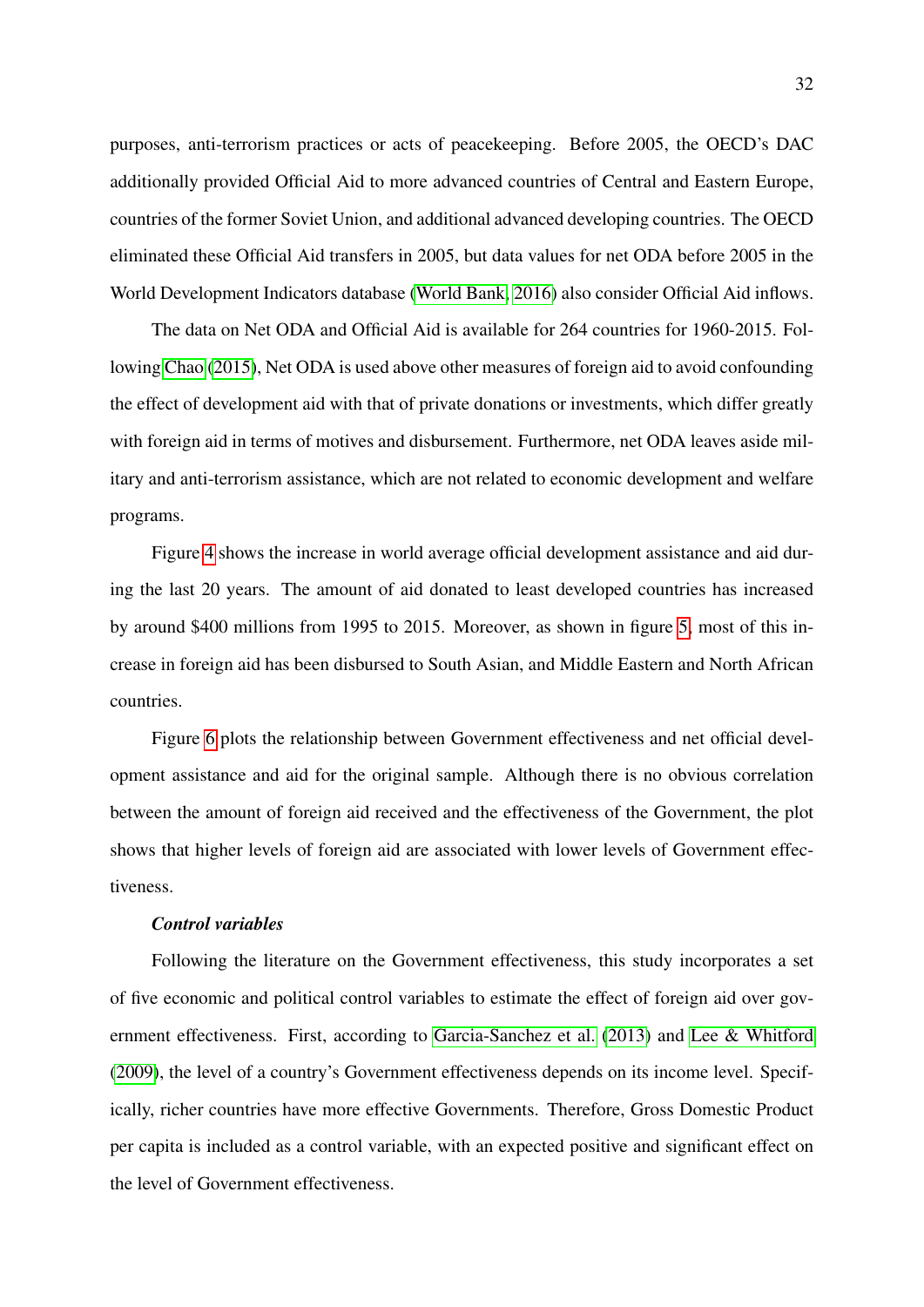purposes, anti-terrorism practices or acts of peacekeeping. Before 2005, the OECD's DAC additionally provided Official Aid to more advanced countries of Central and Eastern Europe, countries of the former Soviet Union, and additional advanced developing countries. The OECD eliminated these Official Aid transfers in 2005, but data values for net ODA before 2005 in the World Development Indicators database (World Bank, 2016) also consider Official Aid inflows.

The data on Net ODA and Official Aid is available for 264 countries for 1960-2015. Following Chao (2015), Net ODA is used above other measures of foreign aid to avoid confounding the effect of development aid with that of private donations or investments, which differ greatly with foreign aid in terms of motives and disbursement. Furthermore, net ODA leaves aside military and anti-terrorism assistance, which are not related to economic development and welfare programs.

Figure 4 shows the increase in world average official development assistance and aid during the last 20 years. The amount of aid donated to least developed countries has increased by around $400 millions from 1995 to 2015. Moreover, as shown in figure 5, most of this increase in foreign aid has been disbursed to South Asian, and Middle Eastern and North African countries.

Figure 6 plots the relationship between Government effectiveness and net official development assistance and aid for the original sample. Although there is no obvious correlation between the amount of foreign aid received and the effectiveness of the Government, the plot shows that higher levels of foreign aid are associated with lower levels of Government effectiveness.

***Control variables***

Following the literature on the Government effectiveness, this study incorporates a set of five economic and political control variables to estimate the effect of foreign aid over government effectiveness. First, according to Garcia-Sanchez et al. (2013) and Lee & Whitford (2009), the level of a country's Government effectiveness depends on its income level. Specifically, richer countries have more effective Governments. Therefore, Gross Domestic Product per capita is included as a control variable, with an expected positive and significant effect on the level of Government effectiveness.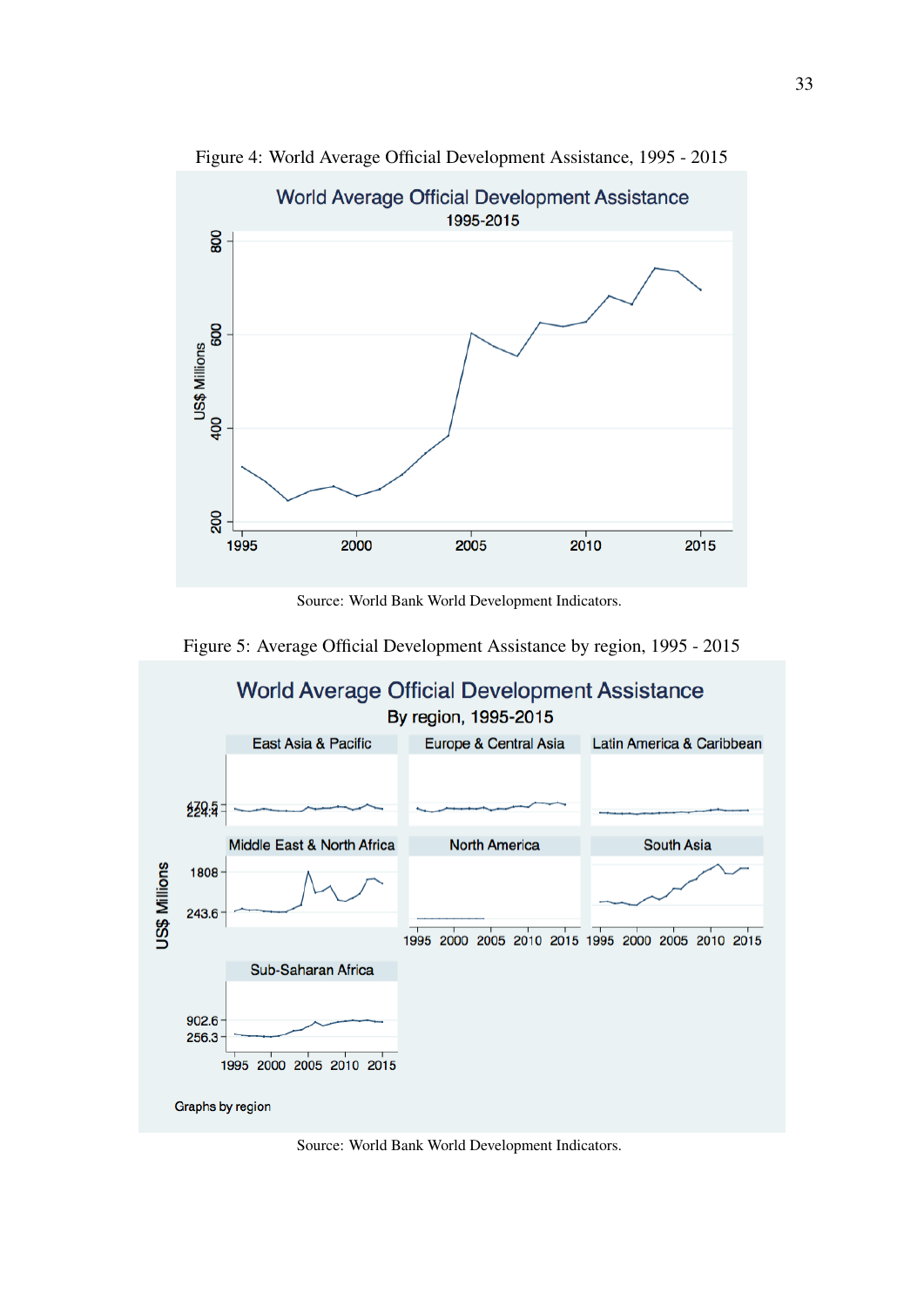Figure 4: World Average Official Development Assistance, 1995 - 2015

Source: World Bank World Development Indicators.

Figure 5: Average Official Development Assistance by region, 1995 - 2015

Source: World Bank World Development Indicators.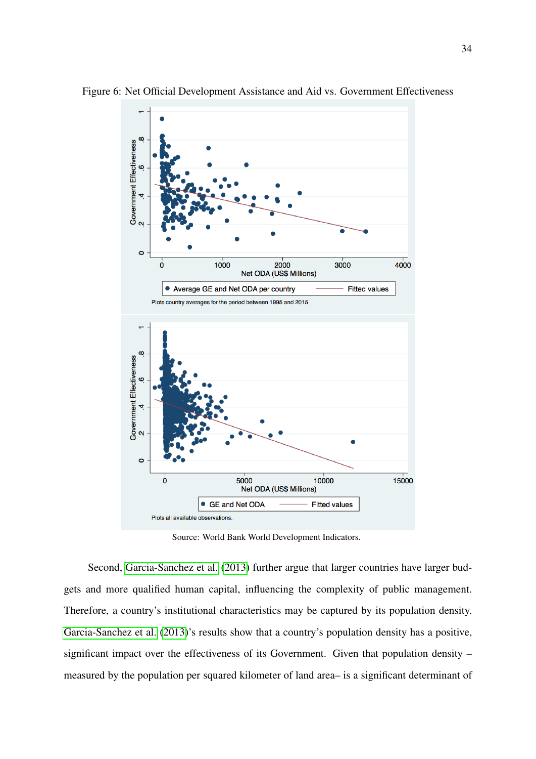Figure 6: Net Official Development Assistance and Aid vs. Government Effectiveness

Source: World Bank World Development Indicators.

Second, Garcia-Sanchez et al. (2013) further argue that larger countries have larger budgets and more qualified human capital, influencing the complexity of public management. Therefore, a country's institutional characteristics may be captured by its population density. Garcia-Sanchez et al. (2013)'s results show that a country's population density has a positive, significant impact over the effectiveness of its Government. Given that population density – measured by the population per squared kilometer of land area– is a significant determinant of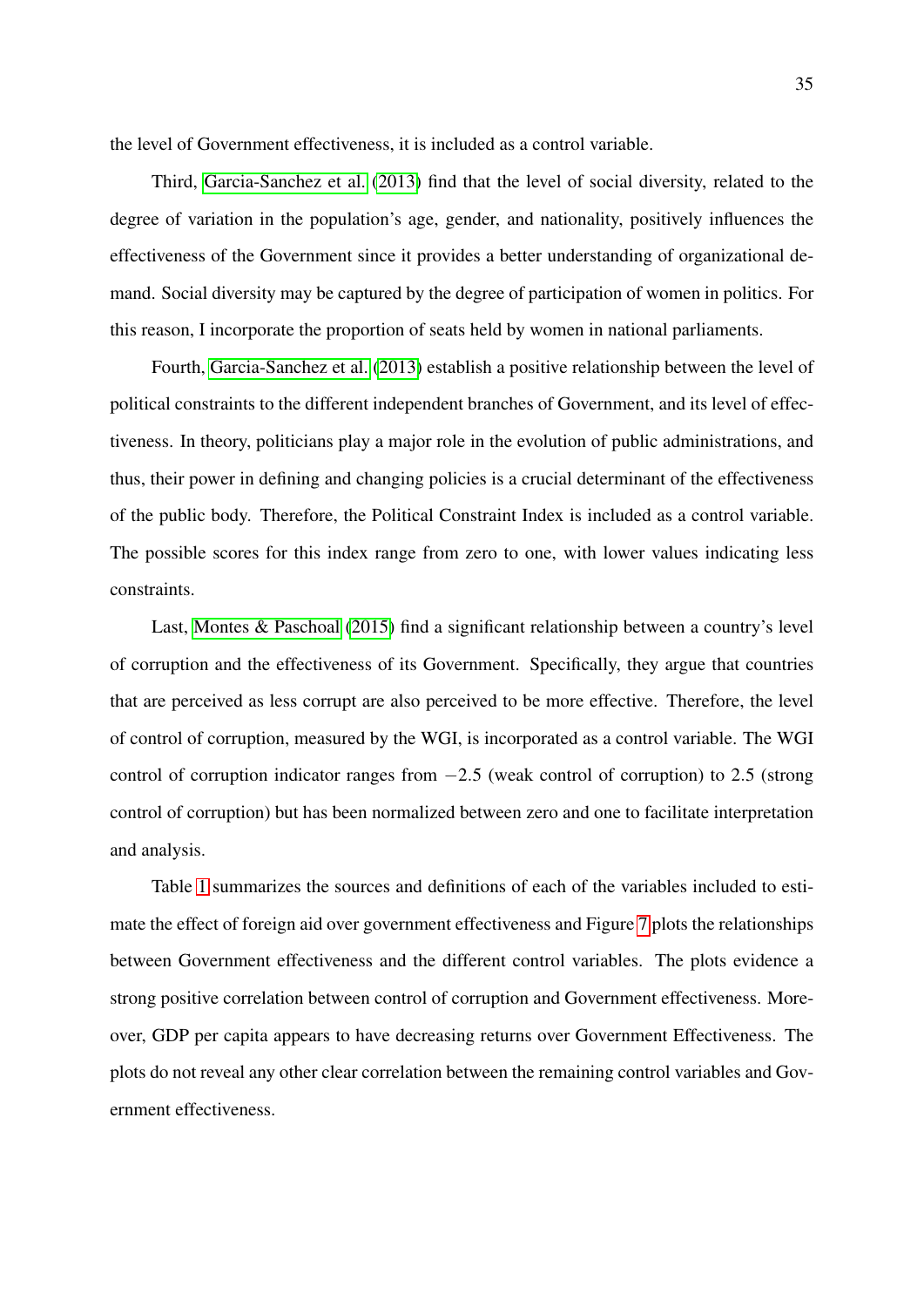the level of Government effectiveness, it is included as a control variable.

Third, Garcia-Sanchez et al. (2013) find that the level of social diversity, related to the degree of variation in the population's age, gender, and nationality, positively influences the effectiveness of the Government since it provides a better understanding of organizational demand. Social diversity may be captured by the degree of participation of women in politics. For this reason, I incorporate the proportion of seats held by women in national parliaments.

Fourth, Garcia-Sanchez et al. (2013) establish a positive relationship between the level of political constraints to the different independent branches of Government, and its level of effectiveness. In theory, politicians play a major role in the evolution of public administrations, and thus, their power in defining and changing policies is a crucial determinant of the effectiveness of the public body. Therefore, the Political Constraint Index is included as a control variable. The possible scores for this index range from zero to one, with lower values indicating less constraints.

Last, Montes & Paschoal (2015) find a significant relationship between a country's level of corruption and the effectiveness of its Government. Specifically, they argue that countries that are perceived as less corrupt are also perceived to be more effective. Therefore, the level of control of corruption, measured by the WGI, is incorporated as a control variable. The WGI control of corruption indicator ranges from $-2.5$ (weak control of corruption) to 2.5 (strong control of corruption) but has been normalized between zero and one to facilitate interpretation and analysis.

Table 1 summarizes the sources and definitions of each of the variables included to estimate the effect of foreign aid over government effectiveness and Figure 7 plots the relationships between Government effectiveness and the different control variables. The plots evidence a strong positive correlation between control of corruption and Government effectiveness. Moreover, GDP per capita appears to have decreasing returns over Government Effectiveness. The plots do not reveal any other clear correlation between the remaining control variables and Government effectiveness.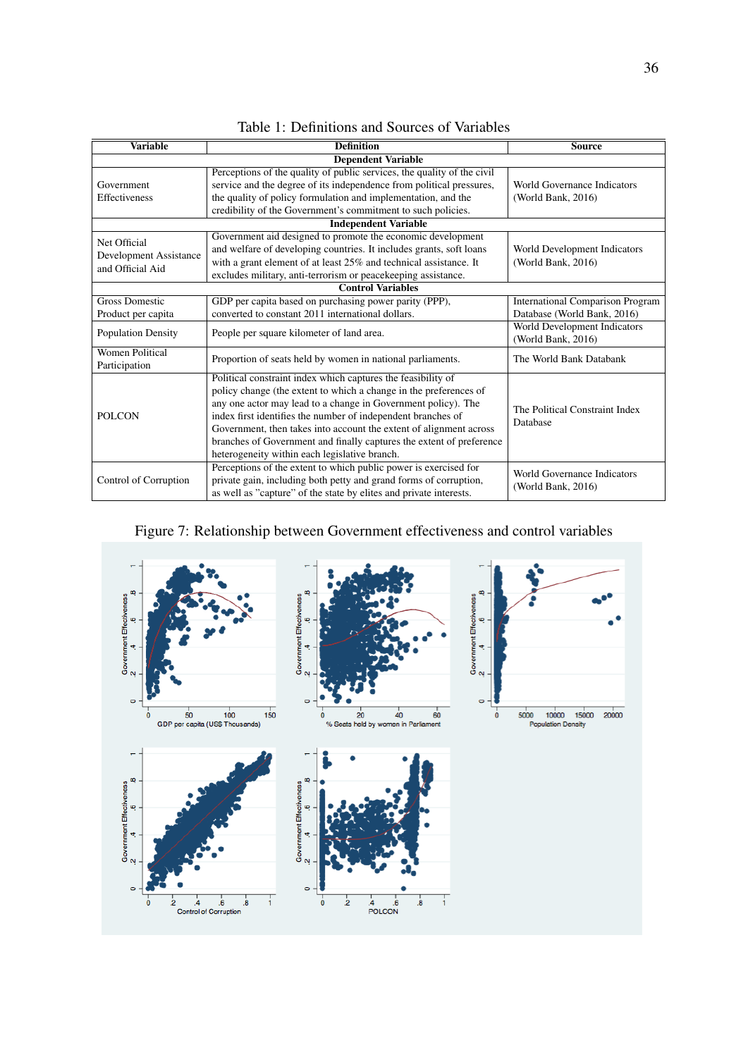Table 1: Definitions and Sources of Variables

| Variable | Definition | Source |
|---|---|---|
| **Dependent Variable** | | |
| Government Effectiveness | Perceptions of the quality of public services, the quality of the civil service and the degree of its independence from political pressures, the quality of policy formulation and implementation, and the credibility of the Government's commitment to such policies. | World Governance Indicators (World Bank, 2016) |
| **Independent Variable** | | |
| Net Official Development Assistance and Official Aid | Government aid designed to promote the economic development and welfare of developing countries. It includes grants, soft loans with a grant element of at least 25% and technical assistance. It excludes military, anti-terrorism or peacekeeping assistance. | World Development Indicators (World Bank, 2016) |
| **Control Variables** | | |
| Gross Domestic Product per capita | GDP per capita based on purchasing power parity (PPP), converted to constant 2011 international dollars. | International Comparison Program Database (World Bank, 2016) |
| Population Density | People per square kilometer of land area. | World Development Indicators (World Bank, 2016) |
| Women Political Participation | Proportion of seats held by women in national parliaments. | The World Bank Databank |
| POLCON | Political constraint index which captures the feasibility of policy change (the extent to which a change in the preferences of any one actor may lead to a change in Government policy). The index first identifies the number of independent branches of Government, then takes into account the extent of alignment across branches of Government and finally captures the extent of preference heterogeneity within each legislative branch. | The Political Constraint Index Database |
| Control of Corruption | Perceptions of the extent to which public power is exercised for private gain, including both petty and grand forms of corruption, as well as "capture" of the state by elites and private interests. | World Governance Indicators (World Bank, 2016) |

Figure 7: Relationship between Government effectiveness and control variables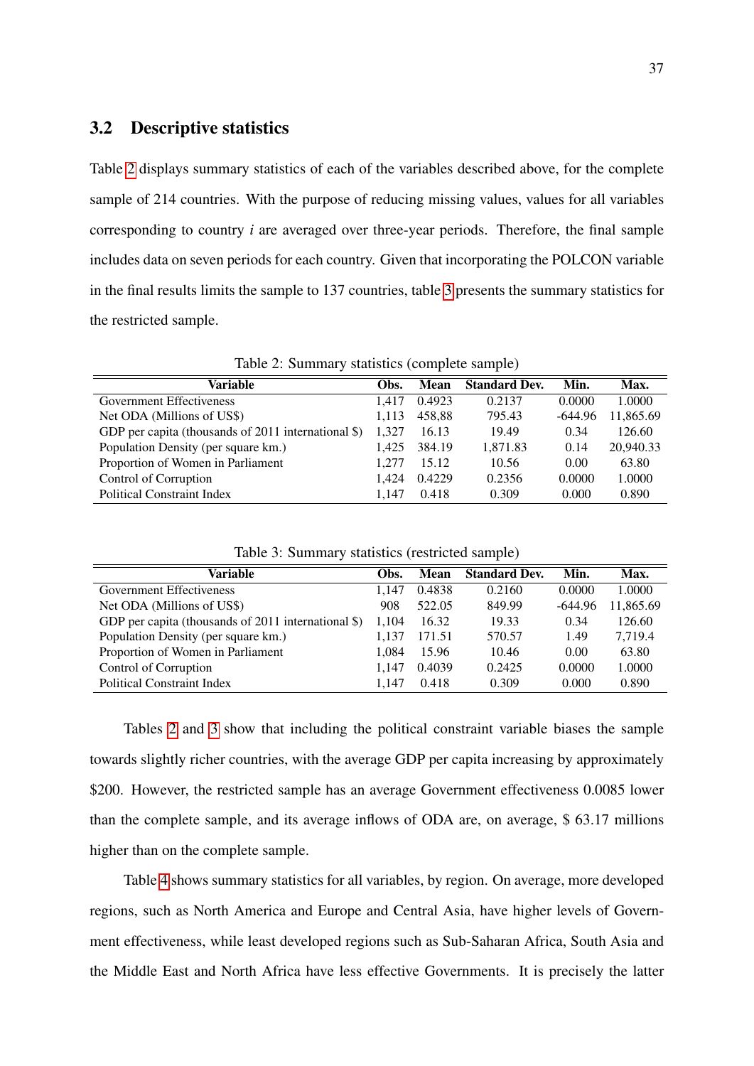## 3.2 Descriptive statistics

Table 2 displays summary statistics of each of the variables described above, for the complete sample of 214 countries. With the purpose of reducing missing values, values for all variables corresponding to country $i$ are averaged over three-year periods. Therefore, the final sample includes data on seven periods for each country. Given that incorporating the POLCON variable in the final results limits the sample to 137 countries, table 3 presents the summary statistics for the restricted sample.

Table 2: Summary statistics (complete sample)

| Variable | Obs. | Mean | Standard Dev. | Min. | Max. |
|---|---|---|---|---|---|
| Government Effectiveness | 1,417 | 0.4923 | 0.2137 | 0.0000 | 1.0000 |
| Net ODA (Millions of US$) | 1,113 | 458,88 | 795.43 | -644.96 | 11,865.69 |
| GDP per capita (thousands of 2011 international $) | 1,327 | 16.13 | 19.49 | 0.34 | 126.60 |
| Population Density (per square km.) | 1,425 | 384.19 | 1,871.83 | 0.14 | 20,940.33 |
| Proportion of Women in Parliament | 1,277 | 15.12 | 10.56 | 0.00 | 63.80 |
| Control of Corruption | 1,424 | 0.4229 | 0.2356 | 0.0000 | 1.0000 |
| Political Constraint Index | 1,147 | 0.418 | 0.309 | 0.000 | 0.890 |

Table 3: Summary statistics (restricted sample)

| Variable | Obs. | Mean | Standard Dev. | Min. | Max. |
|---|---|---|---|---|---|
| Government Effectiveness | 1,147 | 0.4838 | 0.2160 | 0.0000 | 1.0000 |
| Net ODA (Millions of US$) | 908 | 522.05 | 849.99 | -644.96 | 11,865.69 |
| GDP per capita (thousands of 2011 international $) | 1,104 | 16.32 | 19.33 | 0.34 | 126.60 |
| Population Density (per square km.) | 1,137 | 171.51 | 570.57 | 1.49 | 7,719.4 |
| Proportion of Women in Parliament | 1,084 | 15.96 | 10.46 | 0.00 | 63.80 |
| Control of Corruption | 1,147 | 0.4039 | 0.2425 | 0.0000 | 1.0000 |
| Political Constraint Index | 1,147 | 0.418 | 0.309 | 0.000 | 0.890 |

Tables 2 and 3 show that including the political constraint variable biases the sample towards slightly richer countries, with the average GDP per capita increasing by approximately $200. However, the restricted sample has an average Government effectiveness 0.0085 lower than the complete sample, and its average inflows of ODA are, on average, $ 63.17 millions higher than on the complete sample.

Table 4 shows summary statistics for all variables, by region. On average, more developed regions, such as North America and Europe and Central Asia, have higher levels of Government effectiveness, while least developed regions such as Sub-Saharan Africa, South Asia and the Middle East and North Africa have less effective Governments. It is precisely the latter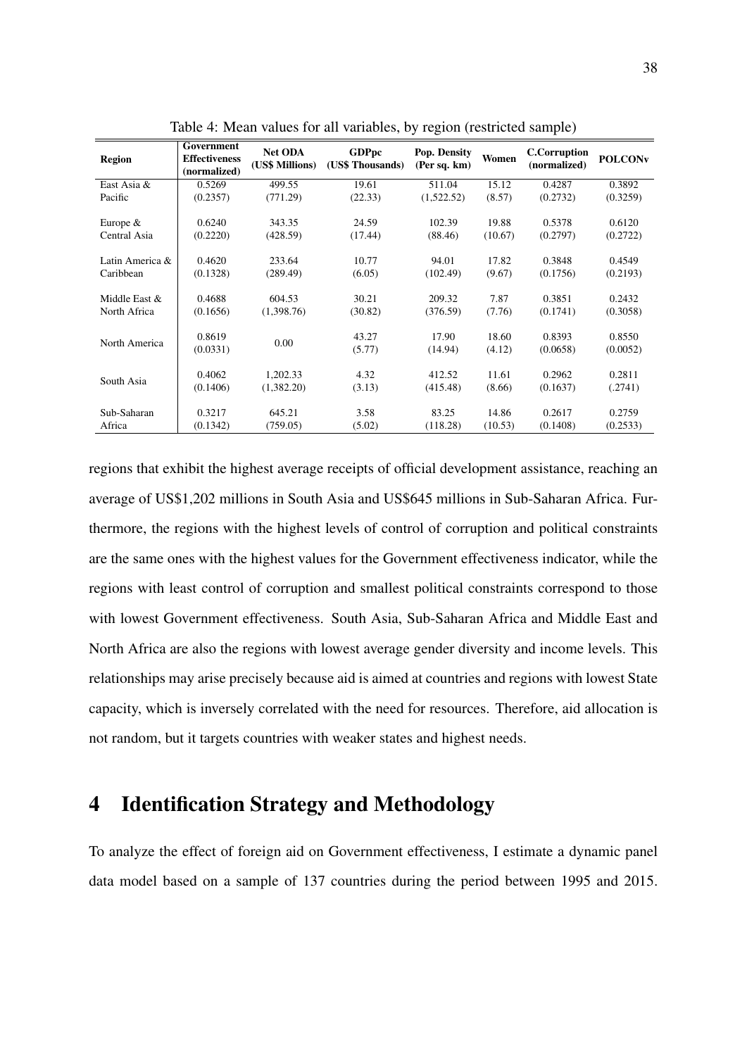Table 4: Mean values for all variables, by region (restricted sample)

| Region | Government Effectiveness (normalized) | Net ODA (US$ Millions) | GDPpc (US$ Thousands) | Pop. Density (Per sq. km) | Women | C.Corruption (normalized) | POLCONv |
|---|---|---|---|---|---|---|---|
| East Asia & Pacific | 0.5269<br>(0.2357) | 499.55<br>(771.29) | 19.61<br>(22.33) | 511.04<br>(1,522.52) | 15.12<br>(8.57) | 0.4287<br>(0.2732) | 0.3892<br>(0.3259) |
| Europe & Central Asia | 0.6240<br>(0.2220) | 343.35<br>(428.59) | 24.59<br>(17.44) | 102.39<br>(88.46) | 19.88<br>(10.67) | 0.5378<br>(0.2797) | 0.6120<br>(0.2722) |
| Latin America & Caribbean | 0.4620<br>(0.1328) | 233.64<br>(289.49) | 10.77<br>(6.05) | 94.01<br>(102.49) | 17.82<br>(9.67) | 0.3848<br>(0.1756) | 0.4549<br>(0.2193) |
| Middle East & North Africa | 0.4688<br>(0.1656) | 604.53<br>(1,398.76) | 30.21<br>(30.82) | 209.32<br>(376.59) | 7.87<br>(7.76) | 0.3851<br>(0.1741) | 0.2432<br>(0.3058) |
| North America | 0.8619<br>(0.0331) | 0.00 | 43.27<br>(5.77) | 17.90<br>(14.94) | 18.60<br>(4.12) | 0.8393<br>(0.0658) | 0.8550<br>(0.0052) |
| South Asia | 0.4062<br>(0.1406) | 1,202.33<br>(1,382.20) | 4.32<br>(3.13) | 412.52<br>(415.48) | 11.61<br>(8.66) | 0.2962<br>(0.1637) | 0.2811<br>(.2741) |
| Sub-Saharan Africa | 0.3217<br>(0.1342) | 645.21<br>(759.05) | 3.58<br>(5.02) | 83.25<br>(118.28) | 14.86<br>(10.53) | 0.2617<br>(0.1408) | 0.2759<br>(0.2533) |

regions that exhibit the highest average receipts of official development assistance, reaching an average of US$1,202 millions in South Asia and US$645 millions in Sub-Saharan Africa. Furthermore, the regions with the highest levels of control of corruption and political constraints are the same ones with the highest values for the Government effectiveness indicator, while the regions with least control of corruption and smallest political constraints correspond to those with lowest Government effectiveness. South Asia, Sub-Saharan Africa and Middle East and North Africa are also the regions with lowest average gender diversity and income levels. This relationships may arise precisely because aid is aimed at countries and regions with lowest State capacity, which is inversely correlated with the need for resources. Therefore, aid allocation is not random, but it targets countries with weaker states and highest needs.

# 4 Identification Strategy and Methodology

To analyze the effect of foreign aid on Government effectiveness, I estimate a dynamic panel data model based on a sample of 137 countries during the period between 1995 and 2015.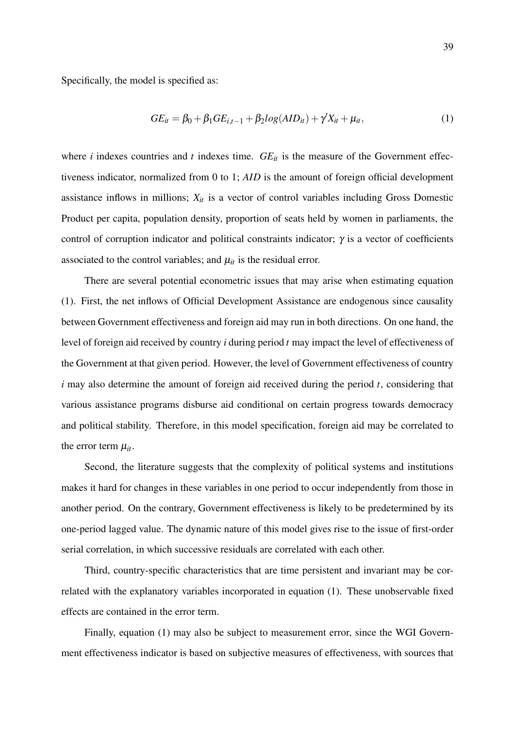Specifically, the model is specified as:

$$GE_{it} = \beta_0 + \beta_1 GE_{i,t-1} + \beta_2 log(AID_{it}) + \gamma' X_{it} + \mu_{it}, \tag{1}$$

where $i$ indexes countries and $t$ indexes time. $GE_{it}$ is the measure of the Government effectiveness indicator, normalized from 0 to 1; *AID* is the amount of foreign official development assistance inflows in millions; $X_{it}$ is a vector of control variables including Gross Domestic Product per capita, population density, proportion of seats held by women in parliaments, the control of corruption indicator and political constraints indicator; $\gamma$ is a vector of coefficients associated to the control variables; and $\mu_{it}$ is the residual error.

There are several potential econometric issues that may arise when estimating equation (1). First, the net inflows of Official Development Assistance are endogenous since causality between Government effectiveness and foreign aid may run in both directions. On one hand, the level of foreign aid received by country $i$ during period $t$ may impact the level of effectiveness of the Government at that given period. However, the level of Government effectiveness of country $i$ may also determine the amount of foreign aid received during the period $t$, considering that various assistance programs disburse aid conditional on certain progress towards democracy and political stability. Therefore, in this model specification, foreign aid may be correlated to the error term $\mu_{it}$.

Second, the literature suggests that the complexity of political systems and institutions makes it hard for changes in these variables in one period to occur independently from those in another period. On the contrary, Government effectiveness is likely to be predetermined by its one-period lagged value. The dynamic nature of this model gives rise to the issue of first-order serial correlation, in which successive residuals are correlated with each other.

Third, country-specific characteristics that are time persistent and invariant may be correlated with the explanatory variables incorporated in equation (1). These unobservable fixed effects are contained in the error term.

Finally, equation (1) may also be subject to measurement error, since the WGI Government effectiveness indicator is based on subjective measures of effectiveness, with sources that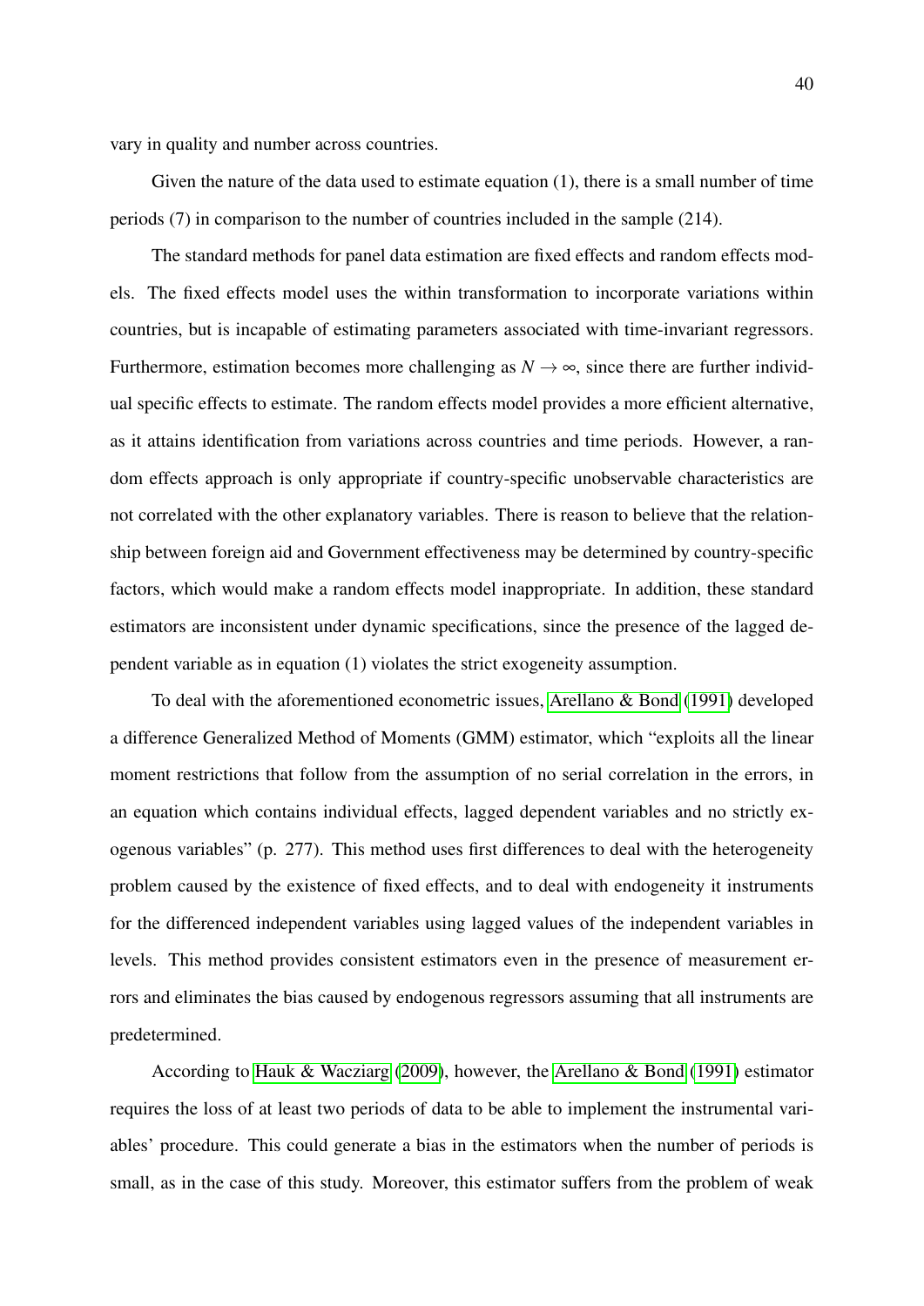vary in quality and number across countries.

Given the nature of the data used to estimate equation (1), there is a small number of time periods (7) in comparison to the number of countries included in the sample (214).

The standard methods for panel data estimation are fixed effects and random effects models. The fixed effects model uses the within transformation to incorporate variations within countries, but is incapable of estimating parameters associated with time-invariant regressors. Furthermore, estimation becomes more challenging as $N \to \infty$, since there are further individual specific effects to estimate. The random effects model provides a more efficient alternative, as it attains identification from variations across countries and time periods. However, a random effects approach is only appropriate if country-specific unobservable characteristics are not correlated with the other explanatory variables. There is reason to believe that the relationship between foreign aid and Government effectiveness may be determined by country-specific factors, which would make a random effects model inappropriate. In addition, these standard estimators are inconsistent under dynamic specifications, since the presence of the lagged dependent variable as in equation (1) violates the strict exogeneity assumption.

To deal with the aforementioned econometric issues, Arellano & Bond (1991) developed a difference Generalized Method of Moments (GMM) estimator, which "exploits all the linear moment restrictions that follow from the assumption of no serial correlation in the errors, in an equation which contains individual effects, lagged dependent variables and no strictly exogenous variables" (p. 277). This method uses first differences to deal with the heterogeneity problem caused by the existence of fixed effects, and to deal with endogeneity it instruments for the differenced independent variables using lagged values of the independent variables in levels. This method provides consistent estimators even in the presence of measurement errors and eliminates the bias caused by endogenous regressors assuming that all instruments are predetermined.

According to Hauk & Wacziarg (2009), however, the Arellano & Bond (1991) estimator requires the loss of at least two periods of data to be able to implement the instrumental variables' procedure. This could generate a bias in the estimators when the number of periods is small, as in the case of this study. Moreover, this estimator suffers from the problem of weak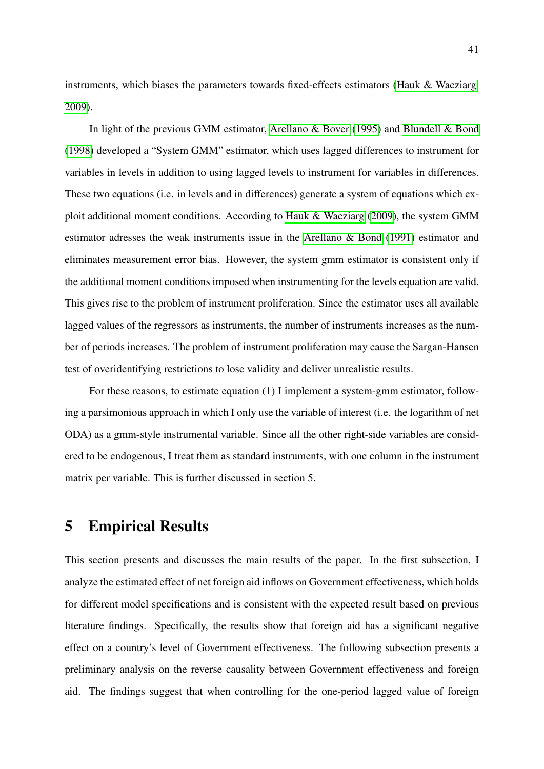instruments, which biases the parameters towards fixed-effects estimators (Hauk & Wacziarg, 2009).

In light of the previous GMM estimator, Arellano & Bover (1995) and Blundell & Bond (1998) developed a "System GMM" estimator, which uses lagged differences to instrument for variables in levels in addition to using lagged levels to instrument for variables in differences. These two equations (i.e. in levels and in differences) generate a system of equations which exploit additional moment conditions. According to Hauk & Wacziarg (2009), the system GMM estimator adresses the weak instruments issue in the Arellano & Bond (1991) estimator and eliminates measurement error bias. However, the system gmm estimator is consistent only if the additional moment conditions imposed when instrumenting for the levels equation are valid. This gives rise to the problem of instrument proliferation. Since the estimator uses all available lagged values of the regressors as instruments, the number of instruments increases as the number of periods increases. The problem of instrument proliferation may cause the Sargan-Hansen test of overidentifying restrictions to lose validity and deliver unrealistic results.

For these reasons, to estimate equation (1) I implement a system-gmm estimator, following a parsimonious approach in which I only use the variable of interest (i.e. the logarithm of net ODA) as a gmm-style instrumental variable. Since all the other right-side variables are considered to be endogenous, I treat them as standard instruments, with one column in the instrument matrix per variable. This is further discussed in section 5.

# 5 Empirical Results

This section presents and discusses the main results of the paper. In the first subsection, I analyze the estimated effect of net foreign aid inflows on Government effectiveness, which holds for different model specifications and is consistent with the expected result based on previous literature findings. Specifically, the results show that foreign aid has a significant negative effect on a country's level of Government effectiveness. The following subsection presents a preliminary analysis on the reverse causality between Government effectiveness and foreign aid. The findings suggest that when controlling for the one-period lagged value of foreign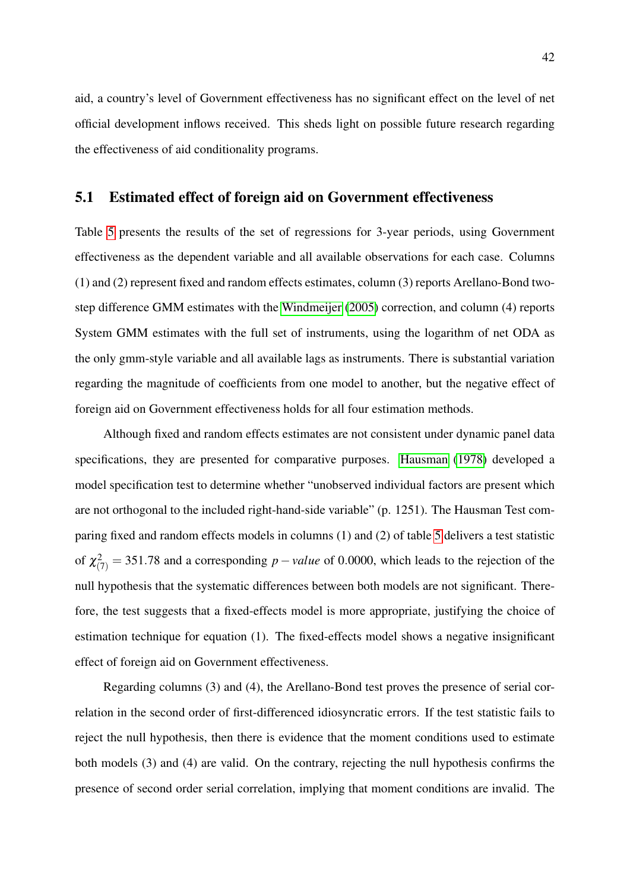aid, a country's level of Government effectiveness has no significant effect on the level of net official development inflows received. This sheds light on possible future research regarding the effectiveness of aid conditionality programs.

## 5.1 Estimated effect of foreign aid on Government effectiveness

Table 5 presents the results of the set of regressions for 3-year periods, using Government effectiveness as the dependent variable and all available observations for each case. Columns (1) and (2) represent fixed and random effects estimates, column (3) reports Arellano-Bond two-step difference GMM estimates with the Windmeijer (2005) correction, and column (4) reports System GMM estimates with the full set of instruments, using the logarithm of net ODA as the only gmm-style variable and all available lags as instruments. There is substantial variation regarding the magnitude of coefficients from one model to another, but the negative effect of foreign aid on Government effectiveness holds for all four estimation methods.

Although fixed and random effects estimates are not consistent under dynamic panel data specifications, they are presented for comparative purposes. Hausman (1978) developed a model specification test to determine whether "unobserved individual factors are present which are not orthogonal to the included right-hand-side variable" (p. 1251). The Hausman Test comparing fixed and random effects models in columns (1) and (2) of table 5 delivers a test statistic of $\chi^2_{(7)} = 351.78$ and a corresponding $p-value$ of 0.0000, which leads to the rejection of the null hypothesis that the systematic differences between both models are not significant. Therefore, the test suggests that a fixed-effects model is more appropriate, justifying the choice of estimation technique for equation (1). The fixed-effects model shows a negative insignificant effect of foreign aid on Government effectiveness.

Regarding columns (3) and (4), the Arellano-Bond test proves the presence of serial correlation in the second order of first-differenced idiosyncratic errors. If the test statistic fails to reject the null hypothesis, then there is evidence that the moment conditions used to estimate both models (3) and (4) are valid. On the contrary, rejecting the null hypothesis confirms the presence of second order serial correlation, implying that moment conditions are invalid. The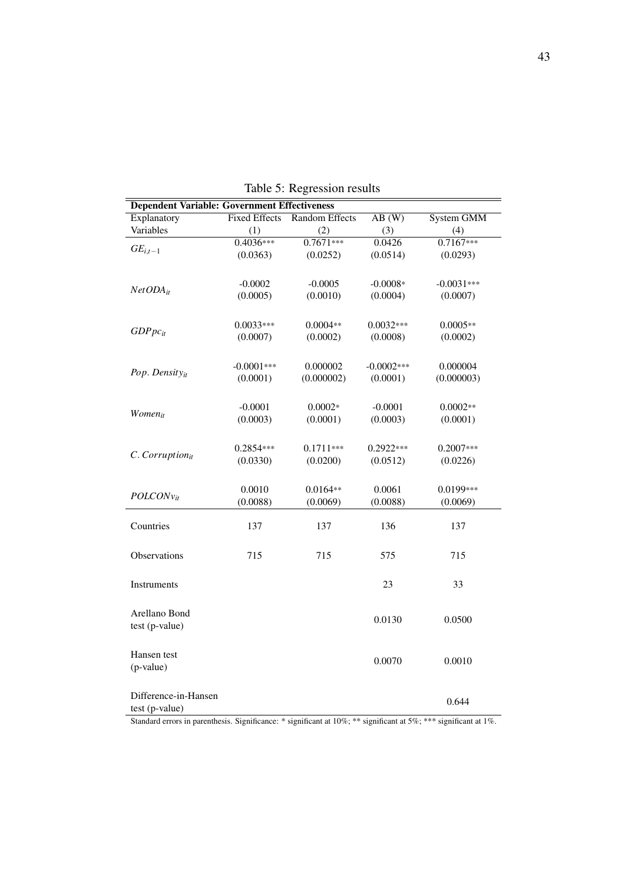Table 5: Regression results

| **Dependent Variable: Government Effectiveness** | | | | |
|---|---|---|---|---|
| Explanatory Variables | Fixed Effects (1) | Random Effects (2) | AB (W) (3) | System GMM (4) |
| $GE_{i,t-1}$ | 0.4036*** | 0.7671*** | 0.0426 | 0.7167*** |
| | (0.0363) | (0.0252) | (0.0514) | (0.0293) |
| $NetODA_{it}$ | -0.0002 | -0.0005 | -0.0008* | -0.0031*** |
| | (0.0005) | (0.0010) | (0.0004) | (0.0007) |
| $GDPpc_{it}$ | 0.0033*** | 0.0004** | 0.0032*** | 0.0005** |
| | (0.0007) | (0.0002) | (0.0008) | (0.0002) |
| $Pop.\ Density_{it}$ | -0.0001*** | 0.000002 | -0.0002*** | 0.000004 |
| | (0.0001) | (0.000002) | (0.0001) | (0.000003) |
| $Women_{it}$ | -0.0001 | 0.0002* | -0.0001 | 0.0002** |
| | (0.0003) | (0.0001) | (0.0003) | (0.0001) |
| $C.\ Corruption_{it}$ | 0.2854*** | 0.1711*** | 0.2922*** | 0.2007*** |
| | (0.0330) | (0.0200) | (0.0512) | (0.0226) |
| $POLCONv_{it}$ | 0.0010 | 0.0164** | 0.0061 | 0.0199*** |
| | (0.0088) | (0.0069) | (0.0088) | (0.0069) |
| Countries | 137 | 137 | 136 | 137 |
| Observations | 715 | 715 | 575 | 715 |
| Instruments | | | 23 | 33 |
| Arellano Bond test (p-value) | | | 0.0130 | 0.0500 |
| Hansen test (p-value) | | | 0.0070 | 0.0010 |
| Difference-in-Hansen test (p-value) | | | | 0.644 |

Standard errors in parenthesis. Significance: * significant at 10%; ** significant at 5%; *** significant at 1%.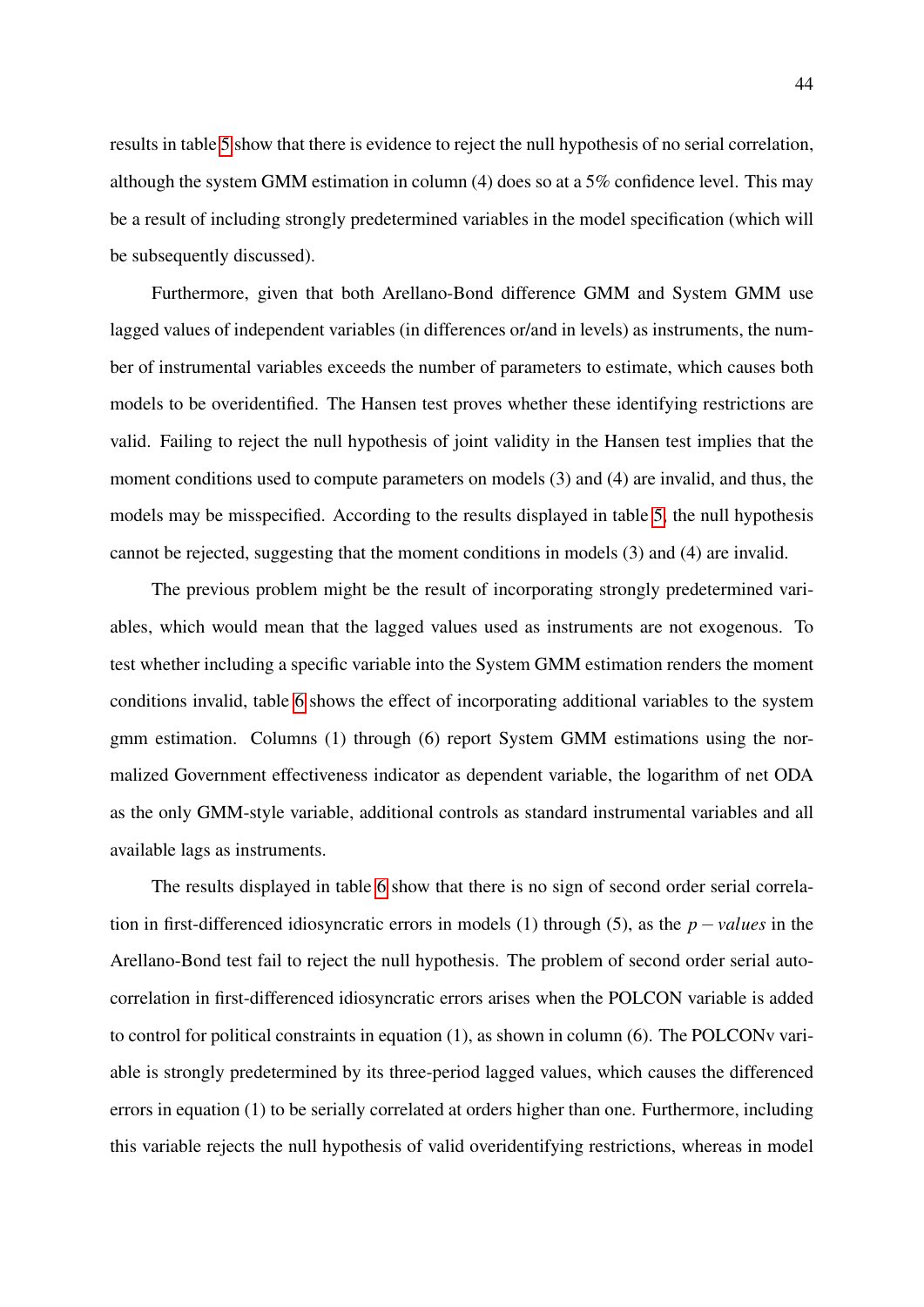results in table 5 show that there is evidence to reject the null hypothesis of no serial correlation, although the system GMM estimation in column (4) does so at a 5% confidence level. This may be a result of including strongly predetermined variables in the model specification (which will be subsequently discussed).

Furthermore, given that both Arellano-Bond difference GMM and System GMM use lagged values of independent variables (in differences or/and in levels) as instruments, the number of instrumental variables exceeds the number of parameters to estimate, which causes both models to be overidentified. The Hansen test proves whether these identifying restrictions are valid. Failing to reject the null hypothesis of joint validity in the Hansen test implies that the moment conditions used to compute parameters on models (3) and (4) are invalid, and thus, the models may be misspecified. According to the results displayed in table 5, the null hypothesis cannot be rejected, suggesting that the moment conditions in models (3) and (4) are invalid.

The previous problem might be the result of incorporating strongly predetermined variables, which would mean that the lagged values used as instruments are not exogenous. To test whether including a specific variable into the System GMM estimation renders the moment conditions invalid, table 6 shows the effect of incorporating additional variables to the system gmm estimation. Columns (1) through (6) report System GMM estimations using the normalized Government effectiveness indicator as dependent variable, the logarithm of net ODA as the only GMM-style variable, additional controls as standard instrumental variables and all available lags as instruments.

The results displayed in table 6 show that there is no sign of second order serial correlation in first-differenced idiosyncratic errors in models (1) through (5), as the $p-values$ in the Arellano-Bond test fail to reject the null hypothesis. The problem of second order serial autocorrelation in first-differenced idiosyncratic errors arises when the POLCON variable is added to control for political constraints in equation (1), as shown in column (6). The POLCONv variable is strongly predetermined by its three-period lagged values, which causes the differenced errors in equation (1) to be serially correlated at orders higher than one. Furthermore, including this variable rejects the null hypothesis of valid overidentifying restrictions, whereas in model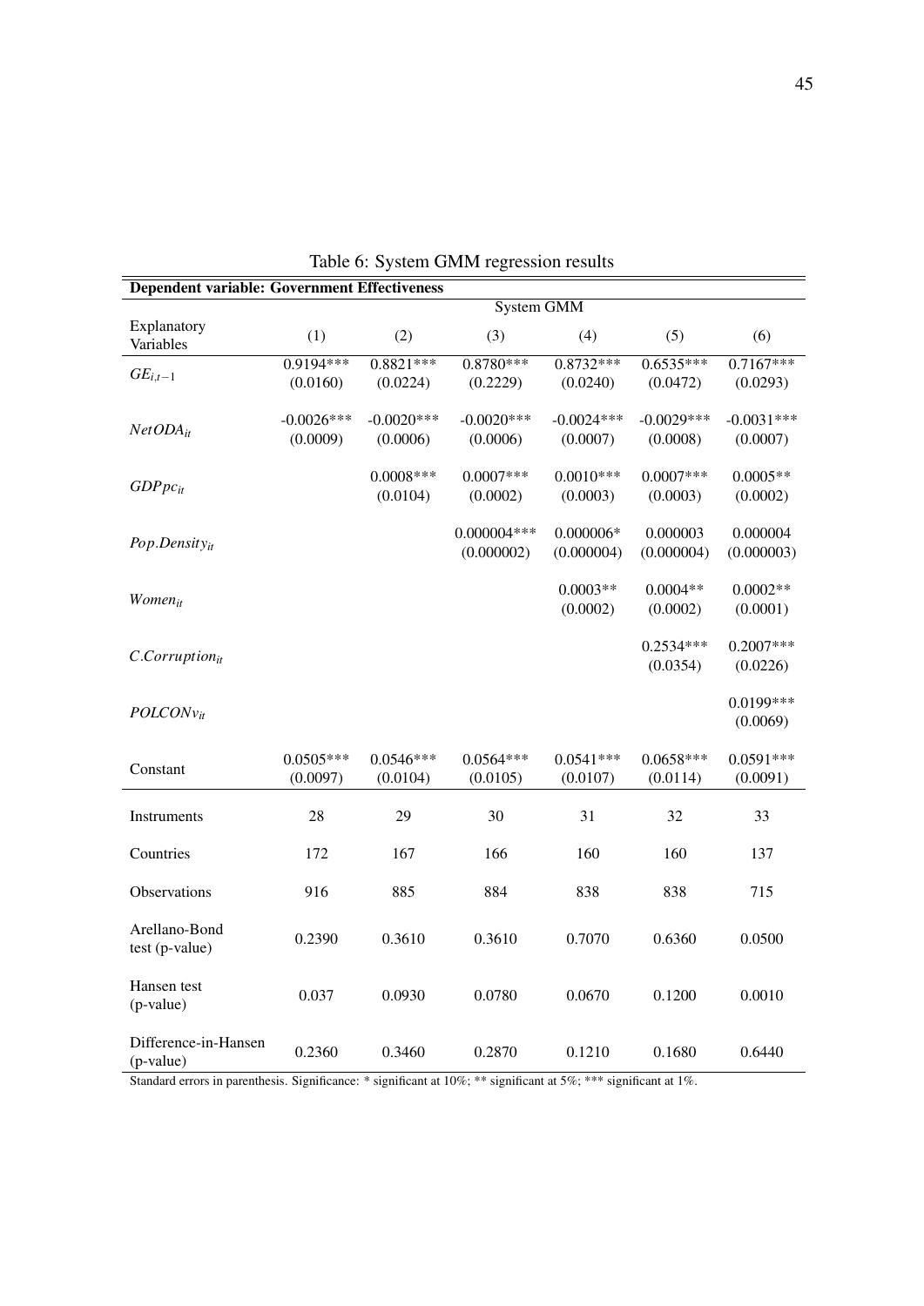Table 6: System GMM regression results

| **Dependent variable: Government Effectiveness** | | | | | | |
|---|---|---|---|---|---|---|
| | System GMM | | | | | |
| Explanatory Variables | (1) | (2) | (3) | (4) | (5) | (6) |
| $GE_{i,t-1}$ | 0.9194*** | 0.8821*** | 0.8780*** | 0.8732*** | 0.6535*** | 0.7167*** |
| | (0.0160) | (0.0224) | (0.2229) | (0.0240) | (0.0472) | (0.0293) |
| $NetODA_{it}$ | -0.0026*** | -0.0020*** | -0.0020*** | -0.0024*** | -0.0029*** | -0.0031*** |
| | (0.0009) | (0.0006) | (0.0006) | (0.0007) | (0.0008) | (0.0007) |
| $GDPpc_{it}$ | | 0.0008*** | 0.0007*** | 0.0010*** | 0.0007*** | 0.0005** |
| | | (0.0104) | (0.0002) | (0.0003) | (0.0003) | (0.0002) |
| $Pop.Density_{it}$ | | | 0.000004*** | 0.000006* | 0.000003 | 0.000004 |
| | | | (0.000002) | (0.000004) | (0.000004) | (0.000003) |
| $Women_{it}$ | | | | 0.0003** | 0.0004** | 0.0002** |
| | | | | (0.0002) | (0.0002) | (0.0001) |
| $C.Corruption_{it}$ | | | | | 0.2534*** | 0.2007*** |
| | | | | | (0.0354) | (0.0226) |
| $POLCONv_{it}$ | | | | | | 0.0199*** |
| | | | | | | (0.0069) |
| Constant | 0.0505*** | 0.0546*** | 0.0564*** | 0.0541*** | 0.0658*** | 0.0591*** |
| | (0.0097) | (0.0104) | (0.0105) | (0.0107) | (0.0114) | (0.0091) |
| Instruments | 28 | 29 | 30 | 31 | 32 | 33 |
| Countries | 172 | 167 | 166 | 160 | 160 | 137 |
| Observations | 916 | 885 | 884 | 838 | 838 | 715 |
| Arellano-Bond test (p-value) | 0.2390 | 0.3610 | 0.3610 | 0.7070 | 0.6360 | 0.0500 |
| Hansen test (p-value) | 0.037 | 0.0930 | 0.0780 | 0.0670 | 0.1200 | 0.0010 |
| Difference-in-Hansen (p-value) | 0.2360 | 0.3460 | 0.2870 | 0.1210 | 0.1680 | 0.6440 |

Standard errors in parenthesis. Significance: * significant at 10%; ** significant at 5%; *** significant at 1%.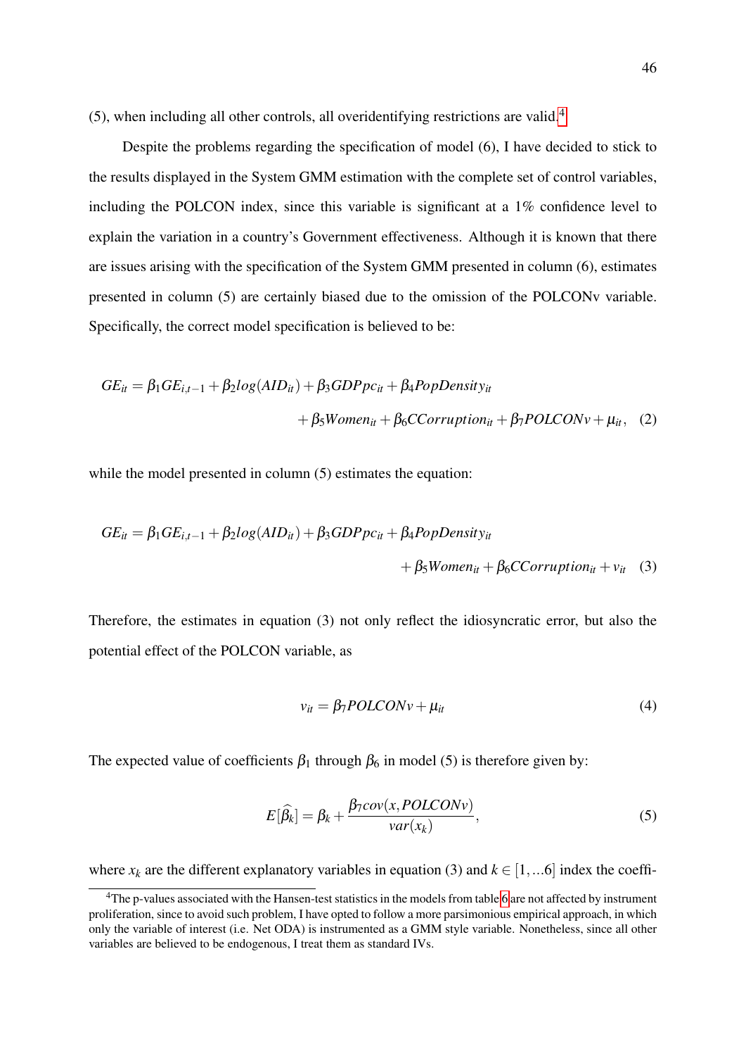(5), when including all other controls, all overidentifying restrictions are valid.[4]

Despite the problems regarding the specification of model (6), I have decided to stick to the results displayed in the System GMM estimation with the complete set of control variables, including the POLCON index, since this variable is significant at a 1% confidence level to explain the variation in a country's Government effectiveness. Although it is known that there are issues arising with the specification of the System GMM presented in column (6), estimates presented in column (5) are certainly biased due to the omission of the POLCONv variable. Specifically, the correct model specification is believed to be:

$$GE_{it} = \beta_1 GE_{i,t-1} + \beta_2 log(AID_{it}) + \beta_3 GDPpc_{it} + \beta_4 PopDensity_{it} + \beta_5 Women_{it} + \beta_6 CCorruption_{it} + \beta_7 POLCONv + \mu_{it}, \quad (2)$$

while the model presented in column (5) estimates the equation:

$$GE_{it} = \beta_1 GE_{i,t-1} + \beta_2 log(AID_{it}) + \beta_3 GDPpc_{it} + \beta_4 PopDensity_{it} + \beta_5 Women_{it} + \beta_6 CCorruption_{it} + v_{it} \quad (3)$$

Therefore, the estimates in equation (3) not only reflect the idiosyncratic error, but also the potential effect of the POLCON variable, as

$$v_{it} = \beta_7 POLCONv + \mu_{it} \quad (4)$$

The expected value of coefficients $\beta_1$ through $\beta_6$ in model (5) is therefore given by:

$$E[\widehat{\beta_k}] = \beta_k + \frac{\beta_7 cov(x, POLCONv)}{var(x_k)}, \quad (5)$$

where $x_k$ are the different explanatory variables in equation (3) and $k \in [1, ...6]$ index the coeffi-

[4] The p-values associated with the Hansen-test statistics in the models from table 6 are not affected by instrument proliferation, since to avoid such problem, I have opted to follow a more parsimonious empirical approach, in which only the variable of interest (i.e. Net ODA) is instrumented as a GMM style variable. Nonetheless, since all other variables are believed to be endogenous, I treat them as standard IVs.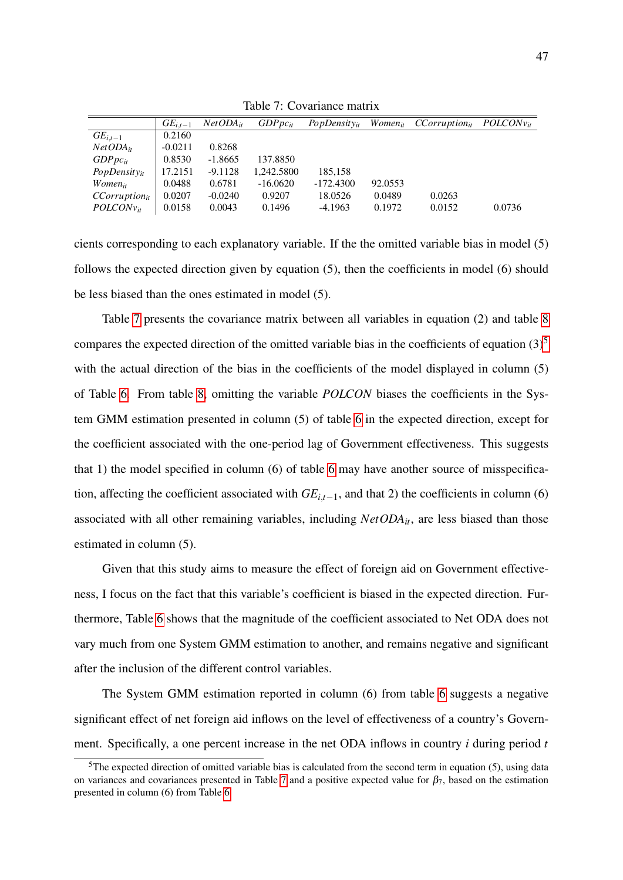Table 7: Covariance matrix

| | $GE_{i,t-1}$ | $NetODA_{it}$ | $GDPpc_{it}$ | $PopDensity_{it}$ | $Women_{it}$ | $CCorruption_{it}$ | $POLCONv_{it}$ |
|---|---|---|---|---|---|---|---|
| $GE_{i,t-1}$ | 0.2160 | | | | | | |
| $NetODA_{it}$ | -0.0211 | 0.8268 | | | | | |
| $GDPpc_{it}$ | 0.8530 | -1.8665 | 137.8850 | | | | |
| $PopDensity_{it}$ | 17.2151 | -9.1128 | 1,242.5800 | 185,158 | | | |
| $Women_{it}$ | 0.0488 | 0.6781 | -16.0620 | -172.4300 | 92.0553 | | |
| $CCorruption_{it}$ | 0.0207 | -0.0240 | 0.9207 | 18.0526 | 0.0489 | 0.0263 | |
| $POLCONv_{it}$ | 0.0158 | 0.0043 | 0.1496 | -4.1963 | 0.1972 | 0.0152 | 0.0736 |

cients corresponding to each explanatory variable. If the the omitted variable bias in model (5) follows the expected direction given by equation (5), then the coefficients in model (6) should be less biased than the ones estimated in model (5).

Table 7 presents the covariance matrix between all variables in equation (2) and table 8 compares the expected direction of the omitted variable bias in the coefficients of equation (3)[5] with the actual direction of the bias in the coefficients of the model displayed in column (5) of Table 6. From table 8, omitting the variable *POLCON* biases the coefficients in the System GMM estimation presented in column (5) of table 6 in the expected direction, except for the coefficient associated with the one-period lag of Government effectiveness. This suggests that 1) the model specified in column (6) of table 6 may have another source of misspecification, affecting the coefficient associated with $GE_{i,t-1}$, and that 2) the coefficients in column (6) associated with all other remaining variables, including $NetODA_{it}$, are less biased than those estimated in column (5).

Given that this study aims to measure the effect of foreign aid on Government effectiveness, I focus on the fact that this variable's coefficient is biased in the expected direction. Furthermore, Table 6 shows that the magnitude of the coefficient associated to Net ODA does not vary much from one System GMM estimation to another, and remains negative and significant after the inclusion of the different control variables.

The System GMM estimation reported in column (6) from table 6 suggests a negative significant effect of net foreign aid inflows on the level of effectiveness of a country's Government. Specifically, a one percent increase in the net ODA inflows in country $i$ during period $t$

[5] The expected direction of omitted variable bias is calculated from the second term in equation (5), using data on variances and covariances presented in Table 7 and a positive expected value for $\beta_7$, based on the estimation presented in column (6) from Table 6.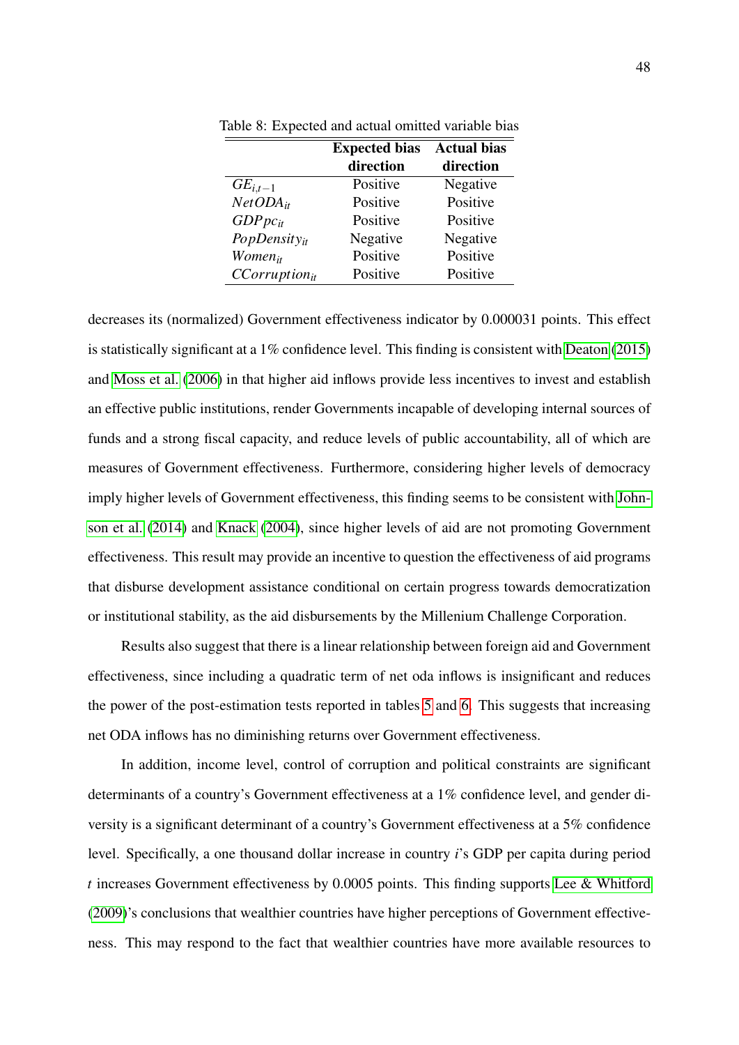Table 8: Expected and actual omitted variable bias

| | **Expected bias direction** | **Actual bias direction** |
|---|---|---|
| $GE_{i,t-1}$ | Positive | Negative |
| $NetODA_{it}$ | Positive | Positive |
| $GDPpc_{it}$ | Positive | Positive |
| $PopDensity_{it}$ | Negative | Negative |
| $Women_{it}$ | Positive | Positive |
| $CCorruption_{it}$ | Positive | Positive |

decreases its (normalized) Government effectiveness indicator by 0.000031 points. This effect is statistically significant at a 1% confidence level. This finding is consistent with Deaton (2015) and Moss et al. (2006) in that higher aid inflows provide less incentives to invest and establish an effective public institutions, render Governments incapable of developing internal sources of funds and a strong fiscal capacity, and reduce levels of public accountability, all of which are measures of Government effectiveness. Furthermore, considering higher levels of democracy imply higher levels of Government effectiveness, this finding seems to be consistent with Johnson et al. (2014) and Knack (2004), since higher levels of aid are not promoting Government effectiveness. This result may provide an incentive to question the effectiveness of aid programs that disburse development assistance conditional on certain progress towards democratization or institutional stability, as the aid disbursements by the Millenium Challenge Corporation.

Results also suggest that there is a linear relationship between foreign aid and Government effectiveness, since including a quadratic term of net oda inflows is insignificant and reduces the power of the post-estimation tests reported in tables 5 and 6. This suggests that increasing net ODA inflows has no diminishing returns over Government effectiveness.

In addition, income level, control of corruption and political constraints are significant determinants of a country's Government effectiveness at a 1% confidence level, and gender diversity is a significant determinant of a country's Government effectiveness at a 5% confidence level. Specifically, a one thousand dollar increase in country $i$'s GDP per capita during period $t$ increases Government effectiveness by 0.0005 points. This finding supports Lee & Whitford (2009)'s conclusions that wealthier countries have higher perceptions of Government effectiveness. This may respond to the fact that wealthier countries have more available resources to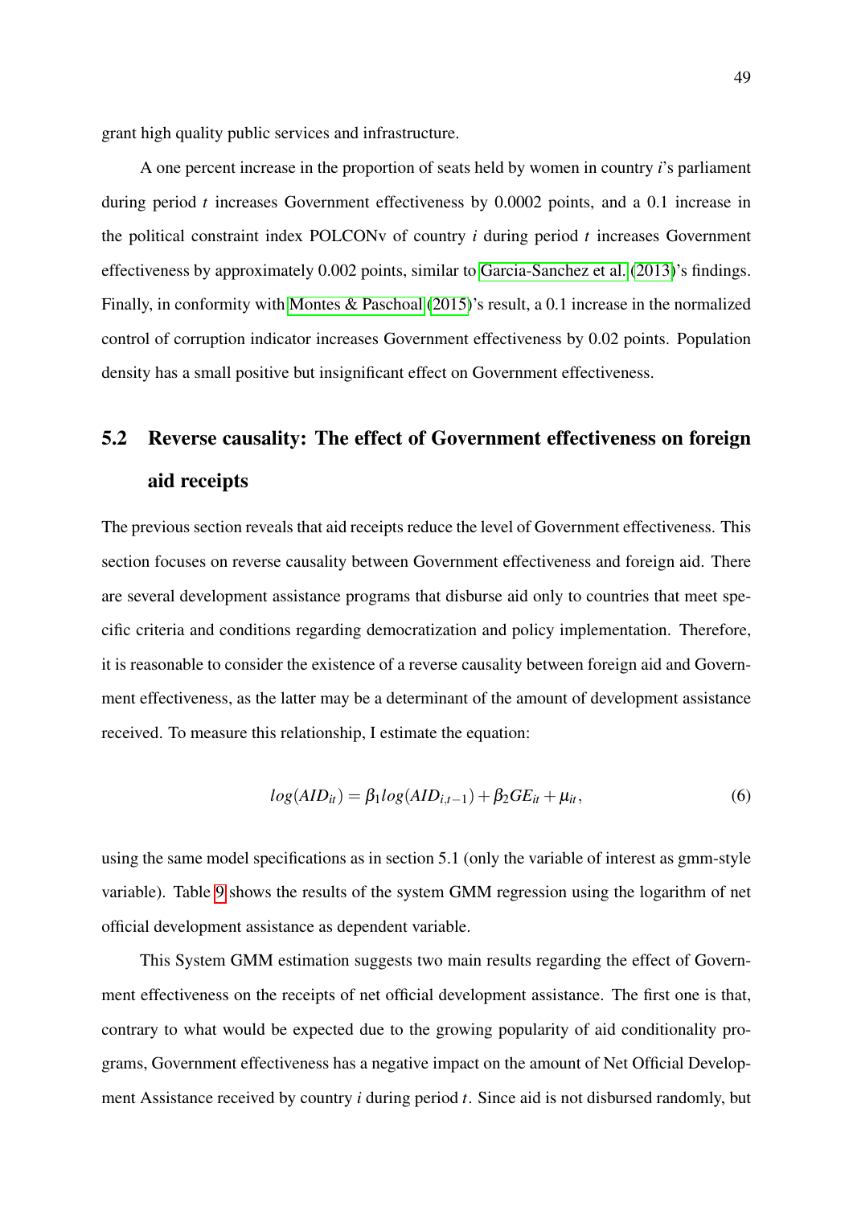grant high quality public services and infrastructure.

A one percent increase in the proportion of seats held by women in country $i$'s parliament during period $t$ increases Government effectiveness by 0.0002 points, and a 0.1 increase in the political constraint index POLCONv of country $i$ during period $t$ increases Government effectiveness by approximately 0.002 points, similar to Garcia-Sanchez et al. (2013)'s findings. Finally, in conformity with Montes & Paschoal (2015)'s result, a 0.1 increase in the normalized control of corruption indicator increases Government effectiveness by 0.02 points. Population density has a small positive but insignificant effect on Government effectiveness.

## 5.2 Reverse causality: The effect of Government effectiveness on foreign aid receipts

The previous section reveals that aid receipts reduce the level of Government effectiveness. This section focuses on reverse causality between Government effectiveness and foreign aid. There are several development assistance programs that disburse aid only to countries that meet specific criteria and conditions regarding democratization and policy implementation. Therefore, it is reasonable to consider the existence of a reverse causality between foreign aid and Government effectiveness, as the latter may be a determinant of the amount of development assistance received. To measure this relationship, I estimate the equation:

$$log(AID_{it}) = \beta_1 log(AID_{i,t-1}) + \beta_2 GE_{it} + \mu_{it}, \tag{6}$$

using the same model specifications as in section 5.1 (only the variable of interest as gmm-style variable). Table 9 shows the results of the system GMM regression using the logarithm of net official development assistance as dependent variable.

This System GMM estimation suggests two main results regarding the effect of Government effectiveness on the receipts of net official development assistance. The first one is that, contrary to what would be expected due to the growing popularity of aid conditionality programs, Government effectiveness has a negative impact on the amount of Net Official Development Assistance received by country $i$ during period $t$. Since aid is not disbursed randomly, but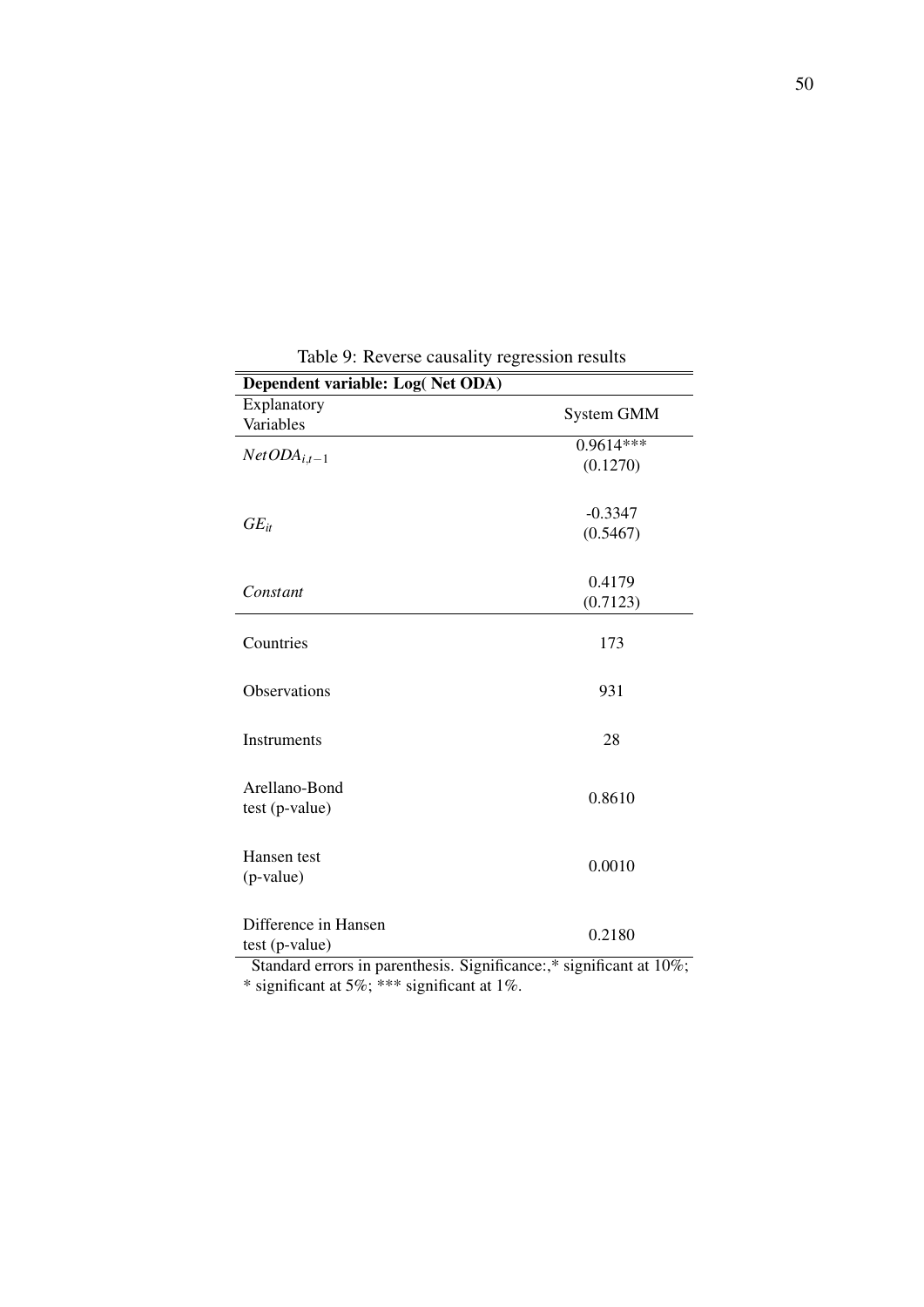Table 9: Reverse causality regression results

| **Dependent variable: Log( Net ODA)** | |
|---|---|
| Explanatory Variables | System GMM |
| $NetODA_{i,t-1}$ | 0.9614*** |
| | (0.1270) |
| $GE_{it}$ | -0.3347 |
| | (0.5467) |
| $Constant$ | 0.4179 |
| | (0.7123) |
| Countries | 173 |
| Observations | 931 |
| Instruments | 28 |
| Arellano-Bond test (p-value) | 0.8610 |
| Hansen test (p-value) | 0.0010 |
| Difference in Hansen test (p-value) | 0.2180 |

Standard errors in parenthesis. Significance:,* significant at 10%; * significant at 5%; *** significant at 1%.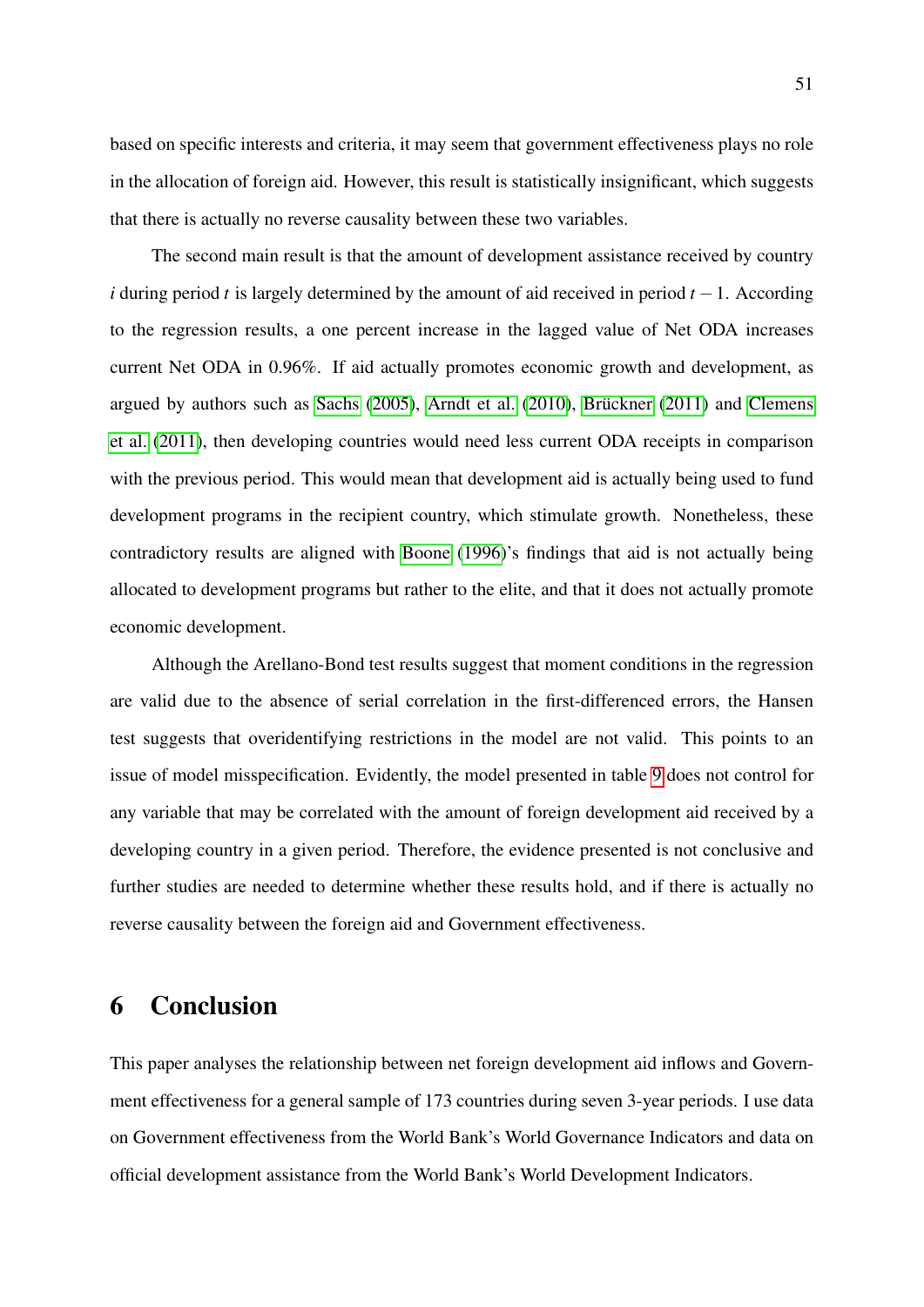based on specific interests and criteria, it may seem that government effectiveness plays no role in the allocation of foreign aid. However, this result is statistically insignificant, which suggests that there is actually no reverse causality between these two variables.

The second main result is that the amount of development assistance received by country $i$ during period $t$ is largely determined by the amount of aid received in period $t-1$. According to the regression results, a one percent increase in the lagged value of Net ODA increases current Net ODA in 0.96%. If aid actually promotes economic growth and development, as argued by authors such as Sachs (2005), Arndt et al. (2010), Brückner (2011) and Clemens et al. (2011), then developing countries would need less current ODA receipts in comparison with the previous period. This would mean that development aid is actually being used to fund development programs in the recipient country, which stimulate growth. Nonetheless, these contradictory results are aligned with Boone (1996)'s findings that aid is not actually being allocated to development programs but rather to the elite, and that it does not actually promote economic development.

Although the Arellano-Bond test results suggest that moment conditions in the regression are valid due to the absence of serial correlation in the first-differenced errors, the Hansen test suggests that overidentifying restrictions in the model are not valid. This points to an issue of model misspecification. Evidently, the model presented in table 9 does not control for any variable that may be correlated with the amount of foreign development aid received by a developing country in a given period. Therefore, the evidence presented is not conclusive and further studies are needed to determine whether these results hold, and if there is actually no reverse causality between the foreign aid and Government effectiveness.

# 6 Conclusion

This paper analyses the relationship between net foreign development aid inflows and Government effectiveness for a general sample of 173 countries during seven 3-year periods. I use data on Government effectiveness from the World Bank's World Governance Indicators and data on official development assistance from the World Bank's World Development Indicators.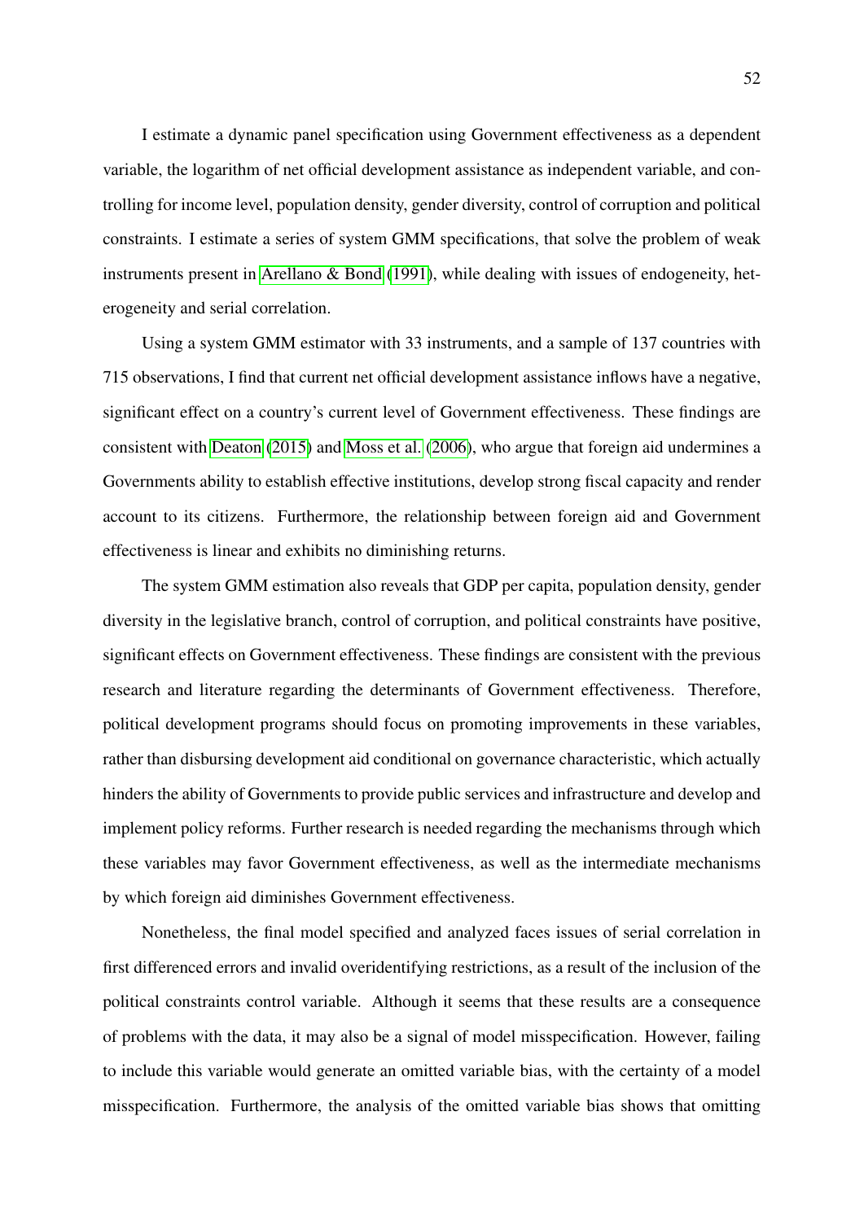I estimate a dynamic panel specification using Government effectiveness as a dependent variable, the logarithm of net official development assistance as independent variable, and controlling for income level, population density, gender diversity, control of corruption and political constraints. I estimate a series of system GMM specifications, that solve the problem of weak instruments present in Arellano & Bond (1991), while dealing with issues of endogeneity, heterogeneity and serial correlation.

Using a system GMM estimator with 33 instruments, and a sample of 137 countries with 715 observations, I find that current net official development assistance inflows have a negative, significant effect on a country's current level of Government effectiveness. These findings are consistent with Deaton (2015) and Moss et al. (2006), who argue that foreign aid undermines a Governments ability to establish effective institutions, develop strong fiscal capacity and render account to its citizens. Furthermore, the relationship between foreign aid and Government effectiveness is linear and exhibits no diminishing returns.

The system GMM estimation also reveals that GDP per capita, population density, gender diversity in the legislative branch, control of corruption, and political constraints have positive, significant effects on Government effectiveness. These findings are consistent with the previous research and literature regarding the determinants of Government effectiveness. Therefore, political development programs should focus on promoting improvements in these variables, rather than disbursing development aid conditional on governance characteristic, which actually hinders the ability of Governments to provide public services and infrastructure and develop and implement policy reforms. Further research is needed regarding the mechanisms through which these variables may favor Government effectiveness, as well as the intermediate mechanisms by which foreign aid diminishes Government effectiveness.

Nonetheless, the final model specified and analyzed faces issues of serial correlation in first differenced errors and invalid overidentifying restrictions, as a result of the inclusion of the political constraints control variable. Although it seems that these results are a consequence of problems with the data, it may also be a signal of model misspecification. However, failing to include this variable would generate an omitted variable bias, with the certainty of a model misspecification. Furthermore, the analysis of the omitted variable bias shows that omitting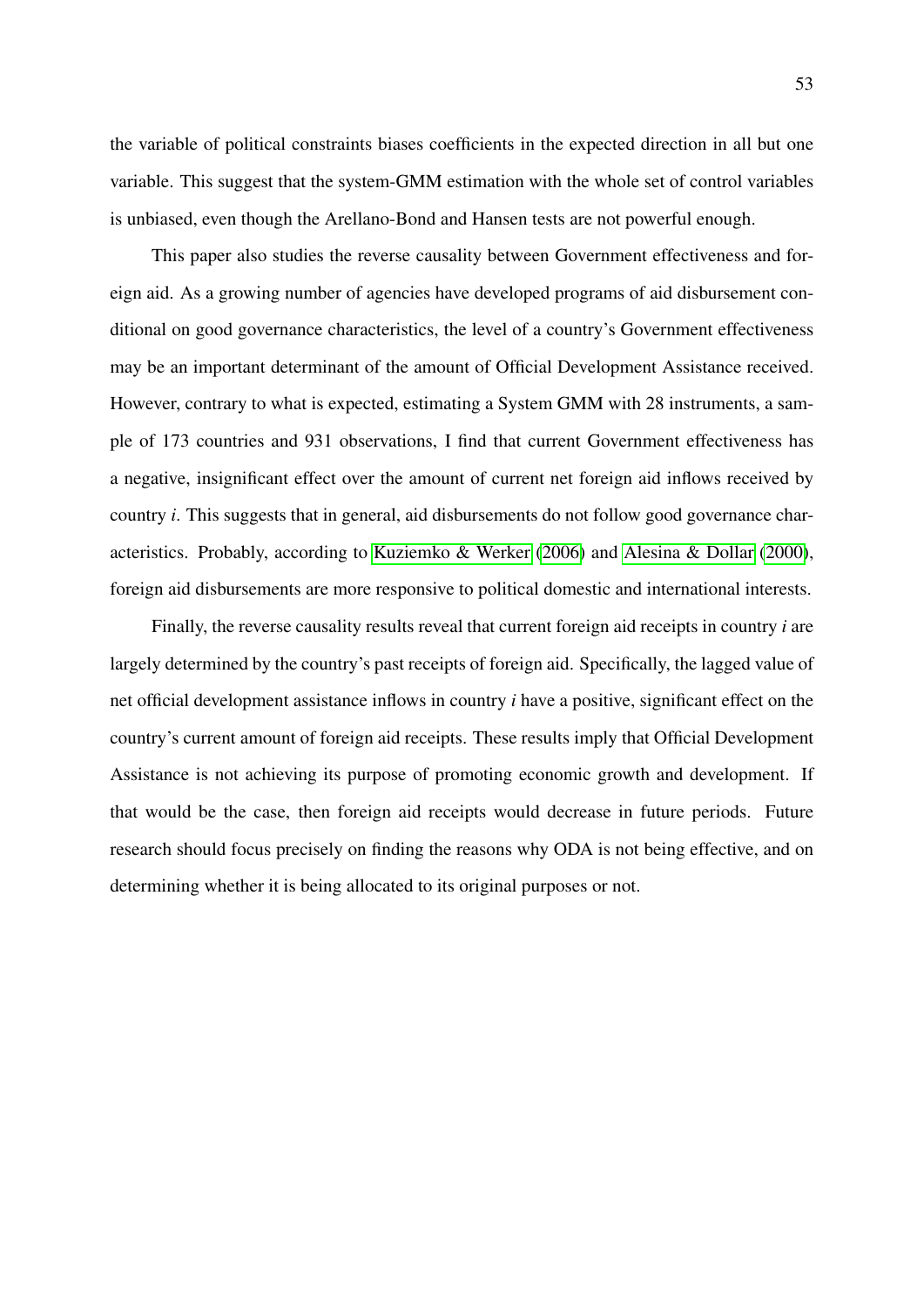the variable of political constraints biases coefficients in the expected direction in all but one variable. This suggest that the system-GMM estimation with the whole set of control variables is unbiased, even though the Arellano-Bond and Hansen tests are not powerful enough.

This paper also studies the reverse causality between Government effectiveness and foreign aid. As a growing number of agencies have developed programs of aid disbursement conditional on good governance characteristics, the level of a country's Government effectiveness may be an important determinant of the amount of Official Development Assistance received. However, contrary to what is expected, estimating a System GMM with 28 instruments, a sample of 173 countries and 931 observations, I find that current Government effectiveness has a negative, insignificant effect over the amount of current net foreign aid inflows received by country *i*. This suggests that in general, aid disbursements do not follow good governance characteristics. Probably, according to Kuziemko & Werker (2006) and Alesina & Dollar (2000), foreign aid disbursements are more responsive to political domestic and international interests.

Finally, the reverse causality results reveal that current foreign aid receipts in country *i* are largely determined by the country's past receipts of foreign aid. Specifically, the lagged value of net official development assistance inflows in country *i* have a positive, significant effect on the country's current amount of foreign aid receipts. These results imply that Official Development Assistance is not achieving its purpose of promoting economic growth and development. If that would be the case, then foreign aid receipts would decrease in future periods. Future research should focus precisely on finding the reasons why ODA is not being effective, and on determining whether it is being allocated to its original purposes or not.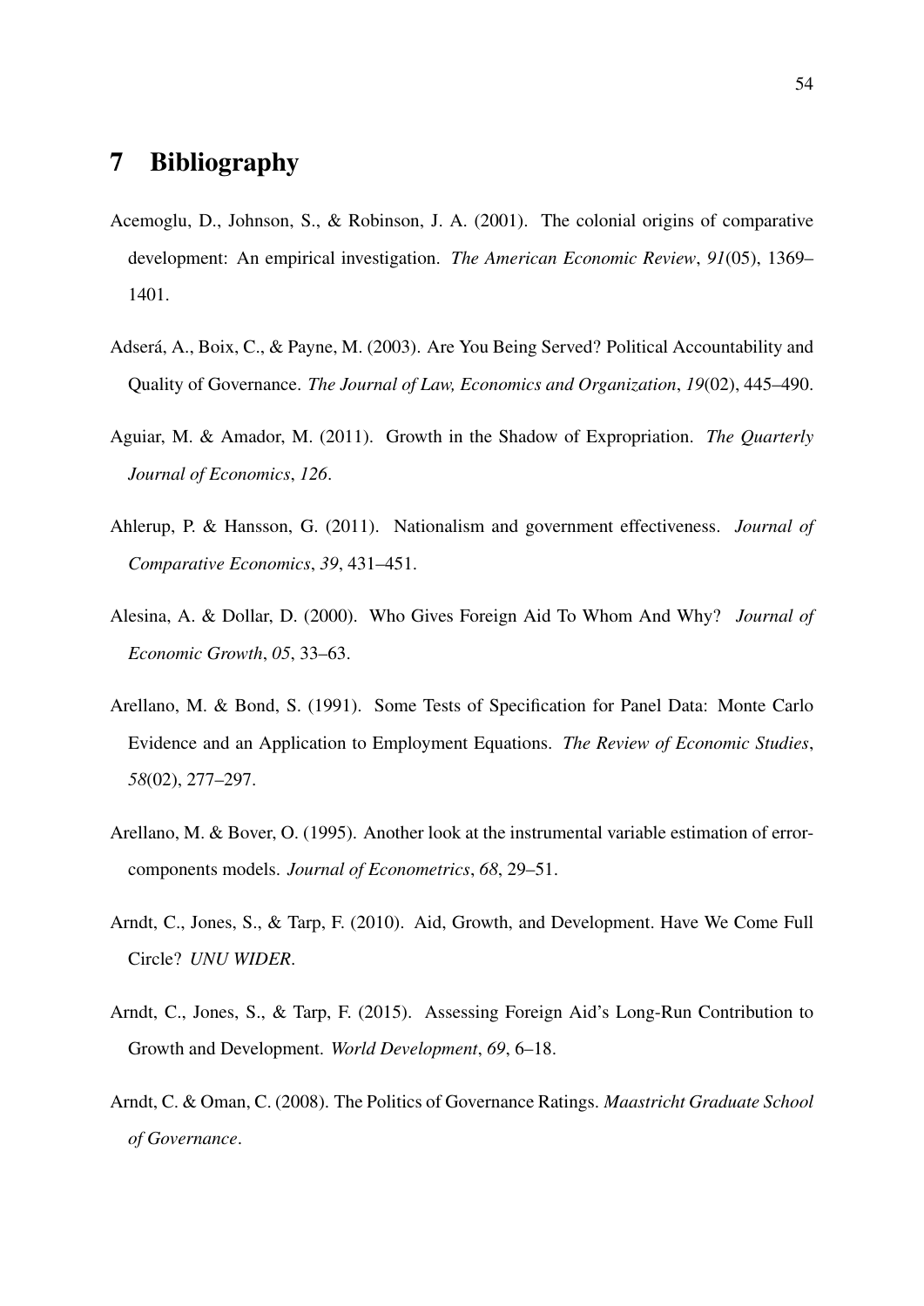# 7 Bibliography

Acemoglu, D., Johnson, S., & Robinson, J. A. (2001). The colonial origins of comparative development: An empirical investigation. *The American Economic Review*, *91*(05), 1369–1401.

Adserá, A., Boix, C., & Payne, M. (2003). Are You Being Served? Political Accountability and Quality of Governance. *The Journal of Law, Economics and Organization*, *19*(02), 445–490.

Aguiar, M. & Amador, M. (2011). Growth in the Shadow of Expropriation. *The Quarterly Journal of Economics*, *126*.

Ahlerup, P. & Hansson, G. (2011). Nationalism and government effectiveness. *Journal of Comparative Economics*, *39*, 431–451.

Alesina, A. & Dollar, D. (2000). Who Gives Foreign Aid To Whom And Why? *Journal of Economic Growth*, *05*, 33–63.

Arellano, M. & Bond, S. (1991). Some Tests of Specification for Panel Data: Monte Carlo Evidence and an Application to Employment Equations. *The Review of Economic Studies*, *58*(02), 277–297.

Arellano, M. & Bover, O. (1995). Another look at the instrumental variable estimation of error-components models. *Journal of Econometrics*, *68*, 29–51.

Arndt, C., Jones, S., & Tarp, F. (2010). Aid, Growth, and Development. Have We Come Full Circle? *UNU WIDER*.

Arndt, C., Jones, S., & Tarp, F. (2015). Assessing Foreign Aid's Long-Run Contribution to Growth and Development. *World Development*, *69*, 6–18.

Arndt, C. & Oman, C. (2008). The Politics of Governance Ratings. *Maastricht Graduate School of Governance*.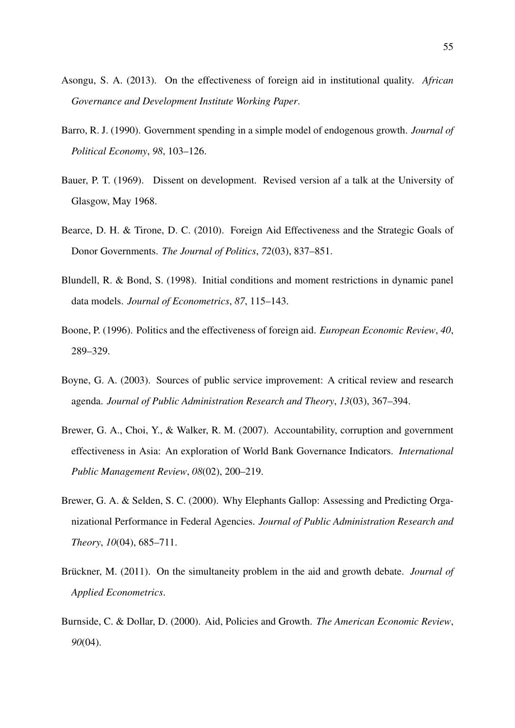Asongu, S. A. (2013). On the effectiveness of foreign aid in institutional quality. *African Governance and Development Institute Working Paper*.

Barro, R. J. (1990). Government spending in a simple model of endogenous growth. *Journal of Political Economy*, *98*, 103–126.

Bauer, P. T. (1969). Dissent on development. Revised version af a talk at the University of Glasgow, May 1968.

Bearce, D. H. & Tirone, D. C. (2010). Foreign Aid Effectiveness and the Strategic Goals of Donor Governments. *The Journal of Politics*, *72*(03), 837–851.

Blundell, R. & Bond, S. (1998). Initial conditions and moment restrictions in dynamic panel data models. *Journal of Econometrics*, *87*, 115–143.

Boone, P. (1996). Politics and the effectiveness of foreign aid. *European Economic Review*, *40*, 289–329.

Boyne, G. A. (2003). Sources of public service improvement: A critical review and research agenda. *Journal of Public Administration Research and Theory*, *13*(03), 367–394.

Brewer, G. A., Choi, Y., & Walker, R. M. (2007). Accountability, corruption and government effectiveness in Asia: An exploration of World Bank Governance Indicators. *International Public Management Review*, *08*(02), 200–219.

Brewer, G. A. & Selden, S. C. (2000). Why Elephants Gallop: Assessing and Predicting Organizational Performance in Federal Agencies. *Journal of Public Administration Research and Theory*, *10*(04), 685–711.

Brückner, M. (2011). On the simultaneity problem in the aid and growth debate. *Journal of Applied Econometrics*.

Burnside, C. & Dollar, D. (2000). Aid, Policies and Growth. *The American Economic Review*, *90*(04).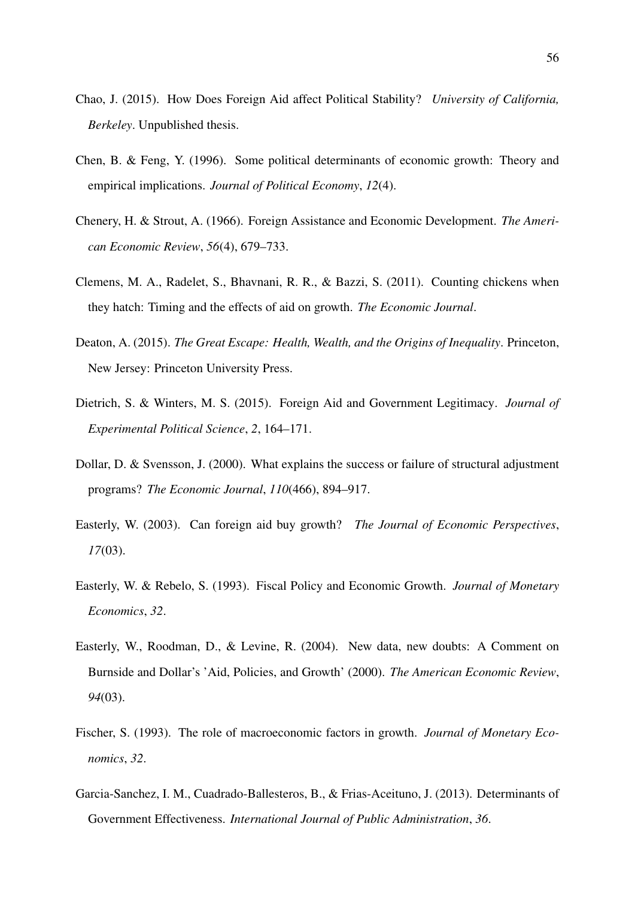Chao, J. (2015). How Does Foreign Aid affect Political Stability? *University of California, Berkeley*. Unpublished thesis.

Chen, B. & Feng, Y. (1996). Some political determinants of economic growth: Theory and empirical implications. *Journal of Political Economy*, *12*(4).

Chenery, H. & Strout, A. (1966). Foreign Assistance and Economic Development. *The American Economic Review*, *56*(4), 679–733.

Clemens, M. A., Radelet, S., Bhavnani, R. R., & Bazzi, S. (2011). Counting chickens when they hatch: Timing and the effects of aid on growth. *The Economic Journal*.

Deaton, A. (2015). *The Great Escape: Health, Wealth, and the Origins of Inequality*. Princeton, New Jersey: Princeton University Press.

Dietrich, S. & Winters, M. S. (2015). Foreign Aid and Government Legitimacy. *Journal of Experimental Political Science*, *2*, 164–171.

Dollar, D. & Svensson, J. (2000). What explains the success or failure of structural adjustment programs? *The Economic Journal*, *110*(466), 894–917.

Easterly, W. (2003). Can foreign aid buy growth? *The Journal of Economic Perspectives*, *17*(03).

Easterly, W. & Rebelo, S. (1993). Fiscal Policy and Economic Growth. *Journal of Monetary Economics*, *32*.

Easterly, W., Roodman, D., & Levine, R. (2004). New data, new doubts: A Comment on Burnside and Dollar's 'Aid, Policies, and Growth' (2000). *The American Economic Review*, *94*(03).

Fischer, S. (1993). The role of macroeconomic factors in growth. *Journal of Monetary Economics*, *32*.

Garcia-Sanchez, I. M., Cuadrado-Ballesteros, B., & Frias-Aceituno, J. (2013). Determinants of Government Effectiveness. *International Journal of Public Administration*, *36*.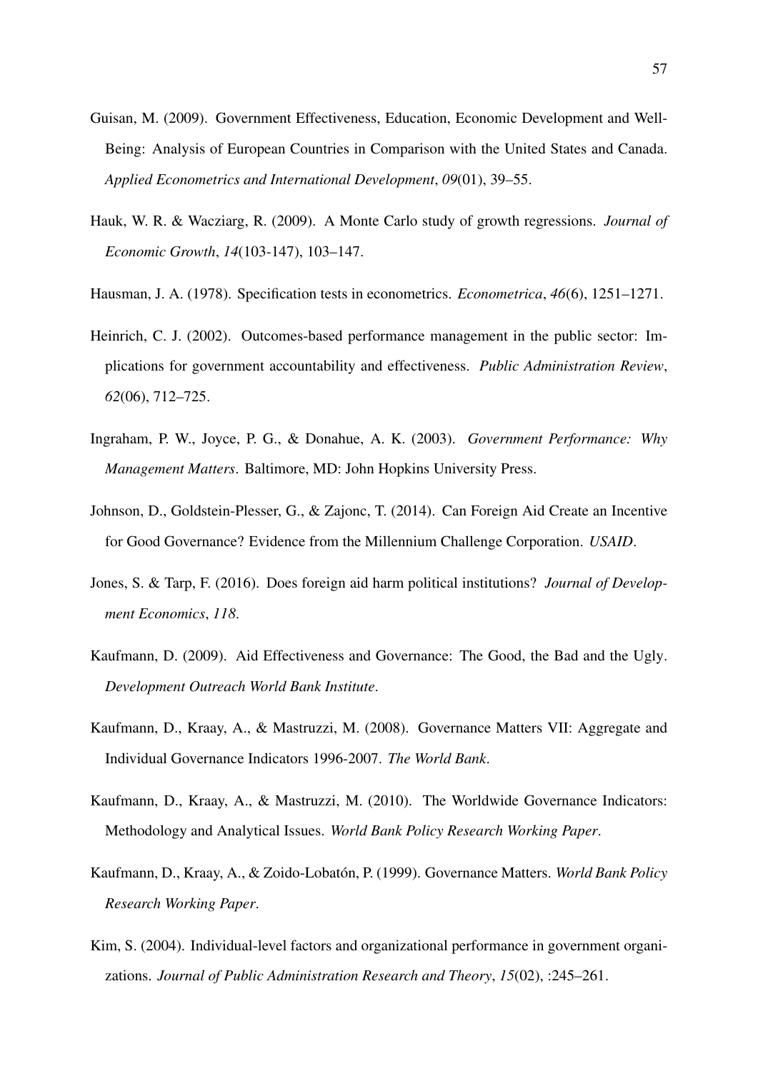Guisan, M. (2009). Government Effectiveness, Education, Economic Development and Well-Being: Analysis of European Countries in Comparison with the United States and Canada. *Applied Econometrics and International Development*, *09*(01), 39–55.

Hauk, W. R. & Wacziarg, R. (2009). A Monte Carlo study of growth regressions. *Journal of Economic Growth*, *14*(103-147), 103–147.

Hausman, J. A. (1978). Specification tests in econometrics. *Econometrica*, *46*(6), 1251–1271.

Heinrich, C. J. (2002). Outcomes-based performance management in the public sector: Implications for government accountability and effectiveness. *Public Administration Review*, *62*(06), 712–725.

Ingraham, P. W., Joyce, P. G., & Donahue, A. K. (2003). *Government Performance: Why Management Matters*. Baltimore, MD: John Hopkins University Press.

Johnson, D., Goldstein-Plesser, G., & Zajonc, T. (2014). Can Foreign Aid Create an Incentive for Good Governance? Evidence from the Millennium Challenge Corporation. *USAID*.

Jones, S. & Tarp, F. (2016). Does foreign aid harm political institutions? *Journal of Development Economics*, *118*.

Kaufmann, D. (2009). Aid Effectiveness and Governance: The Good, the Bad and the Ugly. *Development Outreach World Bank Institute*.

Kaufmann, D., Kraay, A., & Mastruzzi, M. (2008). Governance Matters VII: Aggregate and Individual Governance Indicators 1996-2007. *The World Bank*.

Kaufmann, D., Kraay, A., & Mastruzzi, M. (2010). The Worldwide Governance Indicators: Methodology and Analytical Issues. *World Bank Policy Research Working Paper*.

Kaufmann, D., Kraay, A., & Zoido-Lobatón, P. (1999). Governance Matters. *World Bank Policy Research Working Paper*.

Kim, S. (2004). Individual-level factors and organizational performance in government organizations. *Journal of Public Administration Research and Theory*, *15*(02), :245–261.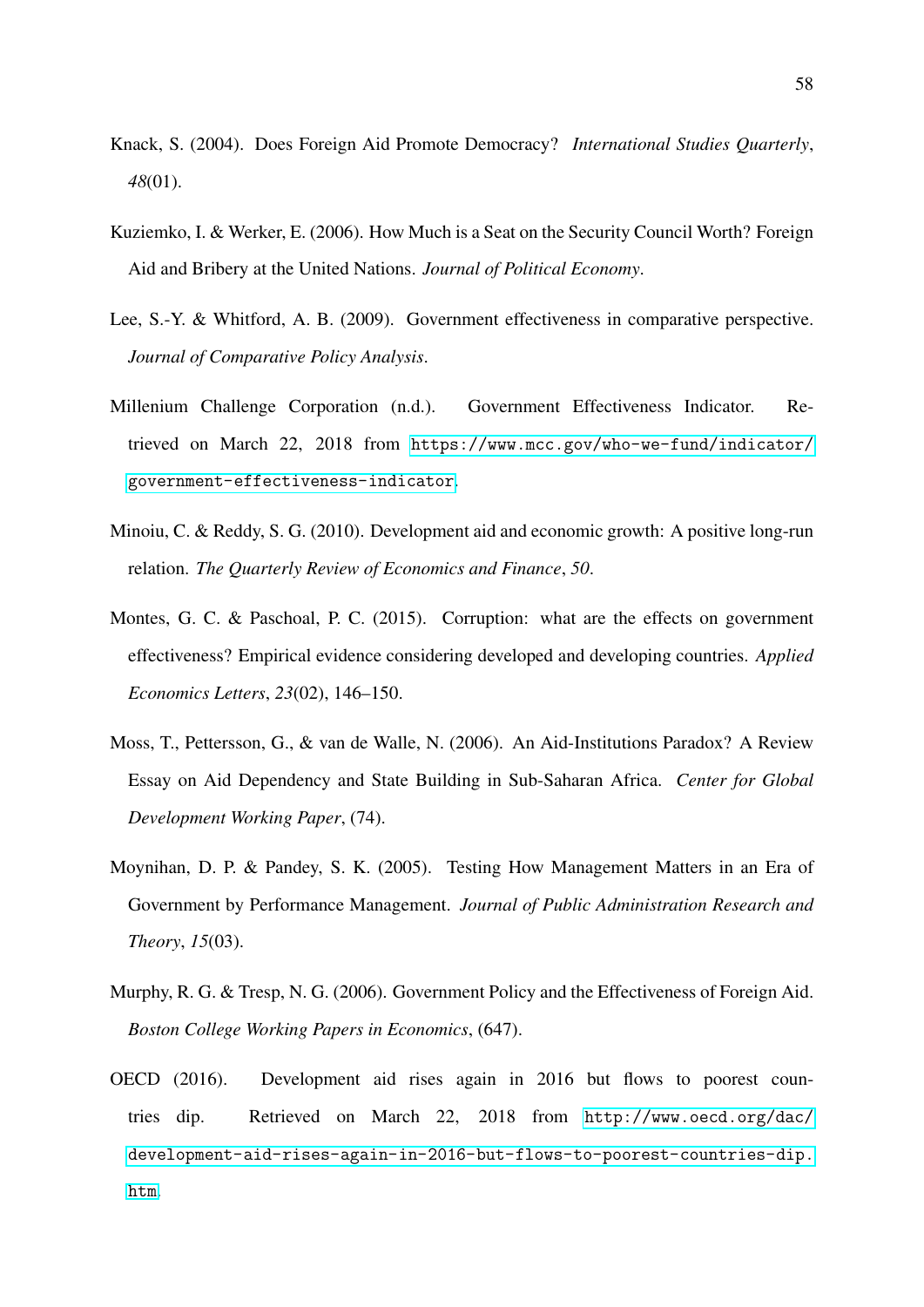Knack, S. (2004). Does Foreign Aid Promote Democracy? *International Studies Quarterly*, *48*(01).

Kuziemko, I. & Werker, E. (2006). How Much is a Seat on the Security Council Worth? Foreign Aid and Bribery at the United Nations. *Journal of Political Economy*.

Lee, S.-Y. & Whitford, A. B. (2009). Government effectiveness in comparative perspective. *Journal of Comparative Policy Analysis*.

Millenium Challenge Corporation (n.d.). Government Effectiveness Indicator. Retrieved on March 22, 2018 from https://www.mcc.gov/who-we-fund/indicator/government-effectiveness-indicator.

Minoiu, C. & Reddy, S. G. (2010). Development aid and economic growth: A positive long-run relation. *The Quarterly Review of Economics and Finance*, *50*.

Montes, G. C. & Paschoal, P. C. (2015). Corruption: what are the effects on government effectiveness? Empirical evidence considering developed and developing countries. *Applied Economics Letters*, *23*(02), 146–150.

Moss, T., Pettersson, G., & van de Walle, N. (2006). An Aid-Institutions Paradox? A Review Essay on Aid Dependency and State Building in Sub-Saharan Africa. *Center for Global Development Working Paper*, (74).

Moynihan, D. P. & Pandey, S. K. (2005). Testing How Management Matters in an Era of Government by Performance Management. *Journal of Public Administration Research and Theory*, *15*(03).

Murphy, R. G. & Tresp, N. G. (2006). Government Policy and the Effectiveness of Foreign Aid. *Boston College Working Papers in Economics*, (647).

OECD (2016). Development aid rises again in 2016 but flows to poorest countries dip. Retrieved on March 22, 2018 from http://www.oecd.org/dac/development-aid-rises-again-in-2016-but-flows-to-poorest-countries-dip.htm.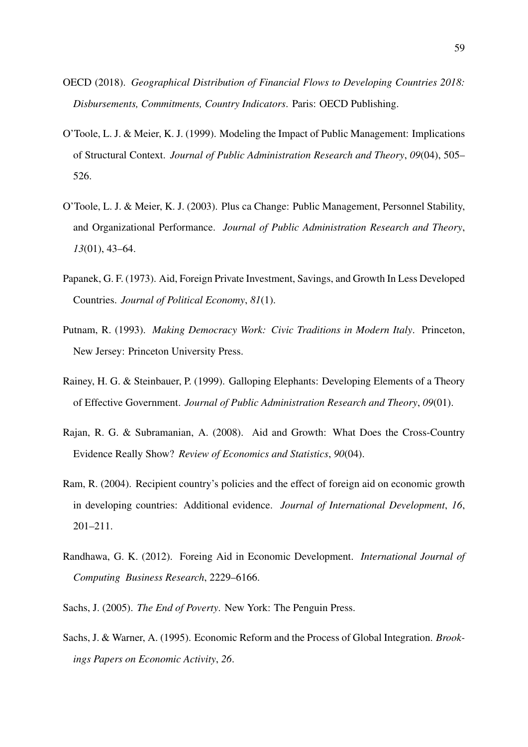OECD (2018). *Geographical Distribution of Financial Flows to Developing Countries 2018: Disbursements, Commitments, Country Indicators*. Paris: OECD Publishing.

O'Toole, L. J. & Meier, K. J. (1999). Modeling the Impact of Public Management: Implications of Structural Context. *Journal of Public Administration Research and Theory*, *09*(04), 505–526.

O'Toole, L. J. & Meier, K. J. (2003). Plus ca Change: Public Management, Personnel Stability, and Organizational Performance. *Journal of Public Administration Research and Theory*, *13*(01), 43–64.

Papanek, G. F. (1973). Aid, Foreign Private Investment, Savings, and Growth In Less Developed Countries. *Journal of Political Economy*, *81*(1).

Putnam, R. (1993). *Making Democracy Work: Civic Traditions in Modern Italy*. Princeton, New Jersey: Princeton University Press.

Rainey, H. G. & Steinbauer, P. (1999). Galloping Elephants: Developing Elements of a Theory of Effective Government. *Journal of Public Administration Research and Theory*, *09*(01).

Rajan, R. G. & Subramanian, A. (2008). Aid and Growth: What Does the Cross-Country Evidence Really Show? *Review of Economics and Statistics*, *90*(04).

Ram, R. (2004). Recipient country's policies and the effect of foreign aid on economic growth in developing countries: Additional evidence. *Journal of International Development*, *16*, 201–211.

Randhawa, G. K. (2012). Foreing Aid in Economic Development. *International Journal of Computing Business Research*, 2229–6166.

Sachs, J. (2005). *The End of Poverty*. New York: The Penguin Press.

Sachs, J. & Warner, A. (1995). Economic Reform and the Process of Global Integration. *Brookings Papers on Economic Activity*, *26*.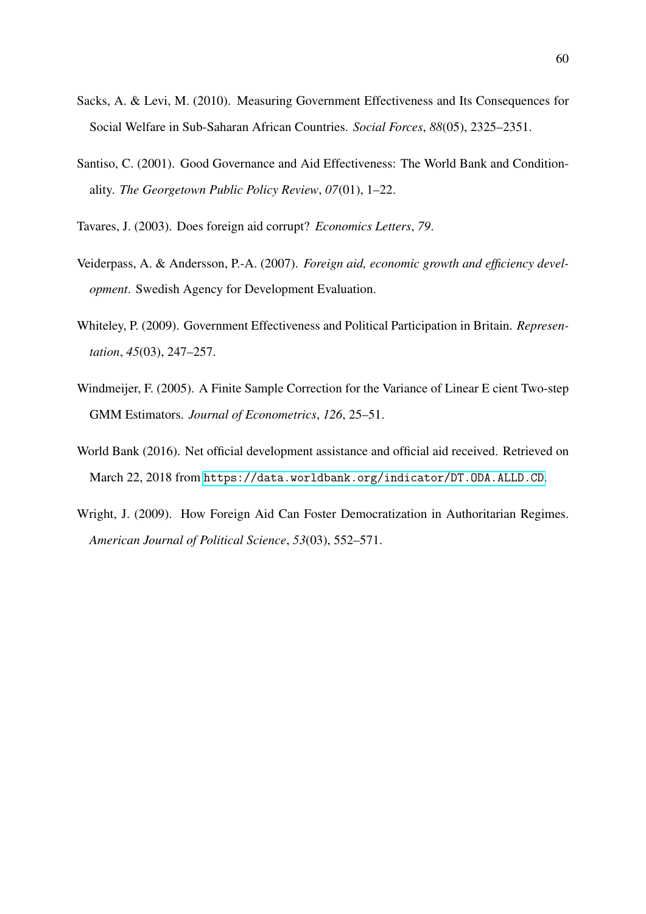Sacks, A. & Levi, M. (2010). Measuring Government Effectiveness and Its Consequences for Social Welfare in Sub-Saharan African Countries. *Social Forces*, *88*(05), 2325–2351.

Santiso, C. (2001). Good Governance and Aid Effectiveness: The World Bank and Conditionality. *The Georgetown Public Policy Review*, *07*(01), 1–22.

Tavares, J. (2003). Does foreign aid corrupt? *Economics Letters*, *79*.

Veiderpass, A. & Andersson, P.-A. (2007). *Foreign aid, economic growth and efficiency development*. Swedish Agency for Development Evaluation.

Whiteley, P. (2009). Government Effectiveness and Political Participation in Britain. *Representation*, *45*(03), 247–257.

Windmeijer, F. (2005). A Finite Sample Correction for the Variance of Linear E cient Two-step GMM Estimators. *Journal of Econometrics*, *126*, 25–51.

World Bank (2016). Net official development assistance and official aid received. Retrieved on March 22, 2018 from https://data.worldbank.org/indicator/DT.ODA.ALLD.CD.

Wright, J. (2009). How Foreign Aid Can Foster Democratization in Authoritarian Regimes. *American Journal of Political Science*, *53*(03), 552–571.